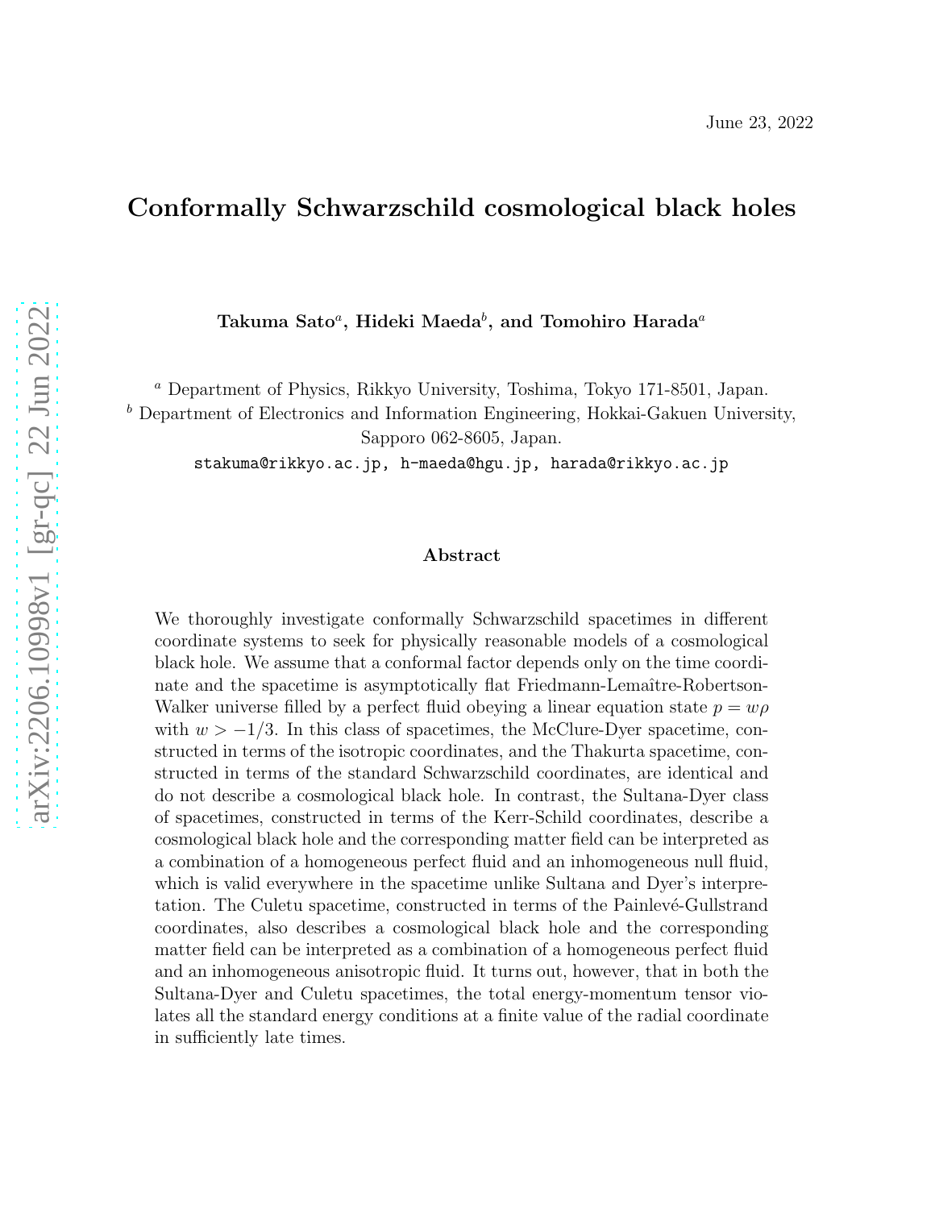June 23, 2022

# Conformally Schwarzschild cosmological black holes

**Takuma Sato**[a], **Hideki Maeda**[b], **and Tomohiro Harada**[a]

[a] Department of Physics, Rikkyo University, Toshima, Tokyo 171-8501, Japan.
[b] Department of Electronics and Information Engineering, Hokkai-Gakuen University, Sapporo 062-8605, Japan.

stakuma@rikkyo.ac.jp, h-maeda@hgu.jp, harada@rikkyo.ac.jp

## Abstract

We thoroughly investigate conformally Schwarzschild spacetimes in different coordinate systems to seek for physically reasonable models of a cosmological black hole. We assume that a conformal factor depends only on the time coordinate and the spacetime is asymptotically flat Friedmann-Lemaître-Robertson-Walker universe filled by a perfect fluid obeying a linear equation state $p = w\rho$ with $w > -1/3$. In this class of spacetimes, the McClure-Dyer spacetime, constructed in terms of the isotropic coordinates, and the Thakurta spacetime, constructed in terms of the standard Schwarzschild coordinates, are identical and do not describe a cosmological black hole. In contrast, the Sultana-Dyer class of spacetimes, constructed in terms of the Kerr-Schild coordinates, describe a cosmological black hole and the corresponding matter field can be interpreted as a combination of a homogeneous perfect fluid and an inhomogeneous null fluid, which is valid everywhere in the spacetime unlike Sultana and Dyer's interpretation. The Culetu spacetime, constructed in terms of the Painlevé-Gullstrand coordinates, also describes a cosmological black hole and the corresponding matter field can be interpreted as a combination of a homogeneous perfect fluid and an inhomogeneous anisotropic fluid. It turns out, however, that in both the Sultana-Dyer and Culetu spacetimes, the total energy-momentum tensor violates all the standard energy conditions at a finite value of the radial coordinate in sufficiently late times.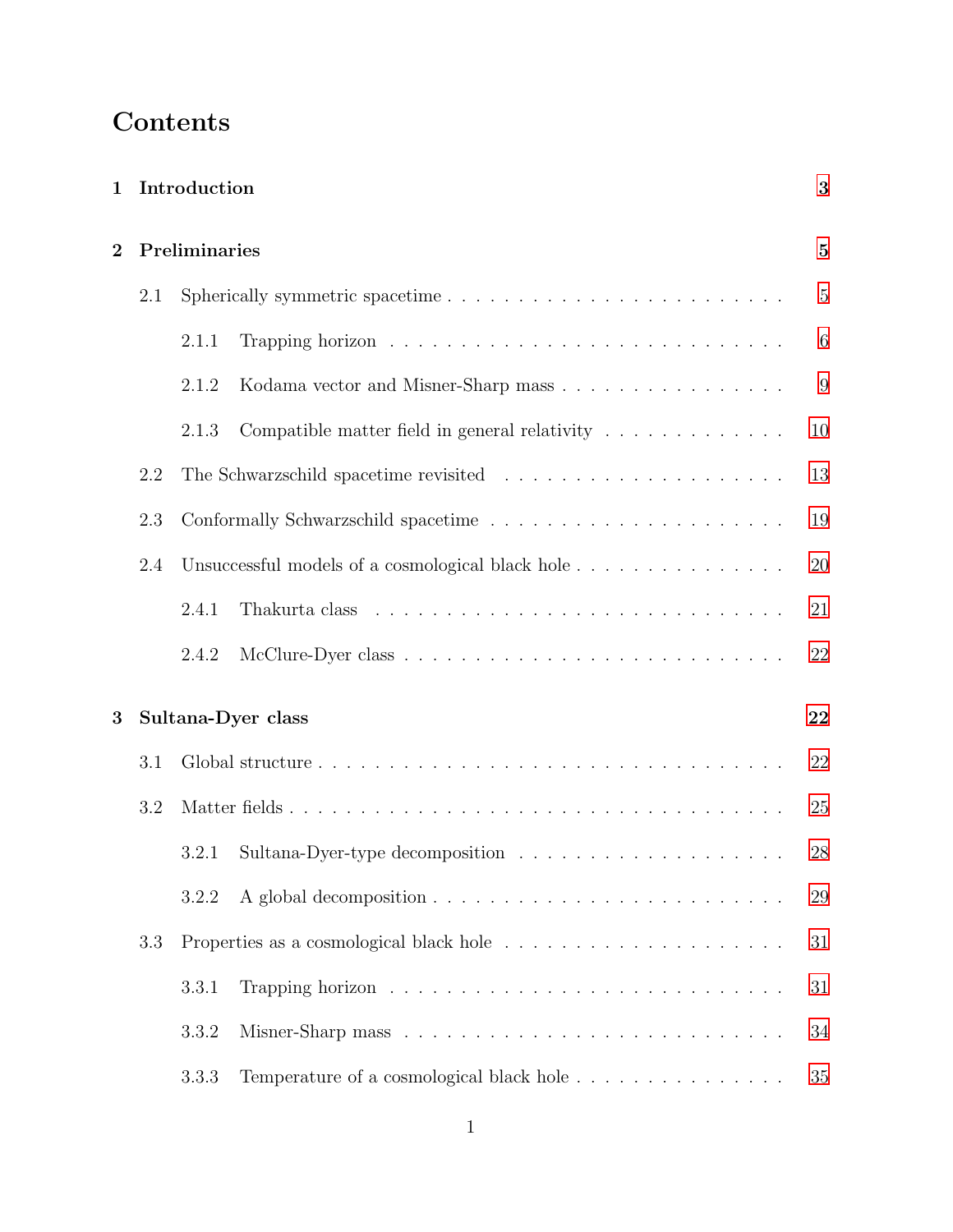# Contents

**1 Introduction** **3**

**2 Preliminaries** **5**

- 2.1 Spherically symmetric spacetime . . . . . . . . . . . . . . . . . . . . . . . 5
  - 2.1.1 Trapping horizon . . . . . . . . . . . . . . . . . . . . . . . . . . 6
  - 2.1.2 Kodama vector and Misner-Sharp mass . . . . . . . . . . . . . . . 9
  - 2.1.3 Compatible matter field in general relativity . . . . . . . . . . . . . 10
- 2.2 The Schwarzschild spacetime revisited . . . . . . . . . . . . . . . . . . . . 13
- 2.3 Conformally Schwarzschild spacetime . . . . . . . . . . . . . . . . . . . . . 19
- 2.4 Unsuccessful models of a cosmological black hole . . . . . . . . . . . . . . . 20
  - 2.4.1 Thakurta class . . . . . . . . . . . . . . . . . . . . . . . . . . . 21
  - 2.4.2 McClure-Dyer class . . . . . . . . . . . . . . . . . . . . . . . . . 22

**3 Sultana-Dyer class** **22**

- 3.1 Global structure . . . . . . . . . . . . . . . . . . . . . . . . . . . . . . . 22
- 3.2 Matter fields . . . . . . . . . . . . . . . . . . . . . . . . . . . . . . . . . 25
  - 3.2.1 Sultana-Dyer-type decomposition . . . . . . . . . . . . . . . . . . . 28
  - 3.2.2 A global decomposition . . . . . . . . . . . . . . . . . . . . . . . . 29
- 3.3 Properties as a cosmological black hole . . . . . . . . . . . . . . . . . . . . 31
  - 3.3.1 Trapping horizon . . . . . . . . . . . . . . . . . . . . . . . . . . 31
  - 3.3.2 Misner-Sharp mass . . . . . . . . . . . . . . . . . . . . . . . . . . 34
  - 3.3.3 Temperature of a cosmological black hole . . . . . . . . . . . . . . . 35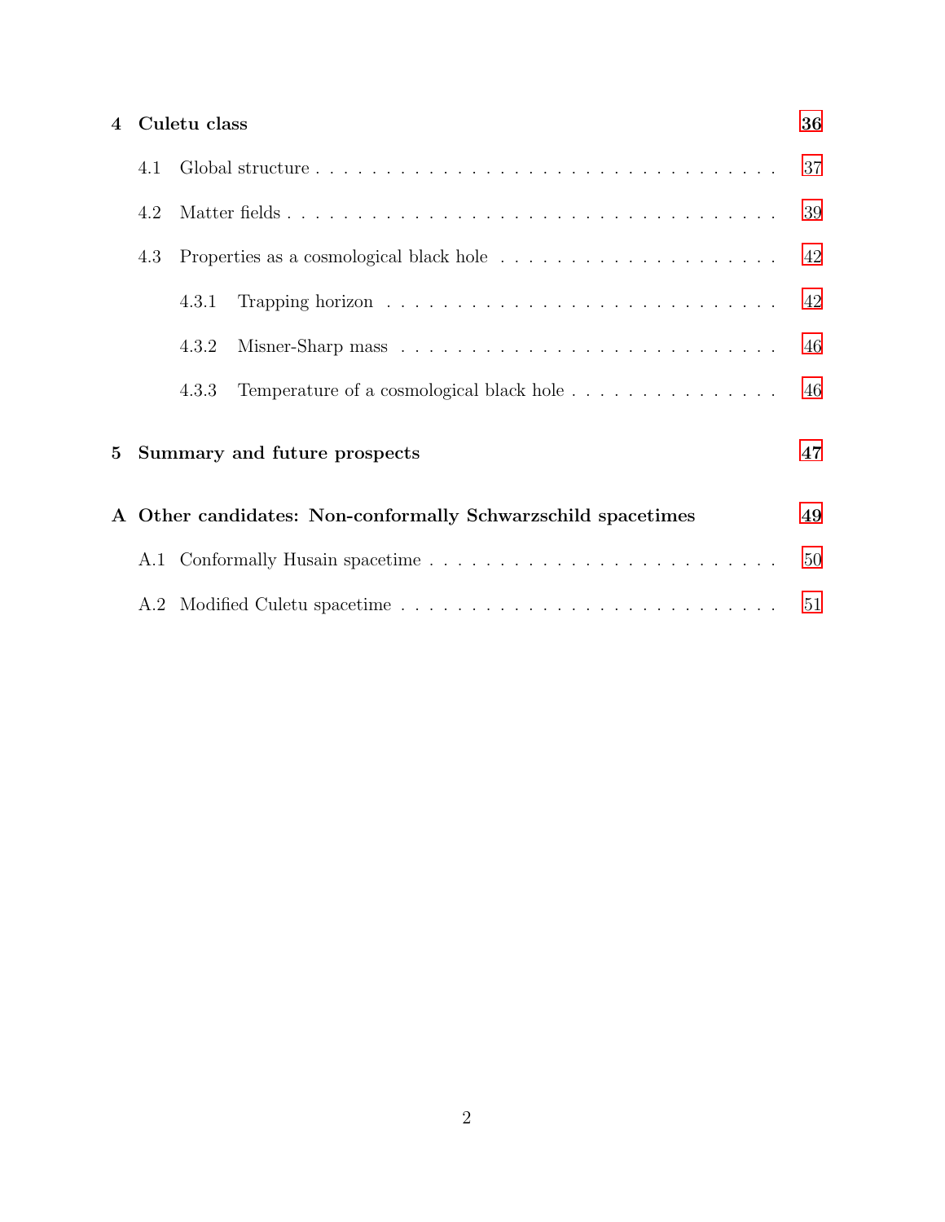**4 Culetu class** 36

4.1 Global structure . . . . . . . . . . . . . . . . . . . . . . . . . . . . . . . . . 37

4.2 Matter fields . . . . . . . . . . . . . . . . . . . . . . . . . . . . . . . . . . 39

4.3 Properties as a cosmological black hole . . . . . . . . . . . . . . . . . . . . 42

4.3.1 Trapping horizon . . . . . . . . . . . . . . . . . . . . . . . . . . . . . 42

4.3.2 Misner-Sharp mass . . . . . . . . . . . . . . . . . . . . . . . . . . . . 46

4.3.3 Temperature of a cosmological black hole . . . . . . . . . . . . . . . . 46

**5 Summary and future prospects** 47

**A Other candidates: Non-conformally Schwarzschild spacetimes** 49

A.1 Conformally Husain spacetime . . . . . . . . . . . . . . . . . . . . . . . . . 50

A.2 Modified Culetu spacetime . . . . . . . . . . . . . . . . . . . . . . . . . . . 51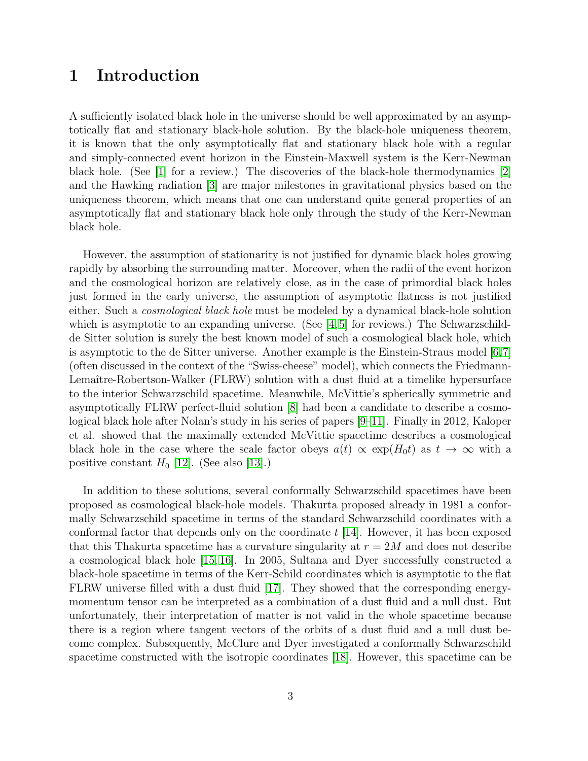# 1 Introduction

A sufficiently isolated black hole in the universe should be well approximated by an asymptotically flat and stationary black-hole solution. By the black-hole uniqueness theorem, it is known that the only asymptotically flat and stationary black hole with a regular and simply-connected event horizon in the Einstein-Maxwell system is the Kerr-Newman black hole. (See [1] for a review.) The discoveries of the black-hole thermodynamics [2] and the Hawking radiation [3] are major milestones in gravitational physics based on the uniqueness theorem, which means that one can understand quite general properties of an asymptotically flat and stationary black hole only through the study of the Kerr-Newman black hole.

However, the assumption of stationarity is not justified for dynamic black holes growing rapidly by absorbing the surrounding matter. Moreover, when the radii of the event horizon and the cosmological horizon are relatively close, as in the case of primordial black holes just formed in the early universe, the assumption of asymptotic flatness is not justified either. Such a *cosmological black hole* must be modeled by a dynamical black-hole solution which is asymptotic to an expanding universe. (See [4,5] for reviews.) The Schwarzschild-de Sitter solution is surely the best known model of such a cosmological black hole, which is asymptotic to the de Sitter universe. Another example is the Einstein-Straus model [6,7] (often discussed in the context of the "Swiss-cheese" model), which connects the Friedmann-Lemaître-Robertson-Walker (FLRW) solution with a dust fluid at a timelike hypersurface to the interior Schwarzschild spacetime. Meanwhile, McVittie's spherically symmetric and asymptotically FLRW perfect-fluid solution [8] had been a candidate to describe a cosmological black hole after Nolan's study in his series of papers [9–11]. Finally in 2012, Kaloper et al. showed that the maximally extended McVittie spacetime describes a cosmological black hole in the case where the scale factor obeys $a(t) \propto \exp(H_0 t)$ as $t \to \infty$ with a positive constant $H_0$ [12]. (See also [13].)

In addition to these solutions, several conformally Schwarzschild spacetimes have been proposed as cosmological black-hole models. Thakurta proposed already in 1981 a conformally Schwarzschild spacetime in terms of the standard Schwarzschild coordinates with a conformal factor that depends only on the coordinate $t$ [14]. However, it has been exposed that this Thakurta spacetime has a curvature singularity at $r = 2M$ and does not describe a cosmological black hole [15,16]. In 2005, Sultana and Dyer successfully constructed a black-hole spacetime in terms of the Kerr-Schild coordinates which is asymptotic to the flat FLRW universe filled with a dust fluid [17]. They showed that the corresponding energy-momentum tensor can be interpreted as a combination of a dust fluid and a null dust. But unfortunately, their interpretation of matter is not valid in the whole spacetime because there is a region where tangent vectors of the orbits of a dust fluid and a null dust become complex. Subsequently, McClure and Dyer investigated a conformally Schwarzschild spacetime constructed with the isotropic coordinates [18]. However, this spacetime can be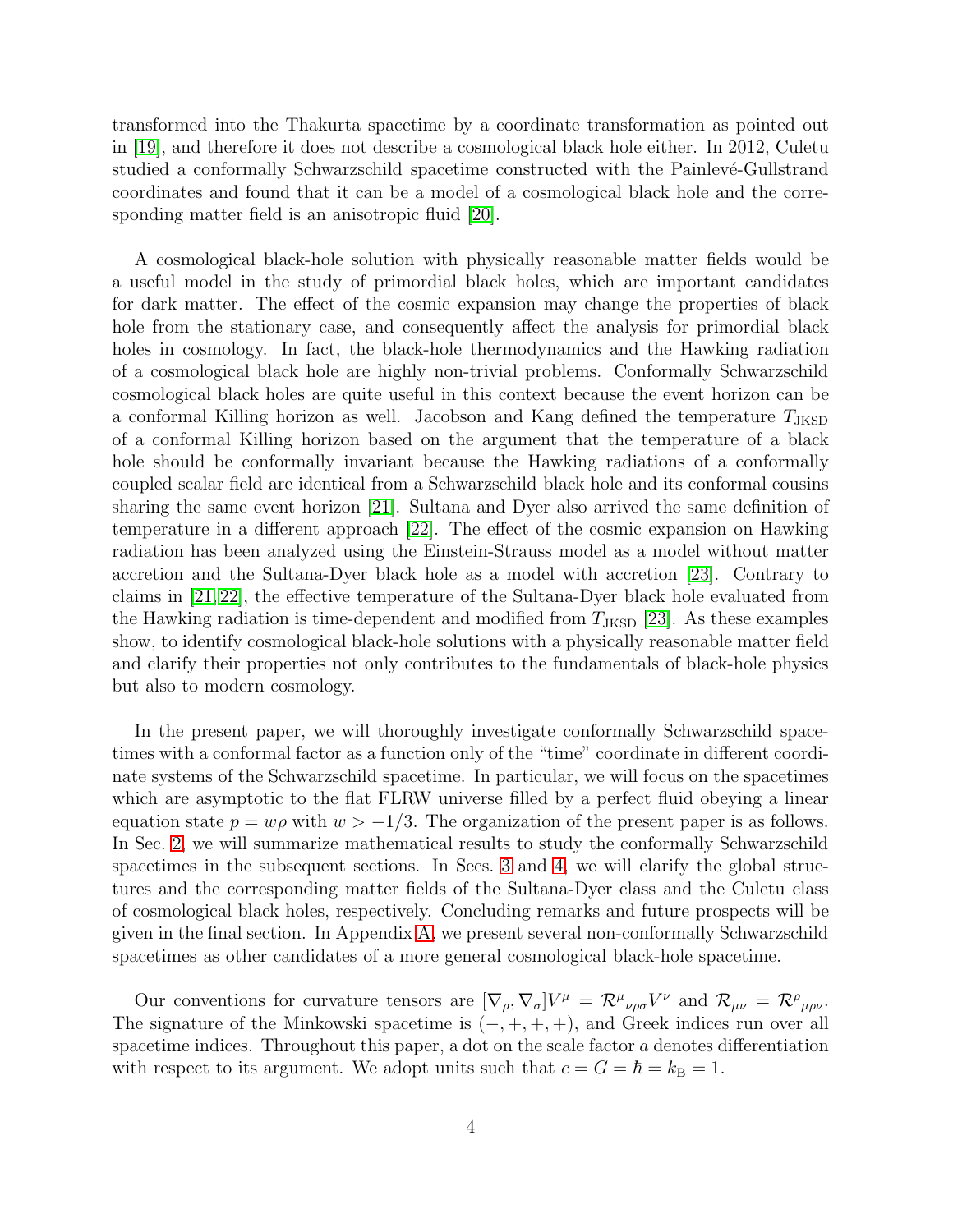transformed into the Thakurta spacetime by a coordinate transformation as pointed out in [19], and therefore it does not describe a cosmological black hole either. In 2012, Culetu studied a conformally Schwarzschild spacetime constructed with the Painlevé-Gullstrand coordinates and found that it can be a model of a cosmological black hole and the corresponding matter field is an anisotropic fluid [20].

A cosmological black-hole solution with physically reasonable matter fields would be a useful model in the study of primordial black holes, which are important candidates for dark matter. The effect of the cosmic expansion may change the properties of black hole from the stationary case, and consequently affect the analysis for primordial black holes in cosmology. In fact, the black-hole thermodynamics and the Hawking radiation of a cosmological black hole are highly non-trivial problems. Conformally Schwarzschild cosmological black holes are quite useful in this context because the event horizon can be a conformal Killing horizon as well. Jacobson and Kang defined the temperature $T_{\rm JKSD}$ of a conformal Killing horizon based on the argument that the temperature of a black hole should be conformally invariant because the Hawking radiations of a conformally coupled scalar field are identical from a Schwarzschild black hole and its conformal cousins sharing the same event horizon [21]. Sultana and Dyer also arrived the same definition of temperature in a different approach [22]. The effect of the cosmic expansion on Hawking radiation has been analyzed using the Einstein-Strauss model as a model without matter accretion and the Sultana-Dyer black hole as a model with accretion [23]. Contrary to claims in [21,22], the effective temperature of the Sultana-Dyer black hole evaluated from the Hawking radiation is time-dependent and modified from $T_{\rm JKSD}$ [23]. As these examples show, to identify cosmological black-hole solutions with a physically reasonable matter field and clarify their properties not only contributes to the fundamentals of black-hole physics but also to modern cosmology.

In the present paper, we will thoroughly investigate conformally Schwarzschild spacetimes with a conformal factor as a function only of the "time" coordinate in different coordinate systems of the Schwarzschild spacetime. In particular, we will focus on the spacetimes which are asymptotic to the flat FLRW universe filled by a perfect fluid obeying a linear equation state $p = w\rho$ with $w > -1/3$. The organization of the present paper is as follows. In Sec. 2, we will summarize mathematical results to study the conformally Schwarzschild spacetimes in the subsequent sections. In Secs. 3 and 4, we will clarify the global structures and the corresponding matter fields of the Sultana-Dyer class and the Culetu class of cosmological black holes, respectively. Concluding remarks and future prospects will be given in the final section. In Appendix A, we present several non-conformally Schwarzschild spacetimes as other candidates of a more general cosmological black-hole spacetime.

Our conventions for curvature tensors are $[\nabla_\rho, \nabla_\sigma]V^\mu = \mathcal{R}^\mu{}_{\nu\rho\sigma}V^\nu$ and $\mathcal{R}_{\mu\nu} = \mathcal{R}^\rho{}_{\mu\rho\nu}$. The signature of the Minkowski spacetime is $(-,+,+,+)$, and Greek indices run over all spacetime indices. Throughout this paper, a dot on the scale factor $a$ denotes differentiation with respect to its argument. We adopt units such that $c = G = \hbar = k_{\rm B} = 1$.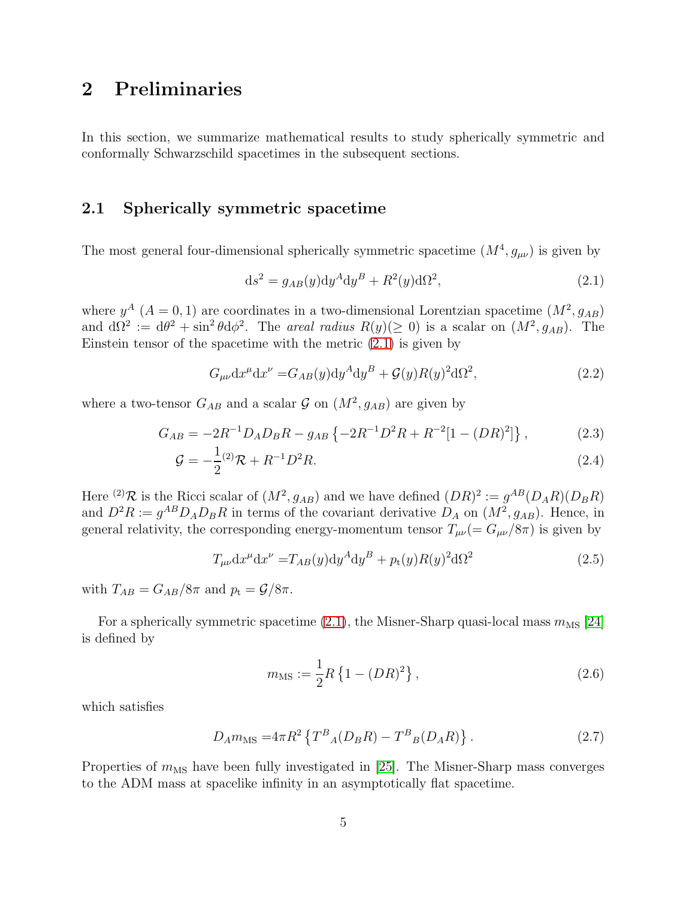# 2 Preliminaries

In this section, we summarize mathematical results to study spherically symmetric and conformally Schwarzschild spacetimes in the subsequent sections.

## 2.1 Spherically symmetric spacetime

The most general four-dimensional spherically symmetric spacetime $(M^4, g_{\mu\nu})$ is given by

$$
\mathrm{d}s^2 = g_{AB}(y)\mathrm{d}y^A \mathrm{d}y^B + R^2(y)\mathrm{d}\Omega^2, \tag{2.1}
$$

where $y^A$ $(A = 0, 1)$ are coordinates in a two-dimensional Lorentzian spacetime $(M^2, g_{AB})$ and $\mathrm{d}\Omega^2 := \mathrm{d}\theta^2 + \sin^2\theta \mathrm{d}\phi^2$. The *areal radius* $R(y)(\ge 0)$ is a scalar on $(M^2, g_{AB})$. The Einstein tensor of the spacetime with the metric (2.1) is given by

$$
G_{\mu\nu}\mathrm{d}x^\mu \mathrm{d}x^\nu = G_{AB}(y)\mathrm{d}y^A \mathrm{d}y^B + \mathcal{G}(y)R(y)^2\mathrm{d}\Omega^2, \tag{2.2}
$$

where a two-tensor $G_{AB}$ and a scalar $\mathcal{G}$ on $(M^2, g_{AB})$ are given by

$$
G_{AB} = -2R^{-1}D_A D_B R - g_{AB}\left\{-2R^{-1}D^2R + R^{-2}[1-(DR)^2]\right\}, \tag{2.3}
$$

$$
\mathcal{G} = -\frac{1}{2}{}^{(2)}\mathcal{R} + R^{-1}D^2R. \tag{2.4}
$$

Here ${}^{(2)}\mathcal{R}$ is the Ricci scalar of $(M^2, g_{AB})$ and we have defined $(DR)^2 := g^{AB}(D_AR)(D_BR)$ and $D^2R := g^{AB}D_AD_BR$ in terms of the covariant derivative $D_A$ on $(M^2, g_{AB})$. Hence, in general relativity, the corresponding energy-momentum tensor $T_{\mu\nu}(= G_{\mu\nu}/8\pi)$ is given by

$$
T_{\mu\nu}\mathrm{d}x^\mu \mathrm{d}x^\nu = T_{AB}(y)\mathrm{d}y^A \mathrm{d}y^B + p_{\mathrm{t}}(y)R(y)^2\mathrm{d}\Omega^2 \tag{2.5}
$$

with $T_{AB} = G_{AB}/8\pi$ and $p_{\mathrm{t}} = \mathcal{G}/8\pi$.

For a spherically symmetric spacetime (2.1), the Misner-Sharp quasi-local mass $m_{\mathrm{MS}}$ [24] is defined by

$$
m_{\mathrm{MS}} := \frac{1}{2}R\left\{1-(DR)^2\right\}, \tag{2.6}
$$

which satisfies

$$
D_A m_{\mathrm{MS}} = 4\pi R^2\left\{T^B{}_A(D_BR) - T^B{}_B(D_AR)\right\}. \tag{2.7}
$$

Properties of $m_{\mathrm{MS}}$ have been fully investigated in [25]. The Misner-Sharp mass converges to the ADM mass at spacelike infinity in an asymptotically flat spacetime.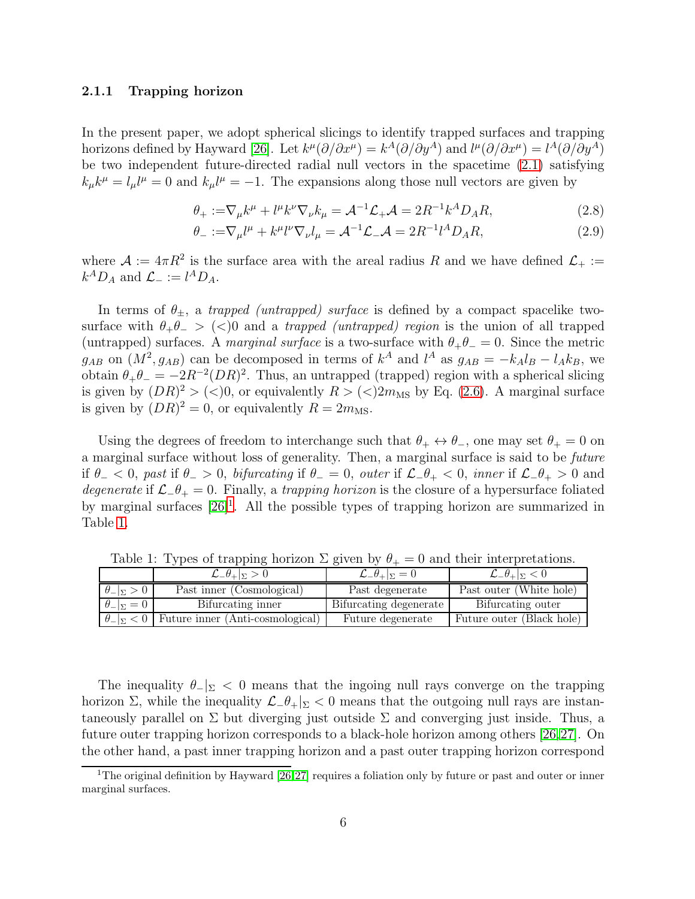### 2.1.1 Trapping horizon

In the present paper, we adopt spherical slicings to identify trapped surfaces and trapping horizons defined by Hayward [26]. Let $k^\mu(\partial/\partial x^\mu) = k^A(\partial/\partial y^A)$ and $l^\mu(\partial/\partial x^\mu) = l^A(\partial/\partial y^A)$ be two independent future-directed radial null vectors in the spacetime (2.1) satisfying $k_\mu k^\mu = l_\mu l^\mu = 0$ and $k_\mu l^\mu = -1$. The expansions along those null vectors are given by

$$\theta_+ := \nabla_\mu k^\mu + l^\mu k^\nu \nabla_\nu k_\mu = \mathcal{A}^{-1}\mathcal{L}_+\mathcal{A} = 2R^{-1}k^A D_A R, \tag{2.8}$$

$$\theta_- := \nabla_\mu l^\mu + k^\mu l^\nu \nabla_\nu l_\mu = \mathcal{A}^{-1}\mathcal{L}_-\mathcal{A} = 2R^{-1}l^A D_A R, \tag{2.9}$$

where $\mathcal{A} := 4\pi R^2$ is the surface area with the areal radius $R$ and we have defined $\mathcal{L}_+ := k^A D_A$ and $\mathcal{L}_- := l^A D_A$.

In terms of $\theta_\pm$, a *trapped (untrapped) surface* is defined by a compact spacelike two-surface with $\theta_+\theta_- > (<)0$ and a *trapped (untrapped) region* is the union of all trapped (untrapped) surfaces. A *marginal surface* is a two-surface with $\theta_+\theta_- = 0$. Since the metric $g_{AB}$ on $(M^2, g_{AB})$ can be decomposed in terms of $k^A$ and $l^A$ as $g_{AB} = -k_A l_B - l_A k_B$, we obtain $\theta_+\theta_- = -2R^{-2}(DR)^2$. Thus, an untrapped (trapped) region with a spherical slicing is given by $(DR)^2 > (<)0$, or equivalently $R > (<)2m_{\rm MS}$ by Eq. (2.6). A marginal surface is given by $(DR)^2 = 0$, or equivalently $R = 2m_{\rm MS}$.

Using the degrees of freedom to interchange such that $\theta_+ \leftrightarrow \theta_-$, one may set $\theta_+ = 0$ on a marginal surface without loss of generality. Then, a marginal surface is said to be *future* if $\theta_- < 0$, *past* if $\theta_- > 0$, *bifurcating* if $\theta_- = 0$, *outer* if $\mathcal{L}_-\theta_+ < 0$, *inner* if $\mathcal{L}_-\theta_+ > 0$ and *degenerate* if $\mathcal{L}_-\theta_+ = 0$. Finally, a *trapping horizon* is the closure of a hypersurface foliated by marginal surfaces [26][1]. All the possible types of trapping horizon are summarized in Table 1.

Table 1: Types of trapping horizon $\Sigma$ given by $\theta_+ = 0$ and their interpretations.

| | $\mathcal{L}_-\theta_+\vert_\Sigma > 0$ | $\mathcal{L}_-\theta_+\vert_\Sigma = 0$ | $\mathcal{L}_-\theta_+\vert_\Sigma < 0$ |
|---|---|---|---|
| $\theta_-\vert_\Sigma > 0$ | Past inner (Cosmological) | Past degenerate | Past outer (White hole) |
| $\theta_-\vert_\Sigma = 0$ | Bifurcating inner | Bifurcating degenerate | Bifurcating outer |
| $\theta_-\vert_\Sigma < 0$ | Future inner (Anti-cosmological) | Future degenerate | Future outer (Black hole) |

The inequality $\theta_-|_\Sigma < 0$ means that the ingoing null rays converge on the trapping horizon $\Sigma$, while the inequality $\mathcal{L}_-\theta_+|_\Sigma < 0$ means that the outgoing null rays are instantaneously parallel on $\Sigma$ but diverging just outside $\Sigma$ and converging just inside. Thus, a future outer trapping horizon corresponds to a black-hole horizon among others [26,27]. On the other hand, a past inner trapping horizon and a past outer trapping horizon correspond

[1] The original definition by Hayward [26,27] requires a foliation only by future or past and outer or inner marginal surfaces.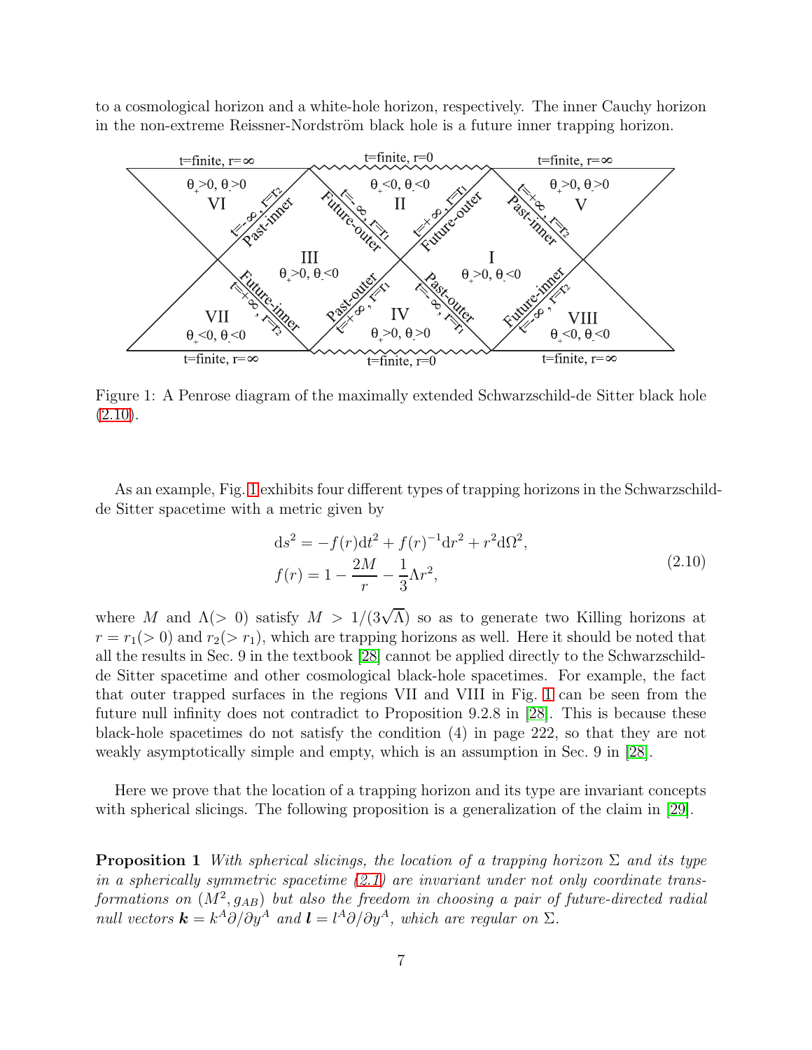to a cosmological horizon and a white-hole horizon, respectively. The inner Cauchy horizon in the non-extreme Reissner-Nordström black hole is a future inner trapping horizon.

Figure 1: A Penrose diagram of the maximally extended Schwarzschild-de Sitter black hole (2.10).

As an example, Fig. 1 exhibits four different types of trapping horizons in the Schwarzschild-de Sitter spacetime with a metric given by

$$
\begin{aligned}
\mathrm{d}s^2 &= -f(r)\mathrm{d}t^2 + f(r)^{-1}\mathrm{d}r^2 + r^2\mathrm{d}\Omega^2, \\
f(r) &= 1 - \frac{2M}{r} - \frac{1}{3}\Lambda r^2,
\end{aligned}
\tag{2.10}
$$

where $M$ and $\Lambda(>0)$ satisfy $M > 1/(3\sqrt{\Lambda})$ so as to generate two Killing horizons at $r = r_1(>0)$ and $r_2(>r_1)$, which are trapping horizons as well. Here it should be noted that all the results in Sec. 9 in the textbook [28] cannot be applied directly to the Schwarzschild-de Sitter spacetime and other cosmological black-hole spacetimes. For example, the fact that outer trapped surfaces in the regions VII and VIII in Fig. 1 can be seen from the future null infinity does not contradict to Proposition 9.2.8 in [28]. This is because these black-hole spacetimes do not satisfy the condition (4) in page 222, so that they are not weakly asymptotically simple and empty, which is an assumption in Sec. 9 in [28].

Here we prove that the location of a trapping horizon and its type are invariant concepts with spherical slicings. The following proposition is a generalization of the claim in [29].

**Proposition 1** *With spherical slicings, the location of a trapping horizon $\Sigma$ and its type in a spherically symmetric spacetime (2.1) are invariant under not only coordinate transformations on $(M^2, g_{AB})$ but also the freedom in choosing a pair of future-directed radial null vectors $\boldsymbol{k} = k^A\partial/\partial y^A$ and $\boldsymbol{l} = l^A\partial/\partial y^A$, which are regular on $\Sigma$.*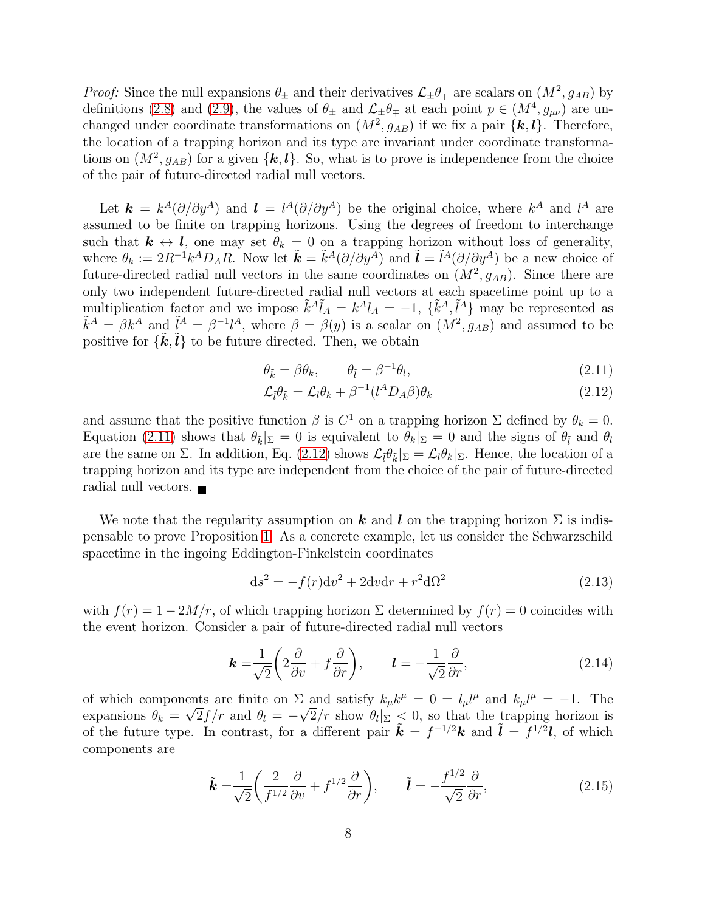*Proof:* Since the null expansions $\theta_\pm$ and their derivatives $\mathcal{L}_\pm\theta_\mp$ are scalars on $(M^2, g_{AB})$ by definitions (2.8) and (2.9), the values of $\theta_\pm$ and $\mathcal{L}_\pm\theta_\mp$ at each point $p \in (M^4, g_{\mu\nu})$ are unchanged under coordinate transformations on $(M^2, g_{AB})$ if we fix a pair $\{\boldsymbol{k}, \boldsymbol{l}\}$. Therefore, the location of a trapping horizon and its type are invariant under coordinate transformations on $(M^2, g_{AB})$ for a given $\{\boldsymbol{k}, \boldsymbol{l}\}$. So, what is to prove is independence from the choice of the pair of future-directed radial null vectors.

Let $\boldsymbol{k} = k^A(\partial/\partial y^A)$ and $\boldsymbol{l} = l^A(\partial/\partial y^A)$ be the original choice, where $k^A$ and $l^A$ are assumed to be finite on trapping horizons. Using the degrees of freedom to interchange such that $\boldsymbol{k} \leftrightarrow \boldsymbol{l}$, one may set $\theta_k = 0$ on a trapping horizon without loss of generality, where $\theta_k := 2R^{-1}k^A D_A R$. Now let $\tilde{\boldsymbol{k}} = \tilde{k}^A(\partial/\partial y^A)$ and $\tilde{\boldsymbol{l}} = \tilde{l}^A(\partial/\partial y^A)$ be a new choice of future-directed radial null vectors in the same coordinates on $(M^2, g_{AB})$. Since there are only two independent future-directed radial null vectors at each spacetime point up to a multiplication factor and we impose $\tilde{k}^A\tilde{l}_A = k^A l_A = -1$, $\{\tilde{k}^A, \tilde{l}^A\}$ may be represented as $\tilde{k}^A = \beta k^A$ and $\tilde{l}^A = \beta^{-1}l^A$, where $\beta = \beta(y)$ is a scalar on $(M^2, g_{AB})$ and assumed to be positive for $\{\tilde{\boldsymbol{k}}, \tilde{\boldsymbol{l}}\}$ to be future directed. Then, we obtain

$$\theta_{\tilde{k}} = \beta\theta_k, \qquad \theta_{\tilde{l}} = \beta^{-1}\theta_l, \tag{2.11}$$

$$\mathcal{L}_{\tilde{l}}\theta_{\tilde{k}} = \mathcal{L}_l\theta_k + \beta^{-1}(l^A D_A\beta)\theta_k \tag{2.12}$$

and assume that the positive function $\beta$ is $C^1$ on a trapping horizon $\Sigma$ defined by $\theta_k = 0$. Equation (2.11) shows that $\theta_{\tilde{k}}|_\Sigma = 0$ is equivalent to $\theta_k|_\Sigma = 0$ and the signs of $\theta_{\tilde{l}}$ and $\theta_l$ are the same on $\Sigma$. In addition, Eq. (2.12) shows $\mathcal{L}_{\tilde{l}}\theta_{\tilde{k}}|_\Sigma = \mathcal{L}_l\theta_k|_\Sigma$. Hence, the location of a trapping horizon and its type are independent from the choice of the pair of future-directed radial null vectors. ■

We note that the regularity assumption on $\boldsymbol{k}$ and $\boldsymbol{l}$ on the trapping horizon $\Sigma$ is indispensable to prove Proposition 1. As a concrete example, let us consider the Schwarzschild spacetime in the ingoing Eddington-Finkelstein coordinates

$$\mathrm{d}s^2 = -f(r)\mathrm{d}v^2 + 2\mathrm{d}v\mathrm{d}r + r^2\mathrm{d}\Omega^2 \tag{2.13}$$

with $f(r) = 1 - 2M/r$, of which trapping horizon $\Sigma$ determined by $f(r) = 0$ coincides with the event horizon. Consider a pair of future-directed radial null vectors

$$\boldsymbol{k} = \frac{1}{\sqrt{2}}\left(2\frac{\partial}{\partial v} + f\frac{\partial}{\partial r}\right), \qquad \boldsymbol{l} = -\frac{1}{\sqrt{2}}\frac{\partial}{\partial r}, \tag{2.14}$$

of which components are finite on $\Sigma$ and satisfy $k_\mu k^\mu = 0 = l_\mu l^\mu$ and $k_\mu l^\mu = -1$. The expansions $\theta_k = \sqrt{2}f/r$ and $\theta_l = -\sqrt{2}/r$ show $\theta_l|_\Sigma < 0$, so that the trapping horizon is of the future type. In contrast, for a different pair $\tilde{\boldsymbol{k}} = f^{-1/2}\boldsymbol{k}$ and $\tilde{\boldsymbol{l}} = f^{1/2}\boldsymbol{l}$, of which components are

$$\tilde{\boldsymbol{k}} = \frac{1}{\sqrt{2}}\left(\frac{2}{f^{1/2}}\frac{\partial}{\partial v} + f^{1/2}\frac{\partial}{\partial r}\right), \qquad \tilde{\boldsymbol{l}} = -\frac{f^{1/2}}{\sqrt{2}}\frac{\partial}{\partial r}, \tag{2.15}$$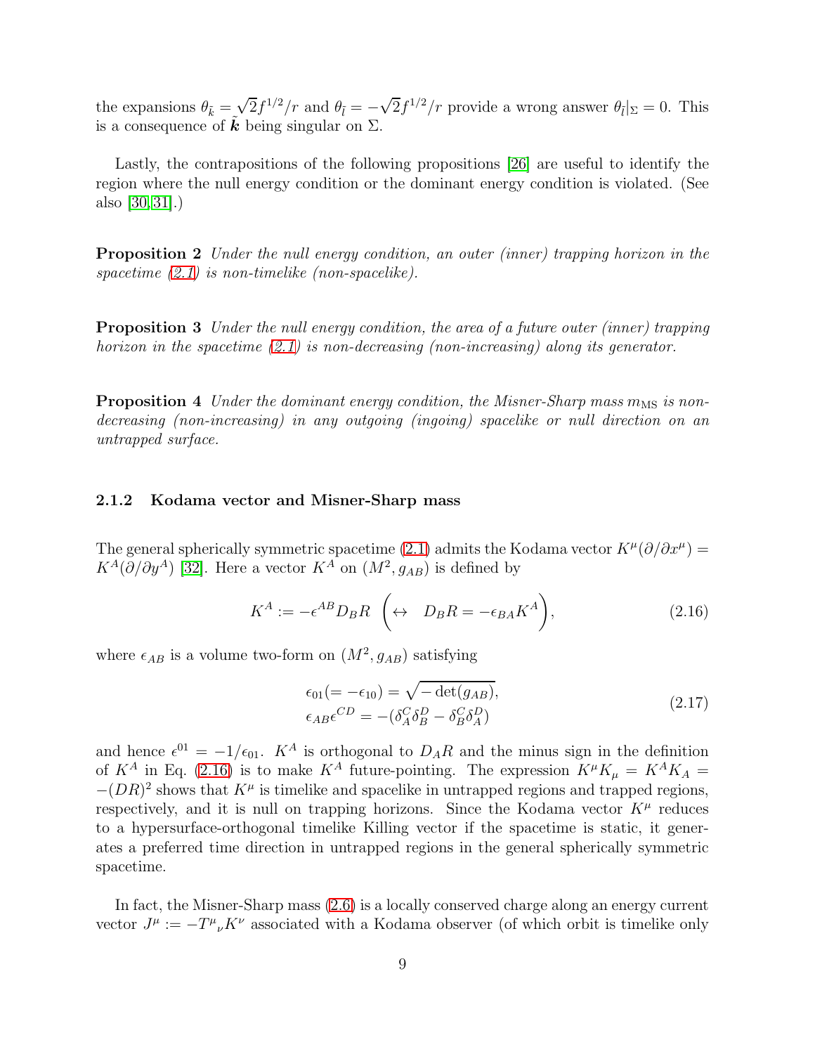the expansions $\theta_{\tilde{k}} = \sqrt{2}f^{1/2}/r$ and $\theta_{\tilde{l}} = -\sqrt{2}f^{1/2}/r$ provide a wrong answer $\theta_{\tilde{l}}|_\Sigma = 0$. This is a consequence of $\tilde{\boldsymbol{k}}$ being singular on $\Sigma$.

Lastly, the contrapositions of the following propositions [26] are useful to identify the region where the null energy condition or the dominant energy condition is violated. (See also [30,31].)

**Proposition 2** *Under the null energy condition, an outer (inner) trapping horizon in the spacetime (2.1) is non-timelike (non-spacelike).*

**Proposition 3** *Under the null energy condition, the area of a future outer (inner) trapping horizon in the spacetime (2.1) is non-decreasing (non-increasing) along its generator.*

**Proposition 4** *Under the dominant energy condition, the Misner-Sharp mass $m_{\rm MS}$ is non-decreasing (non-increasing) in any outgoing (ingoing) spacelike or null direction on an untrapped surface.*

### 2.1.2 Kodama vector and Misner-Sharp mass

The general spherically symmetric spacetime (2.1) admits the Kodama vector $K^\mu(\partial/\partial x^\mu) = K^A(\partial/\partial y^A)$ [32]. Here a vector $K^A$ on $(M^2, g_{AB})$ is defined by

$$K^A := -\epsilon^{AB}D_B R \quad \left(\leftrightarrow \quad D_B R = -\epsilon_{BA}K^A\right), \tag{2.16}$$

where $\epsilon_{AB}$ is a volume two-form on $(M^2, g_{AB})$ satisfying

$$\begin{aligned} &\epsilon_{01}(= -\epsilon_{10}) = \sqrt{-\det(g_{AB})}, \\ &\epsilon_{AB}\epsilon^{CD} = -(\delta_A^C\delta_B^D - \delta_B^C\delta_A^D) \end{aligned} \tag{2.17}$$

and hence $\epsilon^{01} = -1/\epsilon_{01}$. $K^A$ is orthogonal to $D_A R$ and the minus sign in the definition of $K^A$ in Eq. (2.16) is to make $K^A$ future-pointing. The expression $K^\mu K_\mu = K^A K_A = -(DR)^2$ shows that $K^\mu$ is timelike and spacelike in untrapped regions and trapped regions, respectively, and it is null on trapping horizons. Since the Kodama vector $K^\mu$ reduces to a hypersurface-orthogonal timelike Killing vector if the spacetime is static, it generates a preferred time direction in untrapped regions in the general spherically symmetric spacetime.

In fact, the Misner-Sharp mass (2.6) is a locally conserved charge along an energy current vector $J^\mu := -T^\mu{}_\nu K^\nu$ associated with a Kodama observer (of which orbit is timelike only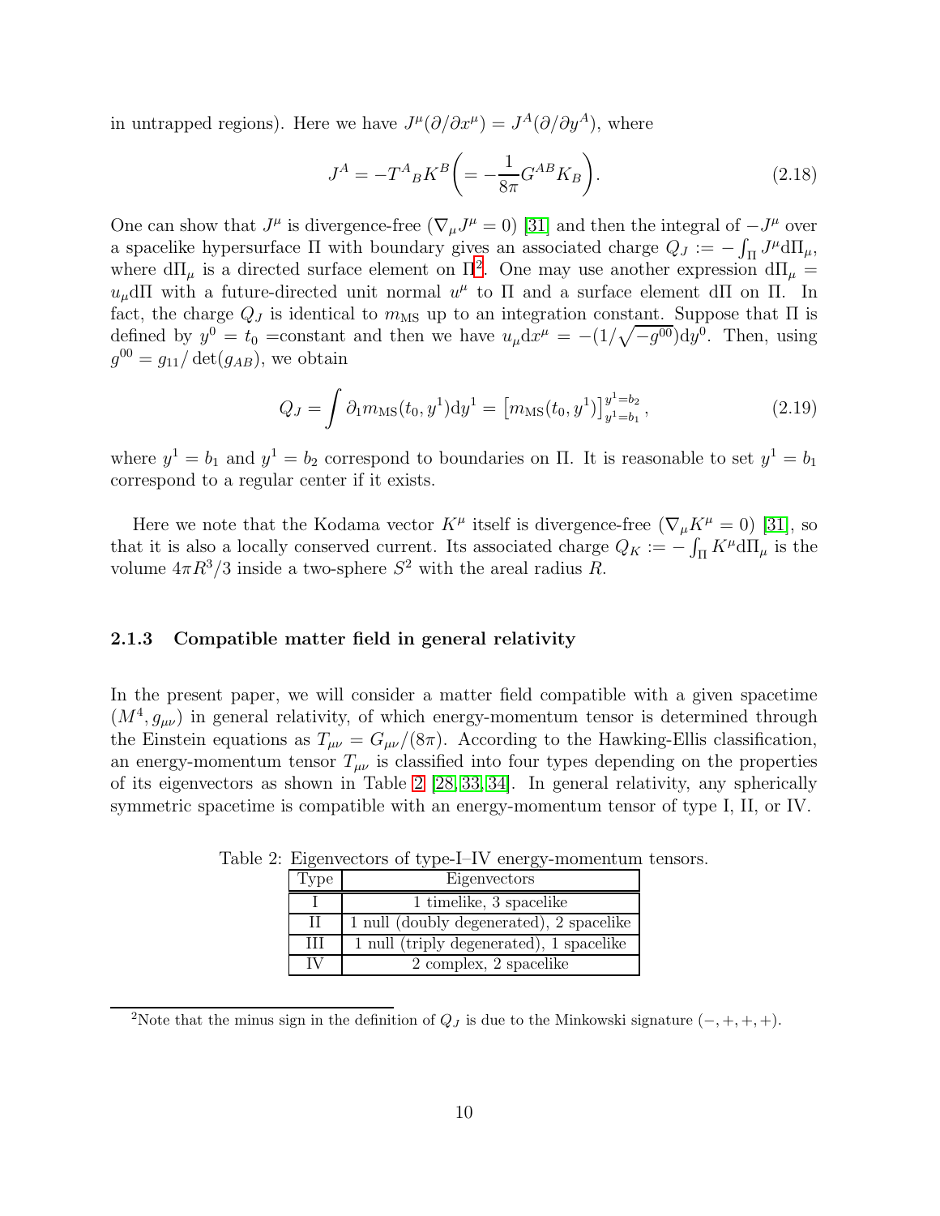in untrapped regions). Here we have $J^\mu(\partial/\partial x^\mu) = J^A(\partial/\partial y^A)$, where

$$J^A = -T^A{}_B K^B \left( = -\frac{1}{8\pi} G^{AB} K_B \right). \tag{2.18}$$

One can show that $J^\mu$ is divergence-free ($\nabla_\mu J^\mu = 0$) [31] and then the integral of $-J^\mu$ over a spacelike hypersurface $\Pi$ with boundary gives an associated charge $Q_J := -\int_\Pi J^\mu \mathrm{d}\Pi_\mu$, where $\mathrm{d}\Pi_\mu$ is a directed surface element on $\Pi$[2]. One may use another expression $\mathrm{d}\Pi_\mu = u_\mu \mathrm{d}\Pi$ with a future-directed unit normal $u^\mu$ to $\Pi$ and a surface element $\mathrm{d}\Pi$ on $\Pi$. In fact, the charge $Q_J$ is identical to $m_{\rm MS}$ up to an integration constant. Suppose that $\Pi$ is defined by $y^0 = t_0$ =constant and then we have $u_\mu \mathrm{d}x^\mu = -(1/\sqrt{-g^{00}})\mathrm{d}y^0$. Then, using $g^{00} = g_{11}/\det(g_{AB})$, we obtain

$$Q_J = \int \partial_1 m_{\rm MS}(t_0, y^1)\mathrm{d}y^1 = \left[ m_{\rm MS}(t_0, y^1) \right]_{y^1=b_1}^{y^1=b_2}, \tag{2.19}$$

where $y^1 = b_1$ and $y^1 = b_2$ correspond to boundaries on $\Pi$. It is reasonable to set $y^1 = b_1$ correspond to a regular center if it exists.

Here we note that the Kodama vector $K^\mu$ itself is divergence-free ($\nabla_\mu K^\mu = 0$) [31], so that it is also a locally conserved current. Its associated charge $Q_K := -\int_\Pi K^\mu \mathrm{d}\Pi_\mu$ is the volume $4\pi R^3/3$ inside a two-sphere $S^2$ with the areal radius $R$.

### 2.1.3 Compatible matter field in general relativity

In the present paper, we will consider a matter field compatible with a given spacetime $(M^4, g_{\mu\nu})$ in general relativity, of which energy-momentum tensor is determined through the Einstein equations as $T_{\mu\nu} = G_{\mu\nu}/(8\pi)$. According to the Hawking-Ellis classification, an energy-momentum tensor $T_{\mu\nu}$ is classified into four types depending on the properties of its eigenvectors as shown in Table 2 [28, 33, 34]. In general relativity, any spherically symmetric spacetime is compatible with an energy-momentum tensor of type I, II, or IV.

Table 2: Eigenvectors of type-I–IV energy-momentum tensors.

| Type | Eigenvectors |
|---|---|
| I | 1 timelike, 3 spacelike |
| II | 1 null (doubly degenerated), 2 spacelike |
| III | 1 null (triply degenerated), 1 spacelike |
| IV | 2 complex, 2 spacelike |

[2] Note that the minus sign in the definition of $Q_J$ is due to the Minkowski signature $(-, +, +, +)$.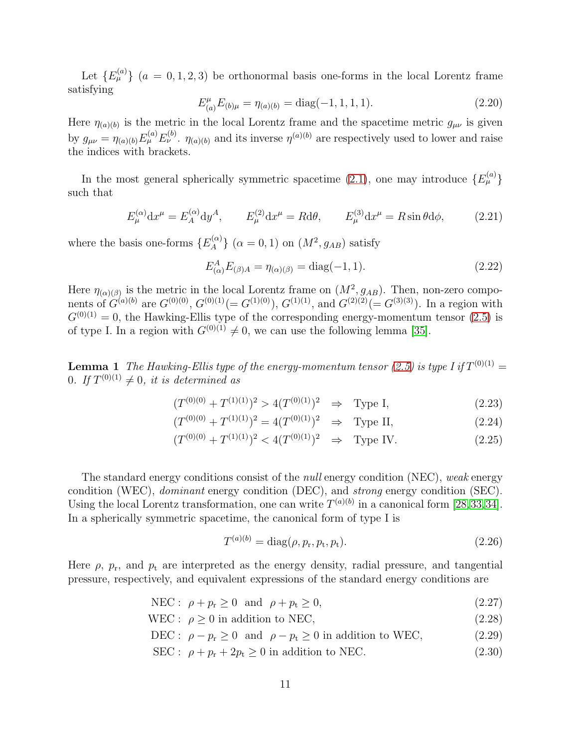Let $\{E^{(a)}_\mu\}$ $(a = 0, 1, 2, 3)$ be orthonormal basis one-forms in the local Lorentz frame satisfying

$$E^{\mu}_{(a)} E_{(b)\mu} = \eta_{(a)(b)} = \mathrm{diag}(-1, 1, 1, 1). \tag{2.20}$$

Here $\eta_{(a)(b)}$ is the metric in the local Lorentz frame and the spacetime metric $g_{\mu\nu}$ is given by $g_{\mu\nu} = \eta_{(a)(b)} E^{(a)}_\mu E^{(b)}_\nu$. $\eta_{(a)(b)}$ and its inverse $\eta^{(a)(b)}$ are respectively used to lower and raise the indices with brackets.

In the most general spherically symmetric spacetime (2.1), one may introduce $\{E^{(a)}_\mu\}$ such that

$$E^{(\alpha)}_\mu \mathrm{d}x^\mu = E^{(\alpha)}_A \mathrm{d}y^A, \qquad E^{(2)}_\mu \mathrm{d}x^\mu = R\mathrm{d}\theta, \qquad E^{(3)}_\mu \mathrm{d}x^\mu = R\sin\theta \mathrm{d}\phi, \tag{2.21}$$

where the basis one-forms $\{E^{(\alpha)}_A\}$ $(\alpha = 0, 1)$ on $(M^2, g_{AB})$ satisfy

$$E^{A}_{(\alpha)} E_{(\beta)A} = \eta_{(\alpha)(\beta)} = \mathrm{diag}(-1, 1). \tag{2.22}$$

Here $\eta_{(\alpha)(\beta)}$ is the metric in the local Lorentz frame on $(M^2, g_{AB})$. Then, non-zero components of $G^{(a)(b)}$ are $G^{(0)(0)}$, $G^{(0)(1)}(= G^{(1)(0)})$, $G^{(1)(1)}$, and $G^{(2)(2)}(= G^{(3)(3)})$. In a region with $G^{(0)(1)} = 0$, the Hawking-Ellis type of the corresponding energy-momentum tensor (2.5) is of type I. In a region with $G^{(0)(1)} \neq 0$, we can use the following lemma [35].

**Lemma 1** *The Hawking-Ellis type of the energy-momentum tensor (2.5) is type I if* $T^{(0)(1)} = 0$*. If* $T^{(0)(1)} \neq 0$*, it is determined as*

$$(T^{(0)(0)} + T^{(1)(1)})^2 > 4(T^{(0)(1)})^2 \quad \Rightarrow \quad \text{Type I}, \tag{2.23}$$

$$(T^{(0)(0)} + T^{(1)(1)})^2 = 4(T^{(0)(1)})^2 \quad \Rightarrow \quad \text{Type II}, \tag{2.24}$$

$$(T^{(0)(0)} + T^{(1)(1)})^2 < 4(T^{(0)(1)})^2 \quad \Rightarrow \quad \text{Type IV}. \tag{2.25}$$

The standard energy conditions consist of the *null* energy condition (NEC), *weak* energy condition (WEC), *dominant* energy condition (DEC), and *strong* energy condition (SEC). Using the local Lorentz transformation, one can write $T^{(a)(b)}$ in a canonical form [28,33,34]. In a spherically symmetric spacetime, the canonical form of type I is

$$T^{(a)(b)} = \mathrm{diag}(\rho, p_{\mathrm{r}}, p_{\mathrm{t}}, p_{\mathrm{t}}). \tag{2.26}$$

Here $\rho$, $p_{\mathrm{r}}$, and $p_{\mathrm{t}}$ are interpreted as the energy density, radial pressure, and tangential pressure, respectively, and equivalent expressions of the standard energy conditions are

$$\text{NEC}: \ \rho + p_{\mathrm{r}} \geq 0 \ \text{ and } \ \rho + p_{\mathrm{t}} \geq 0, \tag{2.27}$$

$$\text{WEC}: \ \rho \geq 0 \text{ in addition to NEC}, \tag{2.28}$$

$$\text{DEC}: \ \rho - p_{\mathrm{r}} \geq 0 \ \text{ and } \ \rho - p_{\mathrm{t}} \geq 0 \text{ in addition to WEC}, \tag{2.29}$$

$$\text{SEC}: \ \rho + p_{\mathrm{r}} + 2p_{\mathrm{t}} \geq 0 \text{ in addition to NEC}. \tag{2.30}$$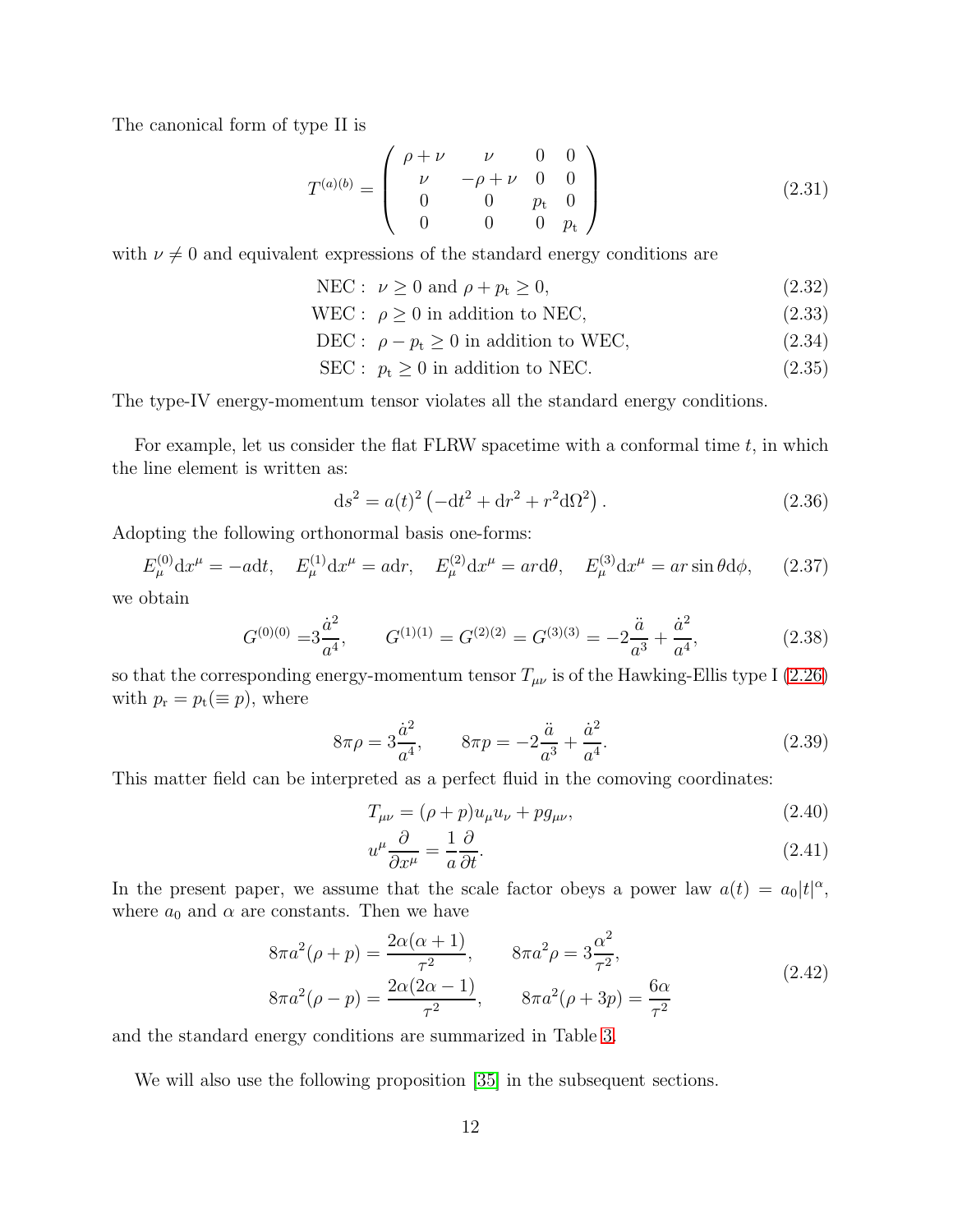The canonical form of type II is

$$T^{(a)(b)} = \begin{pmatrix} \rho+\nu & \nu & 0 & 0 \\ \nu & -\rho+\nu & 0 & 0 \\ 0 & 0 & p_{\rm t} & 0 \\ 0 & 0 & 0 & p_{\rm t} \end{pmatrix} \tag{2.31}$$

with $\nu \neq 0$ and equivalent expressions of the standard energy conditions are

$$\text{NEC}: \ \nu \geq 0 \text{ and } \rho + p_{\rm t} \geq 0, \tag{2.32}$$

$$\text{WEC}: \ \rho \geq 0 \text{ in addition to NEC}, \tag{2.33}$$

$$\text{DEC}: \ \rho - p_{\rm t} \geq 0 \text{ in addition to WEC}, \tag{2.34}$$

$$\text{SEC}: \ p_{\rm t} \geq 0 \text{ in addition to NEC}. \tag{2.35}$$

The type-IV energy-momentum tensor violates all the standard energy conditions.

For example, let us consider the flat FLRW spacetime with a conformal time $t$, in which the line element is written as:

$$\mathrm{d}s^2 = a(t)^2\left(-\mathrm{d}t^2 + \mathrm{d}r^2 + r^2\mathrm{d}\Omega^2\right). \tag{2.36}$$

Adopting the following orthonormal basis one-forms:

$$E^{(0)}_\mu \mathrm{d}x^\mu = -a\mathrm{d}t, \quad E^{(1)}_\mu \mathrm{d}x^\mu = a\mathrm{d}r, \quad E^{(2)}_\mu \mathrm{d}x^\mu = ar\mathrm{d}\theta, \quad E^{(3)}_\mu \mathrm{d}x^\mu = ar\sin\theta\mathrm{d}\phi, \tag{2.37}$$

we obtain

$$G^{(0)(0)} = 3\frac{\dot{a}^2}{a^4}, \qquad G^{(1)(1)} = G^{(2)(2)} = G^{(3)(3)} = -2\frac{\ddot{a}}{a^3} + \frac{\dot{a}^2}{a^4}, \tag{2.38}$$

so that the corresponding energy-momentum tensor $T_{\mu\nu}$ is of the Hawking-Ellis type I (2.26) with $p_{\rm r} = p_{\rm t} (\equiv p)$, where

$$8\pi\rho = 3\frac{\dot{a}^2}{a^4}, \qquad 8\pi p = -2\frac{\ddot{a}}{a^3} + \frac{\dot{a}^2}{a^4}. \tag{2.39}$$

This matter field can be interpreted as a perfect fluid in the comoving coordinates:

$$T_{\mu\nu} = (\rho + p)u_\mu u_\nu + p g_{\mu\nu}, \tag{2.40}$$

$$u^\mu \frac{\partial}{\partial x^\mu} = \frac{1}{a}\frac{\partial}{\partial t}. \tag{2.41}$$

In the present paper, we assume that the scale factor obeys a power law $a(t) = a_0|t|^\alpha$, where $a_0$ and $\alpha$ are constants. Then we have

$$\begin{aligned} 8\pi a^2(\rho + p) &= \frac{2\alpha(\alpha+1)}{\tau^2}, \qquad 8\pi a^2\rho = 3\frac{\alpha^2}{\tau^2}, \\ 8\pi a^2(\rho - p) &= \frac{2\alpha(2\alpha-1)}{\tau^2}, \qquad 8\pi a^2(\rho + 3p) = \frac{6\alpha}{\tau^2} \end{aligned} \tag{2.42}$$

and the standard energy conditions are summarized in Table 3.

We will also use the following proposition [35] in the subsequent sections.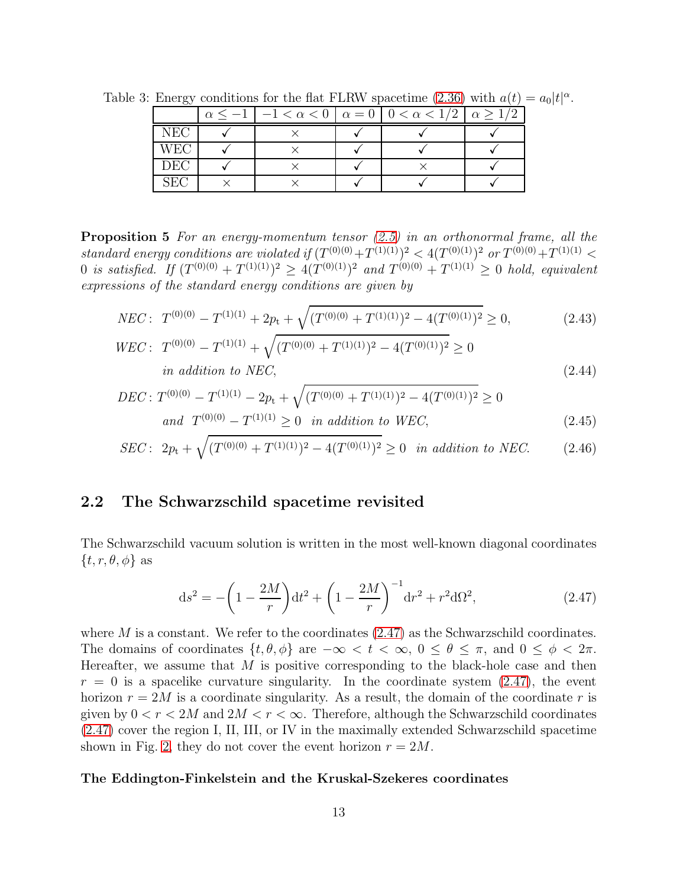Table 3: Energy conditions for the flat FLRW spacetime (2.36) with $a(t) = a_0|t|^\alpha$.

| | $\alpha \le -1$ | $-1 < \alpha < 0$ | $\alpha = 0$ | $0 < \alpha < 1/2$ | $\alpha \ge 1/2$ |
|---|---|---|---|---|---|
| NEC | ✓ | × | ✓ | ✓ | ✓ |
| WEC | ✓ | × | ✓ | ✓ | ✓ |
| DEC | ✓ | × | ✓ | × | ✓ |
| SEC | × | × | ✓ | ✓ | ✓ |

**Proposition 5** *For an energy-momentum tensor (2.5) in an orthonormal frame, all the standard energy conditions are violated if* $(T^{(0)(0)}+T^{(1)(1)})^2 < 4(T^{(0)(1)})^2$ *or* $T^{(0)(0)}+T^{(1)(1)} < 0$ *is satisfied. If* $(T^{(0)(0)} + T^{(1)(1)})^2 \ge 4(T^{(0)(1)})^2$ *and* $T^{(0)(0)} + T^{(1)(1)} \ge 0$ *hold, equivalent expressions of the standard energy conditions are given by*

$$\text{NEC}: \ T^{(0)(0)} - T^{(1)(1)} + 2p_\text{t} + \sqrt{(T^{(0)(0)} + T^{(1)(1)})^2 - 4(T^{(0)(1)})^2} \ge 0, \tag{2.43}$$

$$\text{WEC}: \ T^{(0)(0)} - T^{(1)(1)} + \sqrt{(T^{(0)(0)} + T^{(1)(1)})^2 - 4(T^{(0)(1)})^2} \ge 0 \quad \text{in addition to NEC}, \tag{2.44}$$

$$\text{DEC}: T^{(0)(0)} - T^{(1)(1)} - 2p_\text{t} + \sqrt{(T^{(0)(0)} + T^{(1)(1)})^2 - 4(T^{(0)(1)})^2} \ge 0 \quad \text{and} \ \ T^{(0)(0)} - T^{(1)(1)} \ge 0 \ \ \text{in addition to WEC}, \tag{2.45}$$

$$\text{SEC}: \ 2p_\text{t} + \sqrt{(T^{(0)(0)} + T^{(1)(1)})^2 - 4(T^{(0)(1)})^2} \ge 0 \ \ \text{in addition to NEC}. \tag{2.46}$$

## 2.2 The Schwarzschild spacetime revisited

The Schwarzschild vacuum solution is written in the most well-known diagonal coordinates $\{t, r, \theta, \phi\}$ as

$$\mathrm{d}s^2 = -\left(1 - \frac{2M}{r}\right)\mathrm{d}t^2 + \left(1 - \frac{2M}{r}\right)^{-1}\mathrm{d}r^2 + r^2\mathrm{d}\Omega^2, \tag{2.47}$$

where $M$ is a constant. We refer to the coordinates (2.47) as the Schwarzschild coordinates. The domains of coordinates $\{t, \theta, \phi\}$ are $-\infty < t < \infty$, $0 \le \theta \le \pi$, and $0 \le \phi < 2\pi$. Hereafter, we assume that $M$ is positive corresponding to the black-hole case and then $r = 0$ is a spacelike curvature singularity. In the coordinate system (2.47), the event horizon $r = 2M$ is a coordinate singularity. As a result, the domain of the coordinate $r$ is given by $0 < r < 2M$ and $2M < r < \infty$. Therefore, although the Schwarzschild coordinates (2.47) cover the region I, II, III, or IV in the maximally extended Schwarzschild spacetime shown in Fig. 2, they do not cover the event horizon $r = 2M$.

**The Eddington-Finkelstein and the Kruskal-Szekeres coordinates**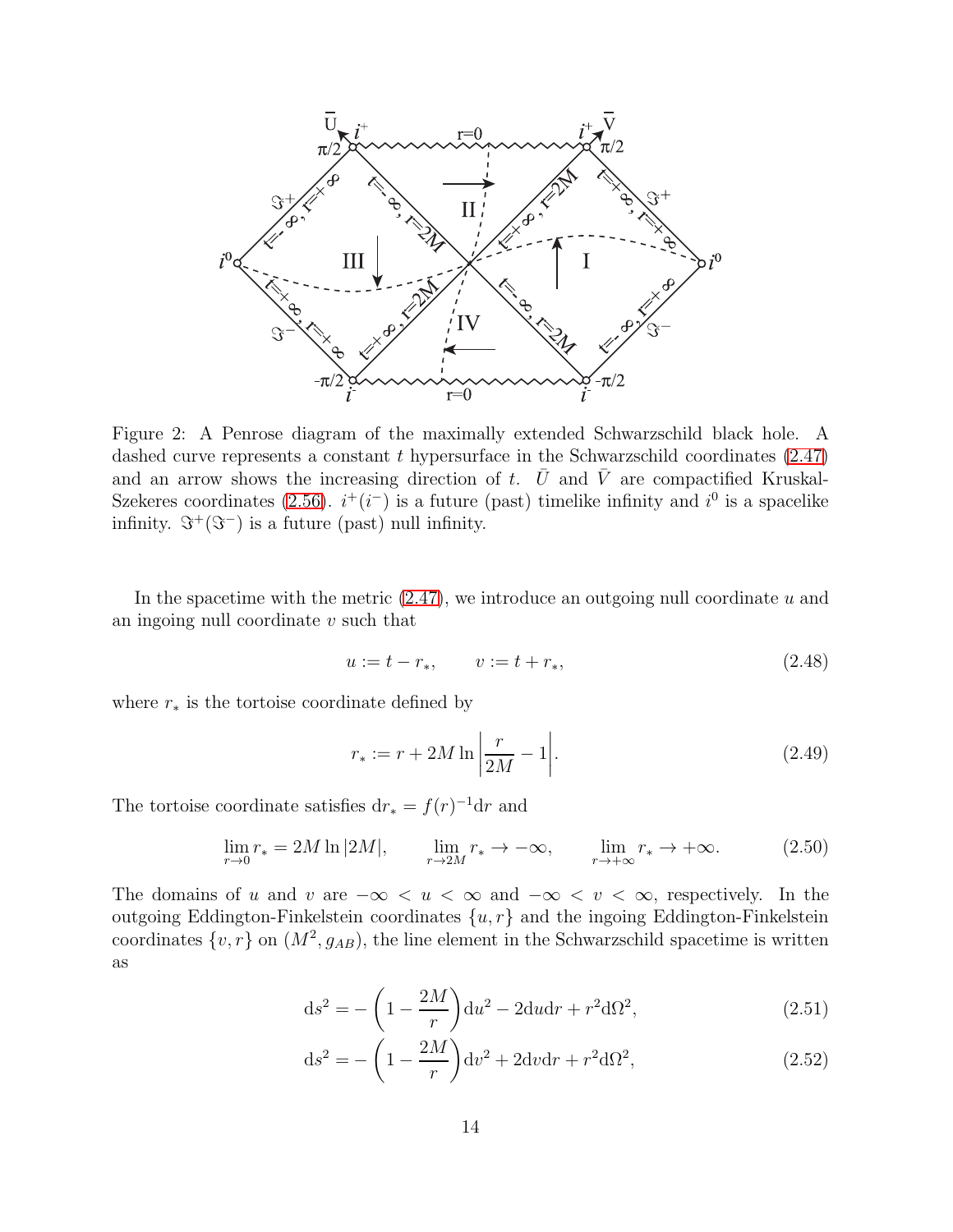Figure 2: A Penrose diagram of the maximally extended Schwarzschild black hole. A dashed curve represents a constant $t$ hypersurface in the Schwarzschild coordinates (2.47) and an arrow shows the increasing direction of $t$. $\bar{U}$ and $\bar{V}$ are compactified Kruskal-Szekeres coordinates (2.56). $i^+(i^-)$ is a future (past) timelike infinity and $i^0$ is a spacelike infinity. $\Im^+(\Im^-)$ is a future (past) null infinity.

In the spacetime with the metric (2.47), we introduce an outgoing null coordinate $u$ and an ingoing null coordinate $v$ such that

$$u := t - r_*, \qquad v := t + r_*, \tag{2.48}$$

where $r_*$ is the tortoise coordinate defined by

$$r_* := r + 2M \ln\left|\frac{r}{2M} - 1\right|. \tag{2.49}$$

The tortoise coordinate satisfies $\mathrm{d}r_* = f(r)^{-1}\mathrm{d}r$ and

$$\lim_{r\to 0} r_* = 2M\ln|2M|, \qquad \lim_{r\to 2M} r_* \to -\infty, \qquad \lim_{r\to +\infty} r_* \to +\infty. \tag{2.50}$$

The domains of $u$ and $v$ are $-\infty < u < \infty$ and $-\infty < v < \infty$, respectively. In the outgoing Eddington-Finkelstein coordinates $\{u, r\}$ and the ingoing Eddington-Finkelstein coordinates $\{v, r\}$ on $(M^2, g_{AB})$, the line element in the Schwarzschild spacetime is written as

$$\mathrm{d}s^2 = -\left(1 - \frac{2M}{r}\right)\mathrm{d}u^2 - 2\mathrm{d}u\mathrm{d}r + r^2\mathrm{d}\Omega^2, \tag{2.51}$$

$$\mathrm{d}s^2 = -\left(1 - \frac{2M}{r}\right)\mathrm{d}v^2 + 2\mathrm{d}v\mathrm{d}r + r^2\mathrm{d}\Omega^2, \tag{2.52}$$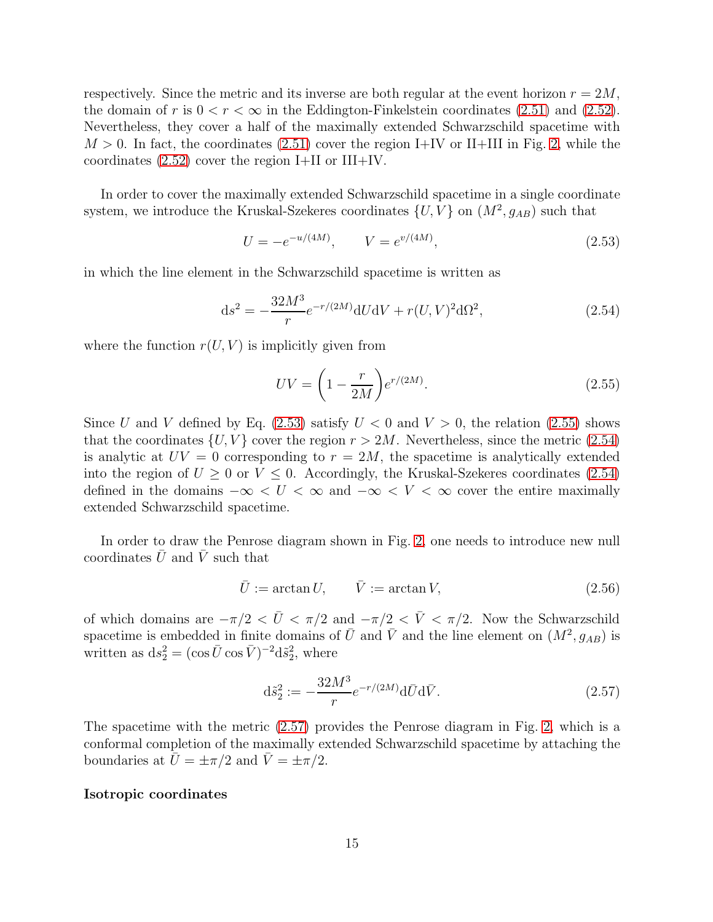respectively. Since the metric and its inverse are both regular at the event horizon $r = 2M$, the domain of $r$ is $0 < r < \infty$ in the Eddington-Finkelstein coordinates (2.51) and (2.52). Nevertheless, they cover a half of the maximally extended Schwarzschild spacetime with $M > 0$. In fact, the coordinates (2.51) cover the region I+IV or II+III in Fig. 2, while the coordinates (2.52) cover the region I+II or III+IV.

In order to cover the maximally extended Schwarzschild spacetime in a single coordinate system, we introduce the Kruskal-Szekeres coordinates $\{U, V\}$ on $(M^2, g_{AB})$ such that

$$U = -e^{-u/(4M)}, \qquad V = e^{v/(4M)}, \tag{2.53}$$

in which the line element in the Schwarzschild spacetime is written as

$$\mathrm{d}s^2 = -\frac{32M^3}{r}e^{-r/(2M)}\mathrm{d}U\mathrm{d}V + r(U,V)^2\mathrm{d}\Omega^2, \tag{2.54}$$

where the function $r(U, V)$ is implicitly given from

$$UV = \left(1 - \frac{r}{2M}\right)e^{r/(2M)}. \tag{2.55}$$

Since $U$ and $V$ defined by Eq. (2.53) satisfy $U < 0$ and $V > 0$, the relation (2.55) shows that the coordinates $\{U, V\}$ cover the region $r > 2M$. Nevertheless, since the metric (2.54) is analytic at $UV = 0$ corresponding to $r = 2M$, the spacetime is analytically extended into the region of $U \ge 0$ or $V \le 0$. Accordingly, the Kruskal-Szekeres coordinates (2.54) defined in the domains $-\infty < U < \infty$ and $-\infty < V < \infty$ cover the entire maximally extended Schwarzschild spacetime.

In order to draw the Penrose diagram shown in Fig. 2, one needs to introduce new null coordinates $\bar{U}$ and $\bar{V}$ such that

$$\bar{U} := \arctan U, \qquad \bar{V} := \arctan V, \tag{2.56}$$

of which domains are $-\pi/2 < \bar{U} < \pi/2$ and $-\pi/2 < \bar{V} < \pi/2$. Now the Schwarzschild spacetime is embedded in finite domains of $\bar{U}$ and $\bar{V}$ and the line element on $(M^2, g_{AB})$ is written as $\mathrm{d}s_2^2 = (\cos\bar{U}\cos\bar{V})^{-2}\mathrm{d}\tilde{s}_2^2$, where

$$\mathrm{d}\tilde{s}_2^2 := -\frac{32M^3}{r}e^{-r/(2M)}\mathrm{d}\bar{U}\mathrm{d}\bar{V}. \tag{2.57}$$

The spacetime with the metric (2.57) provides the Penrose diagram in Fig. 2, which is a conformal completion of the maximally extended Schwarzschild spacetime by attaching the boundaries at $\bar{U} = \pm\pi/2$ and $\bar{V} = \pm\pi/2$.

**Isotropic coordinates**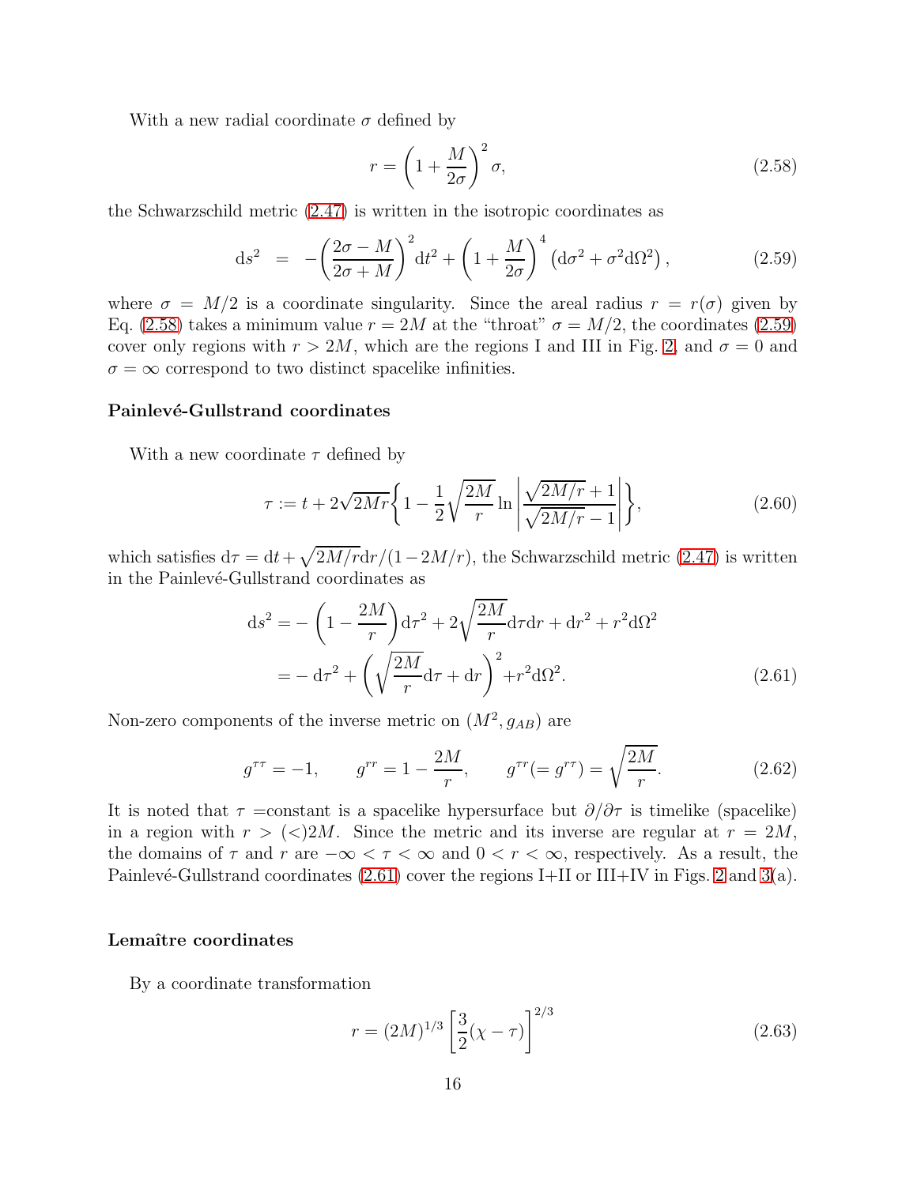With a new radial coordinate $\sigma$ defined by

$$r = \left(1 + \frac{M}{2\sigma}\right)^2 \sigma, \tag{2.58}$$

the Schwarzschild metric (2.47) is written in the isotropic coordinates as

$$\mathrm{d}s^2 = -\left(\frac{2\sigma - M}{2\sigma + M}\right)^2 \mathrm{d}t^2 + \left(1 + \frac{M}{2\sigma}\right)^4 \left(\mathrm{d}\sigma^2 + \sigma^2 \mathrm{d}\Omega^2\right), \tag{2.59}$$

where $\sigma = M/2$ is a coordinate singularity. Since the areal radius $r = r(\sigma)$ given by Eq. (2.58) takes a minimum value $r = 2M$ at the "throat" $\sigma = M/2$, the coordinates (2.59) cover only regions with $r > 2M$, which are the regions I and III in Fig. 2, and $\sigma = 0$ and $\sigma = \infty$ correspond to two distinct spacelike infinities.

**Painlevé-Gullstrand coordinates**

With a new coordinate $\tau$ defined by

$$\tau := t + 2\sqrt{2Mr}\left\{1 - \frac{1}{2}\sqrt{\frac{2M}{r}} \ln\left|\frac{\sqrt{2M/r} + 1}{\sqrt{2M/r} - 1}\right|\right\}, \tag{2.60}$$

which satisfies $\mathrm{d}\tau = \mathrm{d}t + \sqrt{2M/r}\mathrm{d}r/(1 - 2M/r)$, the Schwarzschild metric (2.47) is written in the Painlevé-Gullstrand coordinates as

$$\begin{aligned} \mathrm{d}s^2 &= -\left(1 - \frac{2M}{r}\right)\mathrm{d}\tau^2 + 2\sqrt{\frac{2M}{r}}\mathrm{d}\tau\mathrm{d}r + \mathrm{d}r^2 + r^2\mathrm{d}\Omega^2 \\ &= -\mathrm{d}\tau^2 + \left(\sqrt{\frac{2M}{r}}\mathrm{d}\tau + \mathrm{d}r\right)^2 + r^2\mathrm{d}\Omega^2. \end{aligned} \tag{2.61}$$

Non-zero components of the inverse metric on $(M^2, g_{AB})$ are

$$g^{\tau\tau} = -1, \qquad g^{rr} = 1 - \frac{2M}{r}, \qquad g^{\tau r}(= g^{r\tau}) = \sqrt{\frac{2M}{r}}. \tag{2.62}$$

It is noted that $\tau =$constant is a spacelike hypersurface but $\partial/\partial\tau$ is timelike (spacelike) in a region with $r > (<) 2M$. Since the metric and its inverse are regular at $r = 2M$, the domains of $\tau$ and $r$ are $-\infty < \tau < \infty$ and $0 < r < \infty$, respectively. As a result, the Painlevé-Gullstrand coordinates (2.61) cover the regions I+II or III+IV in Figs. 2 and 3(a).

**Lemaître coordinates**

By a coordinate transformation

$$r = (2M)^{1/3}\left[\frac{3}{2}(\chi - \tau)\right]^{2/3} \tag{2.63}$$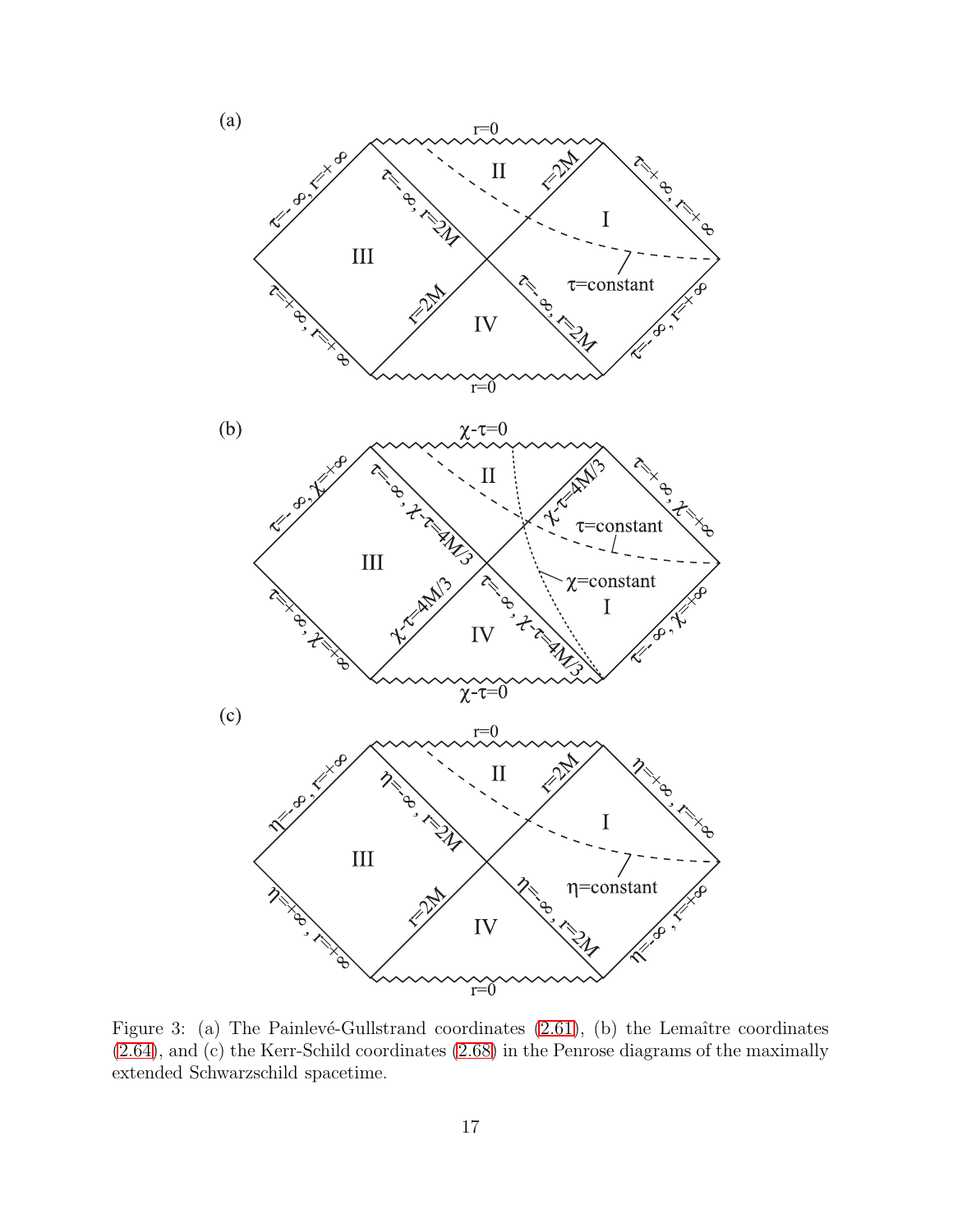Figure 3: (a) The Painlevé-Gullstrand coordinates (2.61), (b) the Lemaître coordinates (2.64), and (c) the Kerr-Schild coordinates (2.68) in the Penrose diagrams of the maximally extended Schwarzschild spacetime.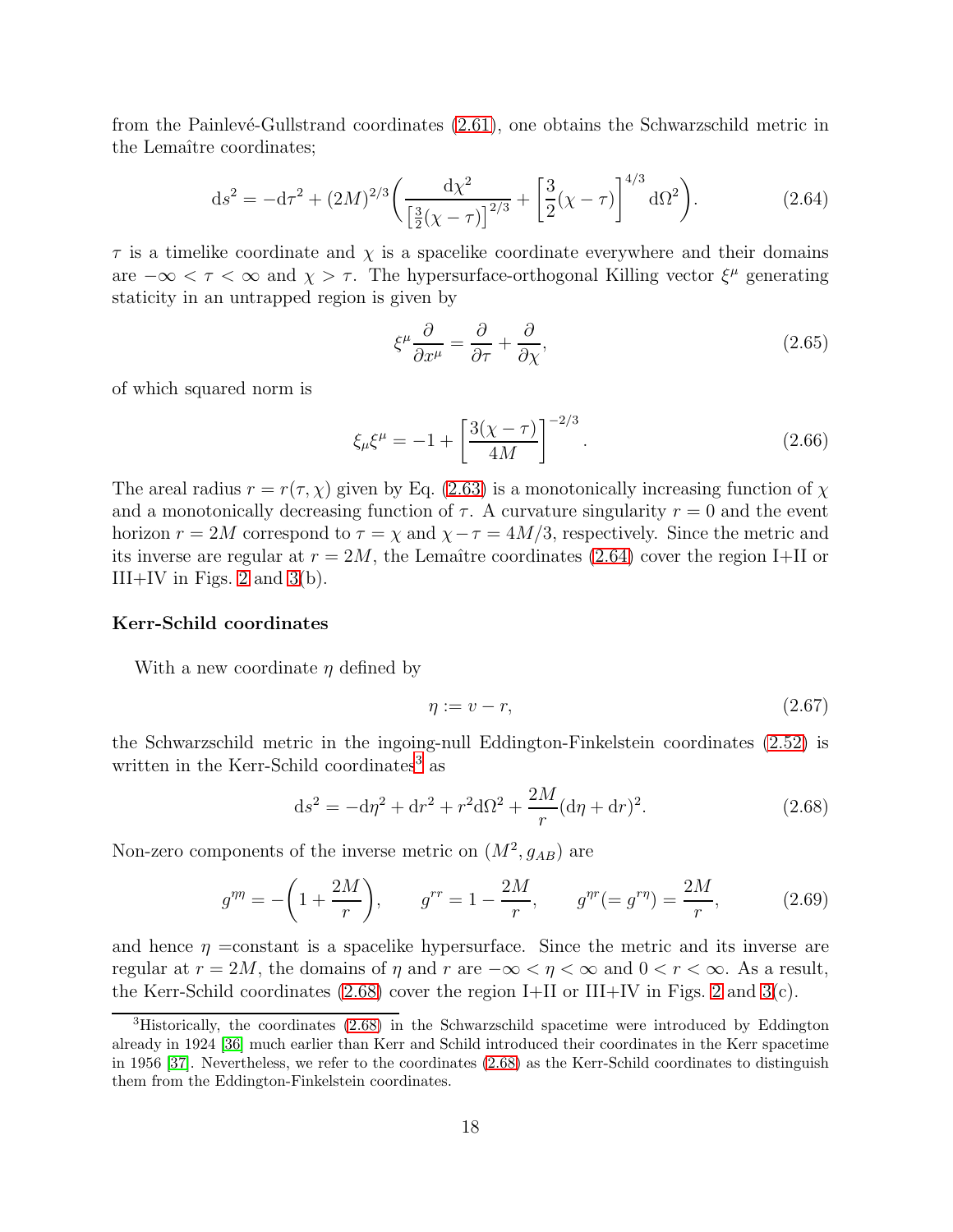from the Painlevé-Gullstrand coordinates (2.61), one obtains the Schwarzschild metric in the Lemaître coordinates;

$$\mathrm{d}s^2 = -\mathrm{d}\tau^2 + (2M)^{2/3}\biggl(\frac{\mathrm{d}\chi^2}{\left[\frac{3}{2}(\chi-\tau)\right]^{2/3}} + \left[\frac{3}{2}(\chi-\tau)\right]^{4/3}\mathrm{d}\Omega^2\biggr). \tag{2.64}$$

$\tau$ is a timelike coordinate and $\chi$ is a spacelike coordinate everywhere and their domains are $-\infty < \tau < \infty$ and $\chi > \tau$. The hypersurface-orthogonal Killing vector $\xi^\mu$ generating staticity in an untrapped region is given by

$$\xi^\mu \frac{\partial}{\partial x^\mu} = \frac{\partial}{\partial \tau} + \frac{\partial}{\partial \chi}, \tag{2.65}$$

of which squared norm is

$$\xi_\mu \xi^\mu = -1 + \left[\frac{3(\chi-\tau)}{4M}\right]^{-2/3}. \tag{2.66}$$

The areal radius $r = r(\tau, \chi)$ given by Eq. (2.63) is a monotonically increasing function of $\chi$ and a monotonically decreasing function of $\tau$. A curvature singularity $r = 0$ and the event horizon $r = 2M$ correspond to $\tau = \chi$ and $\chi - \tau = 4M/3$, respectively. Since the metric and its inverse are regular at $r = 2M$, the Lemaître coordinates (2.64) cover the region I+II or III+IV in Figs. 2 and 3(b).

**Kerr-Schild coordinates**

With a new coordinate $\eta$ defined by

$$\eta := v - r, \tag{2.67}$$

the Schwarzschild metric in the ingoing-null Eddington-Finkelstein coordinates (2.52) is written in the Kerr-Schild coordinates[3] as

$$\mathrm{d}s^2 = -\mathrm{d}\eta^2 + \mathrm{d}r^2 + r^2\mathrm{d}\Omega^2 + \frac{2M}{r}(\mathrm{d}\eta + \mathrm{d}r)^2. \tag{2.68}$$

Non-zero components of the inverse metric on $(M^2, g_{AB})$ are

$$g^{\eta\eta} = -\biggl(1 + \frac{2M}{r}\biggr), \qquad g^{rr} = 1 - \frac{2M}{r}, \qquad g^{\eta r}(= g^{r\eta}) = \frac{2M}{r}, \tag{2.69}$$

and hence $\eta$ =constant is a spacelike hypersurface. Since the metric and its inverse are regular at $r = 2M$, the domains of $\eta$ and $r$ are $-\infty < \eta < \infty$ and $0 < r < \infty$. As a result, the Kerr-Schild coordinates (2.68) cover the region I+II or III+IV in Figs. 2 and 3(c).

---

[3] Historically, the coordinates (2.68) in the Schwarzschild spacetime were introduced by Eddington already in 1924 [36] much earlier than Kerr and Schild introduced their coordinates in the Kerr spacetime in 1956 [37]. Nevertheless, we refer to the coordinates (2.68) as the Kerr-Schild coordinates to distinguish them from the Eddington-Finkelstein coordinates.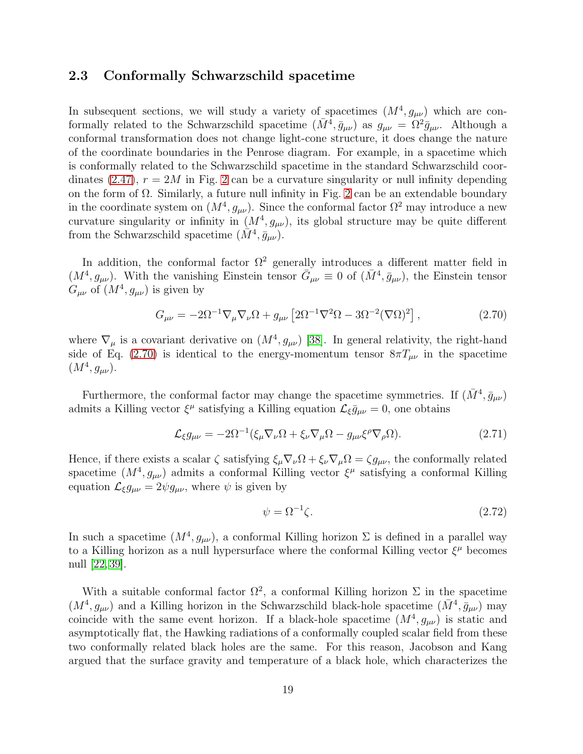### 2.3 Conformally Schwarzschild spacetime

In subsequent sections, we will study a variety of spacetimes $(M^4, g_{\mu\nu})$ which are conformally related to the Schwarzschild spacetime $(\bar{M}^4, \bar{g}_{\mu\nu})$ as $g_{\mu\nu} = \Omega^2 \bar{g}_{\mu\nu}$. Although a conformal transformation does not change light-cone structure, it does change the nature of the coordinate boundaries in the Penrose diagram. For example, in a spacetime which is conformally related to the Schwarzschild spacetime in the standard Schwarzschild coordinates (2.47), $r = 2M$ in Fig. 2 can be a curvature singularity or null infinity depending on the form of $\Omega$. Similarly, a future null infinity in Fig. 2 can be an extendable boundary in the coordinate system on $(M^4, g_{\mu\nu})$. Since the conformal factor $\Omega^2$ may introduce a new curvature singularity or infinity in $(M^4, g_{\mu\nu})$, its global structure may be quite different from the Schwarzschild spacetime $(\bar{M}^4, \bar{g}_{\mu\nu})$.

In addition, the conformal factor $\Omega^2$ generally introduces a different matter field in $(M^4, g_{\mu\nu})$. With the vanishing Einstein tensor $\bar{G}_{\mu\nu} \equiv 0$ of $(\bar{M}^4, \bar{g}_{\mu\nu})$, the Einstein tensor $G_{\mu\nu}$ of $(M^4, g_{\mu\nu})$ is given by

$$G_{\mu\nu} = -2\Omega^{-1}\nabla_\mu \nabla_\nu \Omega + g_{\mu\nu}\left[2\Omega^{-1}\nabla^2\Omega - 3\Omega^{-2}(\nabla\Omega)^2\right], \tag{2.70}$$

where $\nabla_\mu$ is a covariant derivative on $(M^4, g_{\mu\nu})$ [38]. In general relativity, the right-hand side of Eq. (2.70) is identical to the energy-momentum tensor $8\pi T_{\mu\nu}$ in the spacetime $(M^4, g_{\mu\nu})$.

Furthermore, the conformal factor may change the spacetime symmetries. If $(\bar{M}^4, \bar{g}_{\mu\nu})$ admits a Killing vector $\xi^\mu$ satisfying a Killing equation $\mathcal{L}_\xi \bar{g}_{\mu\nu} = 0$, one obtains

$$\mathcal{L}_\xi g_{\mu\nu} = -2\Omega^{-1}(\xi_\mu \nabla_\nu \Omega + \xi_\nu \nabla_\mu \Omega - g_{\mu\nu}\xi^\rho \nabla_\rho \Omega). \tag{2.71}$$

Hence, if there exists a scalar $\zeta$ satisfying $\xi_\mu \nabla_\nu \Omega + \xi_\nu \nabla_\mu \Omega = \zeta g_{\mu\nu}$, the conformally related spacetime $(M^4, g_{\mu\nu})$ admits a conformal Killing vector $\xi^\mu$ satisfying a conformal Killing equation $\mathcal{L}_\xi g_{\mu\nu} = 2\psi g_{\mu\nu}$, where $\psi$ is given by

$$\psi = \Omega^{-1}\zeta. \tag{2.72}$$

In such a spacetime $(M^4, g_{\mu\nu})$, a conformal Killing horizon $\Sigma$ is defined in a parallel way to a Killing horizon as a null hypersurface where the conformal Killing vector $\xi^\mu$ becomes null [22, 39].

With a suitable conformal factor $\Omega^2$, a conformal Killing horizon $\Sigma$ in the spacetime $(M^4, g_{\mu\nu})$ and a Killing horizon in the Schwarzschild black-hole spacetime $(\bar{M}^4, \bar{g}_{\mu\nu})$ may coincide with the same event horizon. If a black-hole spacetime $(M^4, g_{\mu\nu})$ is static and asymptotically flat, the Hawking radiations of a conformally coupled scalar field from these two conformally related black holes are the same. For this reason, Jacobson and Kang argued that the surface gravity and temperature of a black hole, which characterizes the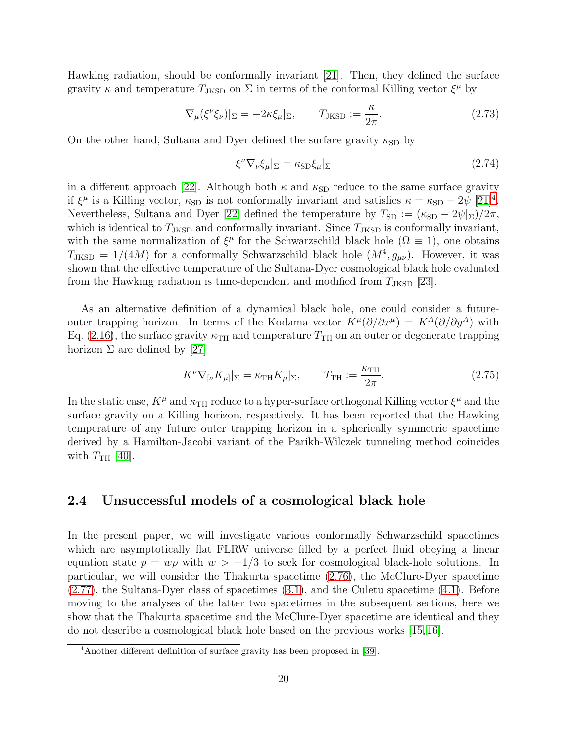Hawking radiation, should be conformally invariant [21]. Then, they defined the surface gravity $\kappa$ and temperature $T_{\rm JKSD}$ on $\Sigma$ in terms of the conformal Killing vector $\xi^\mu$ by

$$\nabla_\mu(\xi^\nu\xi_\nu)|_\Sigma = -2\kappa\xi_\mu|_\Sigma, \qquad T_{\rm JKSD} := \frac{\kappa}{2\pi}. \tag{2.73}$$

On the other hand, Sultana and Dyer defined the surface gravity $\kappa_{\rm SD}$ by

$$\xi^\nu\nabla_\nu\xi_\mu|_\Sigma = \kappa_{\rm SD}\xi_\mu|_\Sigma \tag{2.74}$$

in a different approach [22]. Although both $\kappa$ and $\kappa_{\rm SD}$ reduce to the same surface gravity if $\xi^\mu$ is a Killing vector, $\kappa_{\rm SD}$ is not conformally invariant and satisfies $\kappa = \kappa_{\rm SD} - 2\psi$ [21][4]. Nevertheless, Sultana and Dyer [22] defined the temperature by $T_{\rm SD} := (\kappa_{\rm SD} - 2\psi|_\Sigma)/2\pi$, which is identical to $T_{\rm JKSD}$ and conformally invariant. Since $T_{\rm JKSD}$ is conformally invariant, with the same normalization of $\xi^\mu$ for the Schwarzschild black hole ($\Omega \equiv 1$), one obtains $T_{\rm JKSD} = 1/(4M)$ for a conformally Schwarzschild black hole $(M^4, g_{\mu\nu})$. However, it was shown that the effective temperature of the Sultana-Dyer cosmological black hole evaluated from the Hawking radiation is time-dependent and modified from $T_{\rm JKSD}$ [23].

As an alternative definition of a dynamical black hole, one could consider a future-outer trapping horizon. In terms of the Kodama vector $K^\mu(\partial/\partial x^\mu) = K^A(\partial/\partial y^A)$ with Eq. (2.16), the surface gravity $\kappa_{\rm TH}$ and temperature $T_{\rm TH}$ on an outer or degenerate trapping horizon $\Sigma$ are defined by [27]

$$K^\nu\nabla_{[\nu}K_{\mu]}|_\Sigma = \kappa_{\rm TH}K_\mu|_\Sigma, \qquad T_{\rm TH} := \frac{\kappa_{\rm TH}}{2\pi}. \tag{2.75}$$

In the static case, $K^\mu$ and $\kappa_{\rm TH}$ reduce to a hyper-surface orthogonal Killing vector $\xi^\mu$ and the surface gravity on a Killing horizon, respectively. It has been reported that the Hawking temperature of any future outer trapping horizon in a spherically symmetric spacetime derived by a Hamilton-Jacobi variant of the Parikh-Wilczek tunneling method coincides with $T_{\rm TH}$ [40].

## 2.4 Unsuccessful models of a cosmological black hole

In the present paper, we will investigate various conformally Schwarzschild spacetimes which are asymptotically flat FLRW universe filled by a perfect fluid obeying a linear equation state $p = w\rho$ with $w > -1/3$ to seek for cosmological black-hole solutions. In particular, we will consider the Thakurta spacetime (2.76), the McClure-Dyer spacetime (2.77), the Sultana-Dyer class of spacetimes (3.1), and the Culetu spacetime (4.1). Before moving to the analyses of the latter two spacetimes in the subsequent sections, here we show that the Thakurta spacetime and the McClure-Dyer spacetime are identical and they do not describe a cosmological black hole based on the previous works [15, 16].

[4] Another different definition of surface gravity has been proposed in [39].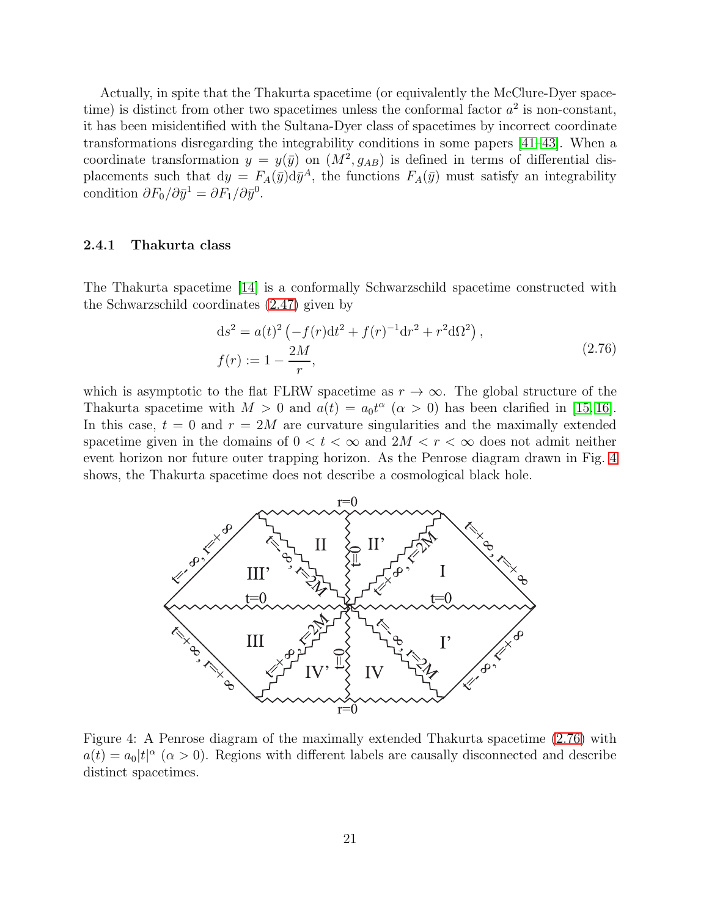Actually, in spite that the Thakurta spacetime (or equivalently the McClure-Dyer spacetime) is distinct from other two spacetimes unless the conformal factor $a^2$ is non-constant, it has been misidentified with the Sultana-Dyer class of spacetimes by incorrect coordinate transformations disregarding the integrability conditions in some papers [41–43]. When a coordinate transformation $y = y(\bar{y})$ on $(M^2, g_{AB})$ is defined in terms of differential displacements such that $\mathrm{d}y = F_A(\bar{y})\mathrm{d}\bar{y}^A$, the functions $F_A(\bar{y})$ must satisfy an integrability condition $\partial F_0/\partial \bar{y}^1 = \partial F_1/\partial \bar{y}^0$.

### 2.4.1 Thakurta class

The Thakurta spacetime [14] is a conformally Schwarzschild spacetime constructed with the Schwarzschild coordinates (2.47) given by

$$
\begin{aligned}
\mathrm{d}s^2 &= a(t)^2 \left(-f(r)\mathrm{d}t^2 + f(r)^{-1}\mathrm{d}r^2 + r^2\mathrm{d}\Omega^2\right), \\
f(r) &:= 1 - \frac{2M}{r},
\end{aligned}
\tag{2.76}
$$

which is asymptotic to the flat FLRW spacetime as $r \to \infty$. The global structure of the Thakurta spacetime with $M > 0$ and $a(t) = a_0 t^\alpha$ ($\alpha > 0$) has been clarified in [15, 16]. In this case, $t = 0$ and $r = 2M$ are curvature singularities and the maximally extended spacetime given in the domains of $0 < t < \infty$ and $2M < r < \infty$ does not admit neither event horizon nor future outer trapping horizon. As the Penrose diagram drawn in Fig. 4 shows, the Thakurta spacetime does not describe a cosmological black hole.

Figure 4: A Penrose diagram of the maximally extended Thakurta spacetime (2.76) with $a(t) = a_0|t|^\alpha$ ($\alpha > 0$). Regions with different labels are causally disconnected and describe distinct spacetimes.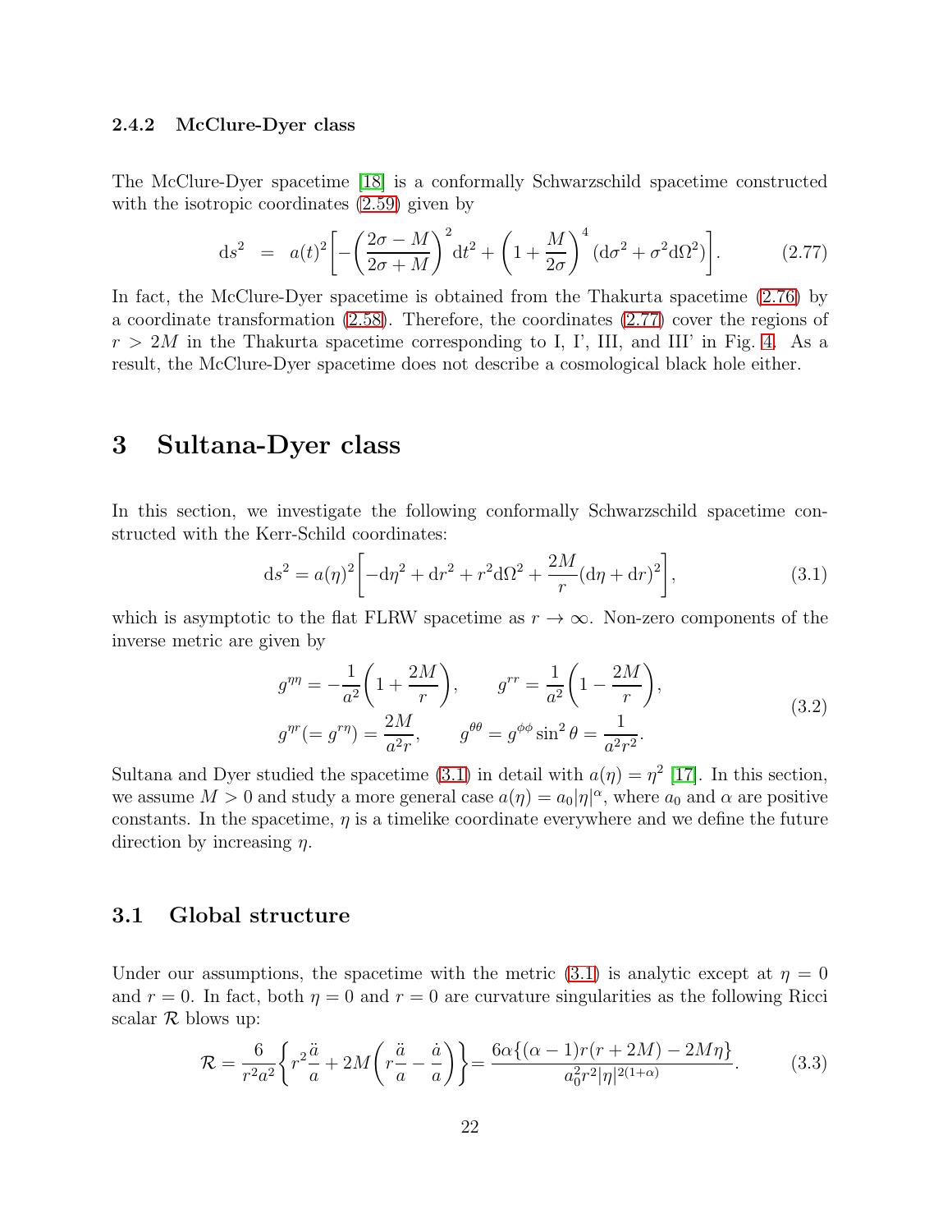### 2.4.2 McClure-Dyer class

The McClure-Dyer spacetime [18] is a conformally Schwarzschild spacetime constructed with the isotropic coordinates (2.59) given by

$$\mathrm{d}s^2 \;=\; a(t)^2\bigg[-\bigg(\frac{2\sigma - M}{2\sigma + M}\bigg)^2 \mathrm{d}t^2 + \bigg(1 + \frac{M}{2\sigma}\bigg)^4 (\mathrm{d}\sigma^2 + \sigma^2 \mathrm{d}\Omega^2)\bigg]. \tag{2.77}$$

In fact, the McClure-Dyer spacetime is obtained from the Thakurta spacetime (2.76) by a coordinate transformation (2.58). Therefore, the coordinates (2.77) cover the regions of $r > 2M$ in the Thakurta spacetime corresponding to I, I', III, and III' in Fig. 4. As a result, the McClure-Dyer spacetime does not describe a cosmological black hole either.

# 3 Sultana-Dyer class

In this section, we investigate the following conformally Schwarzschild spacetime constructed with the Kerr-Schild coordinates:

$$\mathrm{d}s^2 = a(\eta)^2\bigg[-\mathrm{d}\eta^2 + \mathrm{d}r^2 + r^2\mathrm{d}\Omega^2 + \frac{2M}{r}(\mathrm{d}\eta + \mathrm{d}r)^2\bigg], \tag{3.1}$$

which is asymptotic to the flat FLRW spacetime as $r \to \infty$. Non-zero components of the inverse metric are given by

$$\begin{aligned} g^{\eta\eta} &= -\frac{1}{a^2}\bigg(1 + \frac{2M}{r}\bigg), \qquad g^{rr} = \frac{1}{a^2}\bigg(1 - \frac{2M}{r}\bigg), \\ g^{\eta r}(= g^{r\eta}) &= \frac{2M}{a^2 r}, \qquad g^{\theta\theta} = g^{\phi\phi}\sin^2\theta = \frac{1}{a^2 r^2}. \end{aligned} \tag{3.2}$$

Sultana and Dyer studied the spacetime (3.1) in detail with $a(\eta) = \eta^2$ [17]. In this section, we assume $M > 0$ and study a more general case $a(\eta) = a_0|\eta|^\alpha$, where $a_0$ and $\alpha$ are positive constants. In the spacetime, $\eta$ is a timelike coordinate everywhere and we define the future direction by increasing $\eta$.

## 3.1 Global structure

Under our assumptions, the spacetime with the metric (3.1) is analytic except at $\eta = 0$ and $r = 0$. In fact, both $\eta = 0$ and $r = 0$ are curvature singularities as the following Ricci scalar $\mathcal{R}$ blows up:

$$\mathcal{R} = \frac{6}{r^2 a^2}\bigg\{r^2\frac{\ddot{a}}{a} + 2M\bigg(r\frac{\ddot{a}}{a} - \frac{\dot{a}}{a}\bigg)\bigg\} = \frac{6\alpha\{(\alpha - 1)r(r + 2M) - 2M\eta\}}{a_0^2 r^2 |\eta|^{2(1+\alpha)}}. \tag{3.3}$$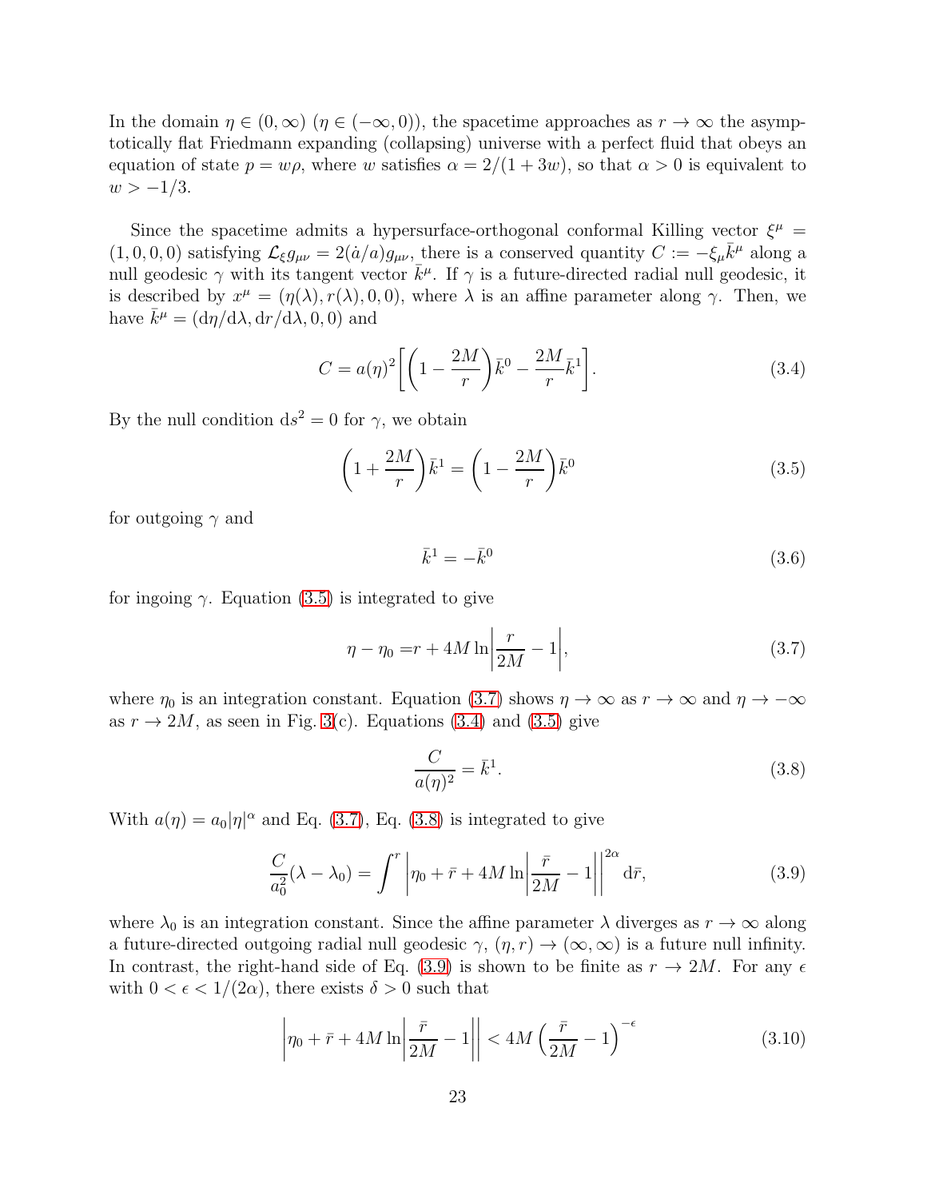In the domain $\eta \in (0, \infty)$ ($\eta \in (-\infty, 0)$), the spacetime approaches as $r \to \infty$ the asymptotically flat Friedmann expanding (collapsing) universe with a perfect fluid that obeys an equation of state $p = w\rho$, where $w$ satisfies $\alpha = 2/(1 + 3w)$, so that $\alpha > 0$ is equivalent to $w > -1/3$.

Since the spacetime admits a hypersurface-orthogonal conformal Killing vector $\xi^\mu = (1, 0, 0, 0)$ satisfying $\mathcal{L}_\xi g_{\mu\nu} = 2(\dot{a}/a)g_{\mu\nu}$, there is a conserved quantity $C := -\xi_\mu \bar{k}^\mu$ along a null geodesic $\gamma$ with its tangent vector $\bar{k}^\mu$. If $\gamma$ is a future-directed radial null geodesic, it is described by $x^\mu = (\eta(\lambda), r(\lambda), 0, 0)$, where $\lambda$ is an affine parameter along $\gamma$. Then, we have $\bar{k}^\mu = (\mathrm{d}\eta/\mathrm{d}\lambda, \mathrm{d}r/\mathrm{d}\lambda, 0, 0)$ and

$$C = a(\eta)^2 \left[ \left(1 - \frac{2M}{r}\right) \bar{k}^0 - \frac{2M}{r} \bar{k}^1 \right]. \tag{3.4}$$

By the null condition $\mathrm{d}s^2 = 0$ for $\gamma$, we obtain

$$\left(1 + \frac{2M}{r}\right) \bar{k}^1 = \left(1 - \frac{2M}{r}\right) \bar{k}^0 \tag{3.5}$$

for outgoing $\gamma$ and

$$\bar{k}^1 = -\bar{k}^0 \tag{3.6}$$

for ingoing $\gamma$. Equation (3.5) is integrated to give

$$\eta - \eta_0 = r + 4M \ln\left|\frac{r}{2M} - 1\right|, \tag{3.7}$$

where $\eta_0$ is an integration constant. Equation (3.7) shows $\eta \to \infty$ as $r \to \infty$ and $\eta \to -\infty$ as $r \to 2M$, as seen in Fig. 3(c). Equations (3.4) and (3.5) give

$$\frac{C}{a(\eta)^2} = \bar{k}^1. \tag{3.8}$$

With $a(\eta) = a_0 |\eta|^\alpha$ and Eq. (3.7), Eq. (3.8) is integrated to give

$$\frac{C}{a_0^2}(\lambda - \lambda_0) = \int^r \left| \eta_0 + \bar{r} + 4M \ln\left|\frac{\bar{r}}{2M} - 1\right| \right|^{2\alpha} \mathrm{d}\bar{r}, \tag{3.9}$$

where $\lambda_0$ is an integration constant. Since the affine parameter $\lambda$ diverges as $r \to \infty$ along a future-directed outgoing radial null geodesic $\gamma$, $(\eta, r) \to (\infty, \infty)$ is a future null infinity. In contrast, the right-hand side of Eq. (3.9) is shown to be finite as $r \to 2M$. For any $\epsilon$ with $0 < \epsilon < 1/(2\alpha)$, there exists $\delta > 0$ such that

$$\left| \eta_0 + \bar{r} + 4M \ln\left|\frac{\bar{r}}{2M} - 1\right| \right| < 4M \left(\frac{\bar{r}}{2M} - 1\right)^{-\epsilon} \tag{3.10}$$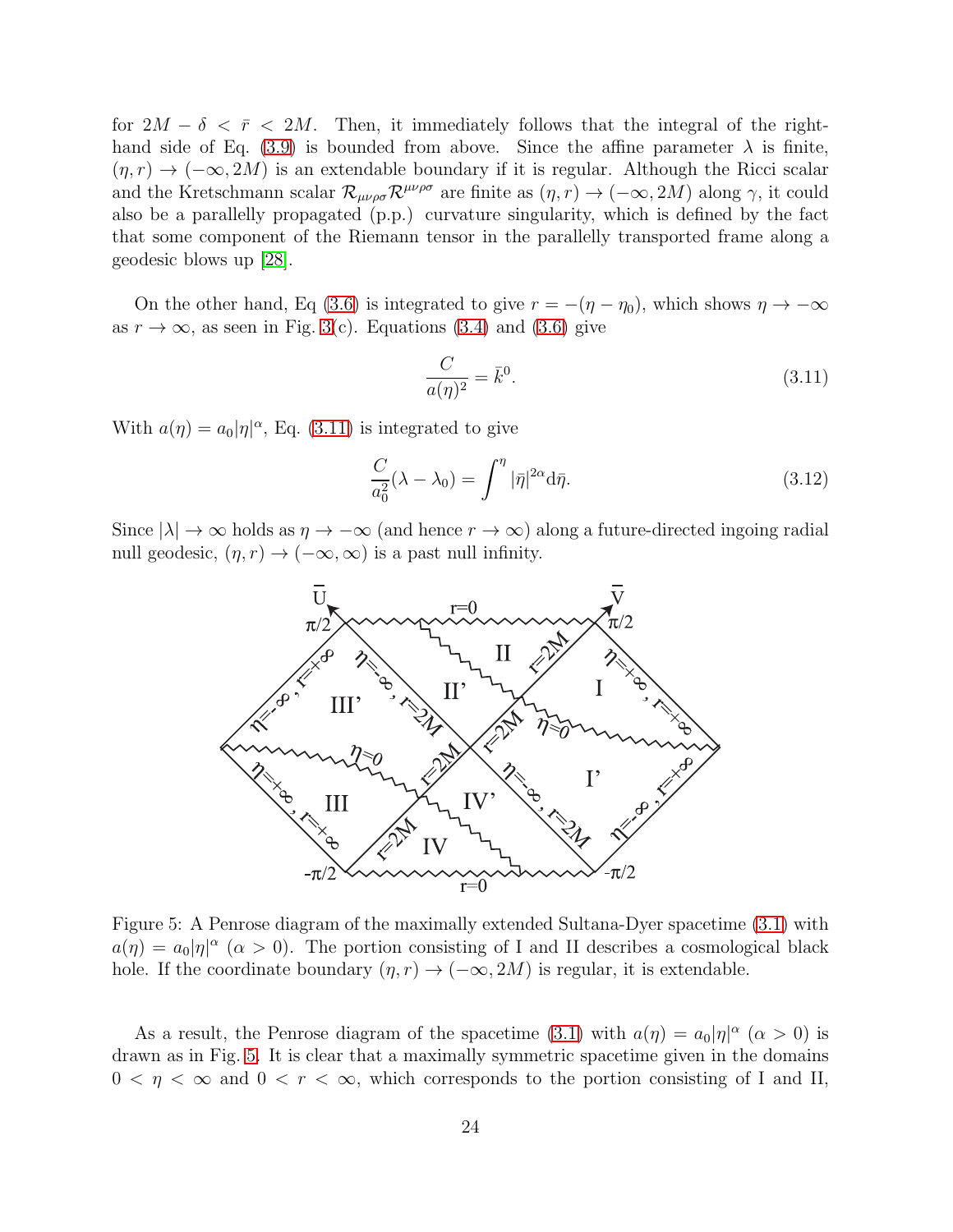for $2M - \delta < \bar{r} < 2M$. Then, it immediately follows that the integral of the right-hand side of Eq. (3.9) is bounded from above. Since the affine parameter $\lambda$ is finite, $(\eta, r) \to (-\infty, 2M)$ is an extendable boundary if it is regular. Although the Ricci scalar and the Kretschmann scalar $\mathcal{R}_{\mu\nu\rho\sigma}\mathcal{R}^{\mu\nu\rho\sigma}$ are finite as $(\eta, r) \to (-\infty, 2M)$ along $\gamma$, it could also be a parallelly propagated (p.p.) curvature singularity, which is defined by the fact that some component of the Riemann tensor in the parallelly transported frame along a geodesic blows up [28].

On the other hand, Eq (3.6) is integrated to give $r = -(\eta - \eta_0)$, which shows $\eta \to -\infty$ as $r \to \infty$, as seen in Fig. 3(c). Equations (3.4) and (3.6) give

$$\frac{C}{a(\eta)^2} = \bar{k}^0. \tag{3.11}$$

With $a(\eta) = a_0|\eta|^\alpha$, Eq. (3.11) is integrated to give

$$\frac{C}{a_0^2}(\lambda - \lambda_0) = \int^\eta |\bar{\eta}|^{2\alpha} \mathrm{d}\bar{\eta}. \tag{3.12}$$

Since $|\lambda| \to \infty$ holds as $\eta \to -\infty$ (and hence $r \to \infty$) along a future-directed ingoing radial null geodesic, $(\eta, r) \to (-\infty, \infty)$ is a past null infinity.

Figure 5: A Penrose diagram of the maximally extended Sultana-Dyer spacetime (3.1) with $a(\eta) = a_0|\eta|^\alpha$ ($\alpha > 0$). The portion consisting of I and II describes a cosmological black hole. If the coordinate boundary $(\eta, r) \to (-\infty, 2M)$ is regular, it is extendable.

As a result, the Penrose diagram of the spacetime (3.1) with $a(\eta) = a_0|\eta|^\alpha$ ($\alpha > 0$) is drawn as in Fig. 5. It is clear that a maximally symmetric spacetime given in the domains $0 < \eta < \infty$ and $0 < r < \infty$, which corresponds to the portion consisting of I and II,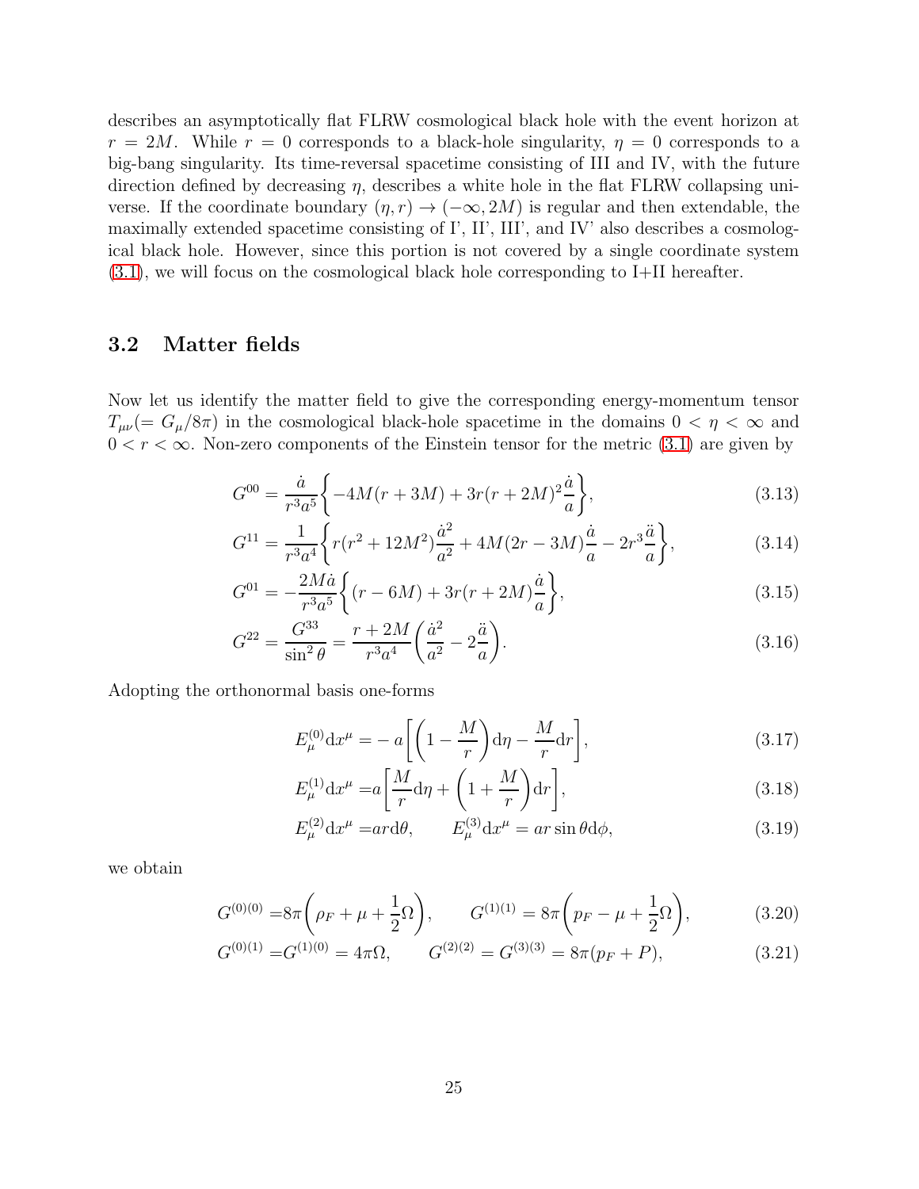describes an asymptotically flat FLRW cosmological black hole with the event horizon at $r = 2M$. While $r = 0$ corresponds to a black-hole singularity, $\eta = 0$ corresponds to a big-bang singularity. Its time-reversal spacetime consisting of III and IV, with the future direction defined by decreasing $\eta$, describes a white hole in the flat FLRW collapsing universe. If the coordinate boundary $(\eta, r) \to (-\infty, 2M)$ is regular and then extendable, the maximally extended spacetime consisting of I', II', III', and IV' also describes a cosmological black hole. However, since this portion is not covered by a single coordinate system (3.1), we will focus on the cosmological black hole corresponding to I+II hereafter.

### 3.2 Matter fields

Now let us identify the matter field to give the corresponding energy-momentum tensor $T_{\mu\nu}(= G_\mu/8\pi)$ in the cosmological black-hole spacetime in the domains $0 < \eta < \infty$ and $0 < r < \infty$. Non-zero components of the Einstein tensor for the metric (3.1) are given by

$$G^{00} = \frac{\dot{a}}{r^3 a^5}\bigg\{-4M(r+3M) + 3r(r+2M)^2\frac{\dot{a}}{a}\bigg\}, \tag{3.13}$$

$$G^{11} = \frac{1}{r^3 a^4}\bigg\{r(r^2+12M^2)\frac{\dot{a}^2}{a^2} + 4M(2r-3M)\frac{\dot{a}}{a} - 2r^3\frac{\ddot{a}}{a}\bigg\}, \tag{3.14}$$

$$G^{01} = -\frac{2M\dot{a}}{r^3 a^5}\bigg\{(r-6M) + 3r(r+2M)\frac{\dot{a}}{a}\bigg\}, \tag{3.15}$$

$$G^{22} = \frac{G^{33}}{\sin^2\theta} = \frac{r+2M}{r^3 a^4}\bigg(\frac{\dot{a}^2}{a^2} - 2\frac{\ddot{a}}{a}\bigg). \tag{3.16}$$

Adopting the orthonormal basis one-forms

$$E^{(0)}_\mu \mathrm{d}x^\mu = -a\bigg[\bigg(1 - \frac{M}{r}\bigg)\mathrm{d}\eta - \frac{M}{r}\mathrm{d}r\bigg], \tag{3.17}$$

$$E^{(1)}_\mu \mathrm{d}x^\mu = a\bigg[\frac{M}{r}\mathrm{d}\eta + \bigg(1 + \frac{M}{r}\bigg)\mathrm{d}r\bigg], \tag{3.18}$$

$$E^{(2)}_\mu \mathrm{d}x^\mu = ar\mathrm{d}\theta, \qquad E^{(3)}_\mu \mathrm{d}x^\mu = ar\sin\theta\mathrm{d}\phi, \tag{3.19}$$

we obtain

$$G^{(0)(0)} = 8\pi\bigg(\rho_F + \mu + \frac{1}{2}\Omega\bigg), \qquad G^{(1)(1)} = 8\pi\bigg(p_F - \mu + \frac{1}{2}\Omega\bigg), \tag{3.20}$$

$$G^{(0)(1)} = G^{(1)(0)} = 4\pi\Omega, \qquad G^{(2)(2)} = G^{(3)(3)} = 8\pi(p_F + P), \tag{3.21}$$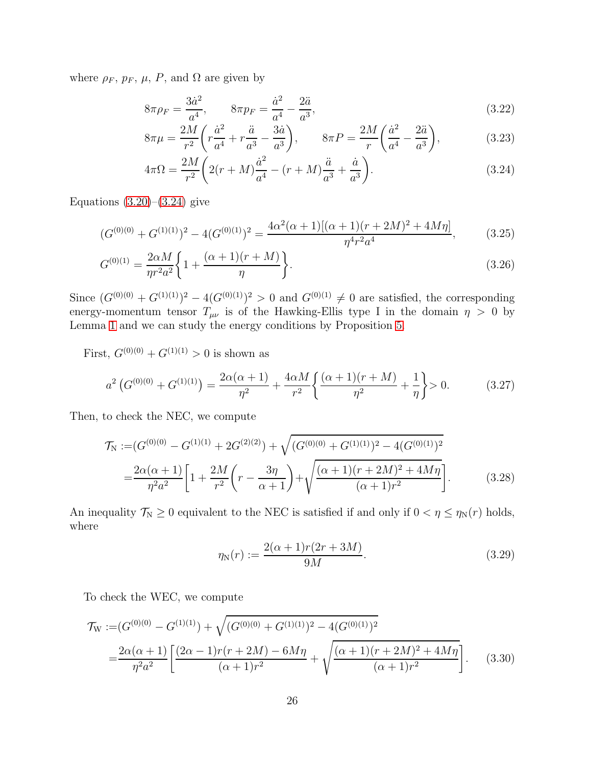where $\rho_F$, $p_F$, $\mu$, $P$, and $\Omega$ are given by

$$
8\pi\rho_F = \frac{3\dot{a}^2}{a^4}, \qquad 8\pi p_F = \frac{\dot{a}^2}{a^4} - \frac{2\ddot{a}}{a^3}, \tag{3.22}
$$

$$
8\pi\mu = \frac{2M}{r^2}\bigg(r\frac{\dot{a}^2}{a^4} + r\frac{\ddot{a}}{a^3} - \frac{3\dot{a}}{a^3}\bigg), \qquad 8\pi P = \frac{2M}{r}\bigg(\frac{\dot{a}^2}{a^4} - \frac{2\ddot{a}}{a^3}\bigg), \tag{3.23}
$$

$$
4\pi\Omega = \frac{2M}{r^2}\bigg(2(r+M)\frac{\dot{a}^2}{a^4} - (r+M)\frac{\ddot{a}}{a^3} + \frac{\dot{a}}{a^3}\bigg). \tag{3.24}
$$

Equations (3.20)–(3.24) give

$$
(G^{(0)(0)} + G^{(1)(1)})^2 - 4(G^{(0)(1)})^2 = \frac{4\alpha^2(\alpha+1)[(\alpha+1)(r+2M)^2 + 4M\eta]}{\eta^4 r^2 a^4}, \tag{3.25}
$$

$$
G^{(0)(1)} = \frac{2\alpha M}{\eta r^2 a^2}\bigg\{1 + \frac{(\alpha+1)(r+M)}{\eta}\bigg\}. \tag{3.26}
$$

Since $(G^{(0)(0)} + G^{(1)(1)})^2 - 4(G^{(0)(1)})^2 > 0$ and $G^{(0)(1)} \neq 0$ are satisfied, the corresponding energy-momentum tensor $T_{\mu\nu}$ is of the Hawking-Ellis type I in the domain $\eta > 0$ by Lemma 1 and we can study the energy conditions by Proposition 5.

First, $G^{(0)(0)} + G^{(1)(1)} > 0$ is shown as

$$
a^2\left(G^{(0)(0)} + G^{(1)(1)}\right) = \frac{2\alpha(\alpha+1)}{\eta^2} + \frac{4\alpha M}{r^2}\bigg\{\frac{(\alpha+1)(r+M)}{\eta^2} + \frac{1}{\eta}\bigg\} > 0. \tag{3.27}
$$

Then, to check the NEC, we compute

$$
\begin{aligned}
\mathcal{T}_{\rm N} :=& (G^{(0)(0)} - G^{(1)(1)} + 2G^{(2)(2)}) + \sqrt{(G^{(0)(0)} + G^{(1)(1)})^2 - 4(G^{(0)(1)})^2} \\
=& \frac{2\alpha(\alpha+1)}{\eta^2 a^2}\bigg[1 + \frac{2M}{r^2}\bigg(r - \frac{3\eta}{\alpha+1}\bigg) + \sqrt{\frac{(\alpha+1)(r+2M)^2 + 4M\eta}{(\alpha+1)r^2}}\bigg].
\end{aligned} \tag{3.28}
$$

An inequality $\mathcal{T}_{\rm N} \geq 0$ equivalent to the NEC is satisfied if and only if $0 < \eta \leq \eta_{\rm N}(r)$ holds, where

$$
\eta_{\rm N}(r) := \frac{2(\alpha+1)r(2r+3M)}{9M}. \tag{3.29}
$$

To check the WEC, we compute

$$
\begin{aligned}
\mathcal{T}_{\rm W} :=& (G^{(0)(0)} - G^{(1)(1)}) + \sqrt{(G^{(0)(0)} + G^{(1)(1)})^2 - 4(G^{(0)(1)})^2} \\
=& \frac{2\alpha(\alpha+1)}{\eta^2 a^2}\bigg[\frac{(2\alpha-1)r(r+2M) - 6M\eta}{(\alpha+1)r^2} + \sqrt{\frac{(\alpha+1)(r+2M)^2 + 4M\eta}{(\alpha+1)r^2}}\bigg].
\end{aligned} \tag{3.30}
$$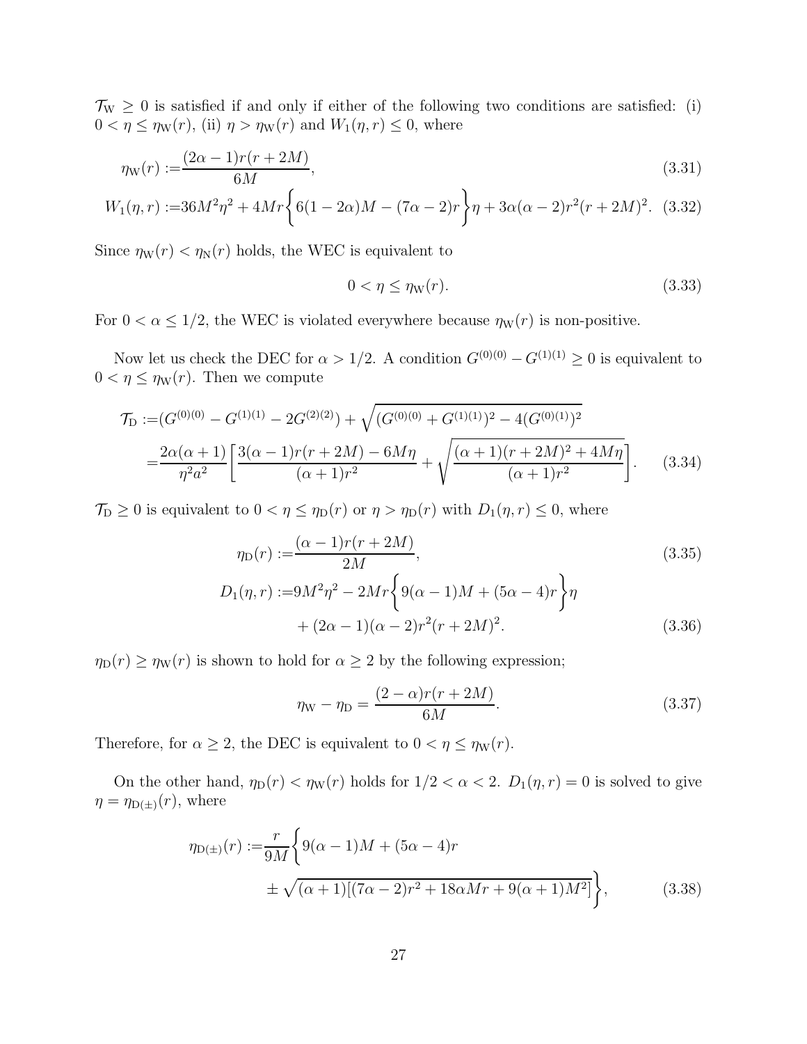$\mathcal{T}_{\rm W} \ge 0$ is satisfied if and only if either of the following two conditions are satisfied: (i) $0 < \eta \le \eta_{\rm W}(r)$, (ii) $\eta > \eta_{\rm W}(r)$ and $W_1(\eta, r) \le 0$, where

$$
\eta_{\rm W}(r) := \frac{(2\alpha-1)r(r+2M)}{6M}, \tag{3.31}
$$

$$
W_1(\eta, r) := 36M^2\eta^2 + 4Mr\biggl\{6(1-2\alpha)M - (7\alpha-2)r\biggr\}\eta + 3\alpha(\alpha-2)r^2(r+2M)^2. \tag{3.32}
$$

Since $\eta_{\rm W}(r) < \eta_{\rm N}(r)$ holds, the WEC is equivalent to

$$
0 < \eta \le \eta_{\rm W}(r). \tag{3.33}
$$

For $0 < \alpha \le 1/2$, the WEC is violated everywhere because $\eta_{\rm W}(r)$ is non-positive.

Now let us check the DEC for $\alpha > 1/2$. A condition $G^{(0)(0)} - G^{(1)(1)} \ge 0$ is equivalent to $0 < \eta \le \eta_{\rm W}(r)$. Then we compute

$$
\begin{aligned}
\mathcal{T}_{\rm D} :=& (G^{(0)(0)} - G^{(1)(1)} - 2G^{(2)(2)}) + \sqrt{(G^{(0)(0)} + G^{(1)(1)})^2 - 4(G^{(0)(1)})^2} \\
=& \frac{2\alpha(\alpha+1)}{\eta^2 a^2}\biggl[\frac{3(\alpha-1)r(r+2M) - 6M\eta}{(\alpha+1)r^2} + \sqrt{\frac{(\alpha+1)(r+2M)^2 + 4M\eta}{(\alpha+1)r^2}}\biggr].
\end{aligned} \tag{3.34}
$$

$\mathcal{T}_{\rm D} \ge 0$ is equivalent to $0 < \eta \le \eta_{\rm D}(r)$ or $\eta > \eta_{\rm D}(r)$ with $D_1(\eta, r) \le 0$, where

$$
\eta_{\rm D}(r) := \frac{(\alpha-1)r(r+2M)}{2M}, \tag{3.35}
$$

$$
\begin{aligned}
D_1(\eta, r) :=& 9M^2\eta^2 - 2Mr\biggl\{9(\alpha-1)M + (5\alpha-4)r\biggr\}\eta \\
&+ (2\alpha-1)(\alpha-2)r^2(r+2M)^2.
\end{aligned} \tag{3.36}
$$

$\eta_{\rm D}(r) \ge \eta_{\rm W}(r)$ is shown to hold for $\alpha \ge 2$ by the following expression;

$$
\eta_{\rm W} - \eta_{\rm D} = \frac{(2-\alpha)r(r+2M)}{6M}. \tag{3.37}
$$

Therefore, for $\alpha \ge 2$, the DEC is equivalent to $0 < \eta \le \eta_{\rm W}(r)$.

On the other hand, $\eta_{\rm D}(r) < \eta_{\rm W}(r)$ holds for $1/2 < \alpha < 2$. $D_1(\eta, r) = 0$ is solved to give $\eta = \eta_{{\rm D}(\pm)}(r)$, where

$$
\begin{aligned}
\eta_{{\rm D}(\pm)}(r) :=& \frac{r}{9M}\biggl\{9(\alpha-1)M + (5\alpha-4)r \\
&\pm \sqrt{(\alpha+1)[(7\alpha-2)r^2 + 18\alpha Mr + 9(\alpha+1)M^2]}\biggr\},
\end{aligned} \tag{3.38}
$$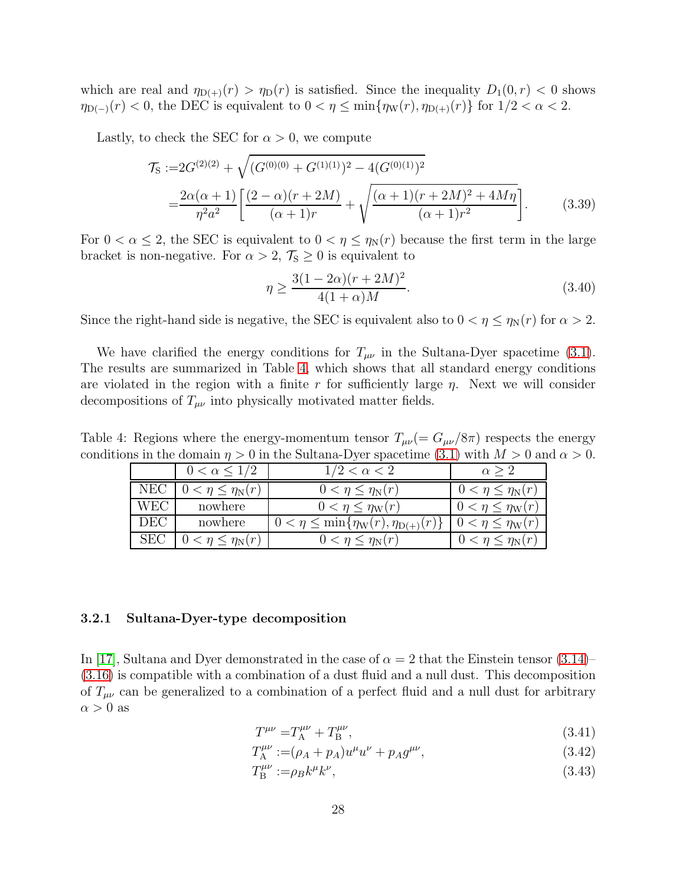which are real and $\eta_{\rm D(+)}(r) > \eta_{\rm D}(r)$ is satisfied. Since the inequality $D_1(0,r) < 0$ shows $\eta_{\rm D(-)}(r) < 0$, the DEC is equivalent to $0 < \eta \le \min\{\eta_{\rm W}(r), \eta_{\rm D(+)}(r)\}$ for $1/2 < \alpha < 2$.

Lastly, to check the SEC for $\alpha > 0$, we compute

$$
\begin{aligned}
\mathcal{T}_{\rm S} :=& 2G^{(2)(2)} + \sqrt{(G^{(0)(0)} + G^{(1)(1)})^2 - 4(G^{(0)(1)})^2} \\
=& \frac{2\alpha(\alpha+1)}{\eta^2 a^2}\left[\frac{(2-\alpha)(r+2M)}{(\alpha+1)r} + \sqrt{\frac{(\alpha+1)(r+2M)^2 + 4M\eta}{(\alpha+1)r^2}}\right].
\end{aligned} \tag{3.39}
$$

For $0 < \alpha \le 2$, the SEC is equivalent to $0 < \eta \le \eta_{\rm N}(r)$ because the first term in the large bracket is non-negative. For $\alpha > 2$, $\mathcal{T}_{\rm S} \ge 0$ is equivalent to

$$
\eta \ge \frac{3(1-2\alpha)(r+2M)^2}{4(1+\alpha)M}. \tag{3.40}
$$

Since the right-hand side is negative, the SEC is equivalent also to $0 < \eta \le \eta_{\rm N}(r)$ for $\alpha > 2$.

We have clarified the energy conditions for $T_{\mu\nu}$ in the Sultana-Dyer spacetime (3.1). The results are summarized in Table 4, which shows that all standard energy conditions are violated in the region with a finite $r$ for sufficiently large $\eta$. Next we will consider decompositions of $T_{\mu\nu}$ into physically motivated matter fields.

Table 4: Regions where the energy-momentum tensor $T_{\mu\nu}(= G_{\mu\nu}/8\pi)$ respects the energy conditions in the domain $\eta > 0$ in the Sultana-Dyer spacetime (3.1) with $M > 0$ and $\alpha > 0$.

| | $0 < \alpha \le 1/2$ | $1/2 < \alpha < 2$ | $\alpha \ge 2$ |
|---|---|---|---|
| NEC | $0 < \eta \le \eta_{\rm N}(r)$ | $0 < \eta \le \eta_{\rm N}(r)$ | $0 < \eta \le \eta_{\rm N}(r)$ |
| WEC | nowhere | $0 < \eta \le \eta_{\rm W}(r)$ | $0 < \eta \le \eta_{\rm W}(r)$ |
| DEC | nowhere | $0 < \eta \le \min\{\eta_{\rm W}(r), \eta_{\rm D(+)}(r)\}$ | $0 < \eta \le \eta_{\rm W}(r)$ |
| SEC | $0 < \eta \le \eta_{\rm N}(r)$ | $0 < \eta \le \eta_{\rm N}(r)$ | $0 < \eta \le \eta_{\rm N}(r)$ |

### 3.2.1 Sultana-Dyer-type decomposition

In [17], Sultana and Dyer demonstrated in the case of $\alpha = 2$ that the Einstein tensor (3.14)–(3.16) is compatible with a combination of a dust fluid and a null dust. This decomposition of $T_{\mu\nu}$ can be generalized to a combination of a perfect fluid and a null dust for arbitrary $\alpha > 0$ as

$$
T^{\mu\nu} = T^{\mu\nu}_{\rm A} + T^{\mu\nu}_{\rm B}, \tag{3.41}
$$

$$
T^{\mu\nu}_{\rm A} := (\rho_A + p_A)u^\mu u^\nu + p_A g^{\mu\nu}, \tag{3.42}
$$

$$
T^{\mu\nu}_{\rm B} := \rho_B k^\mu k^\nu, \tag{3.43}
$$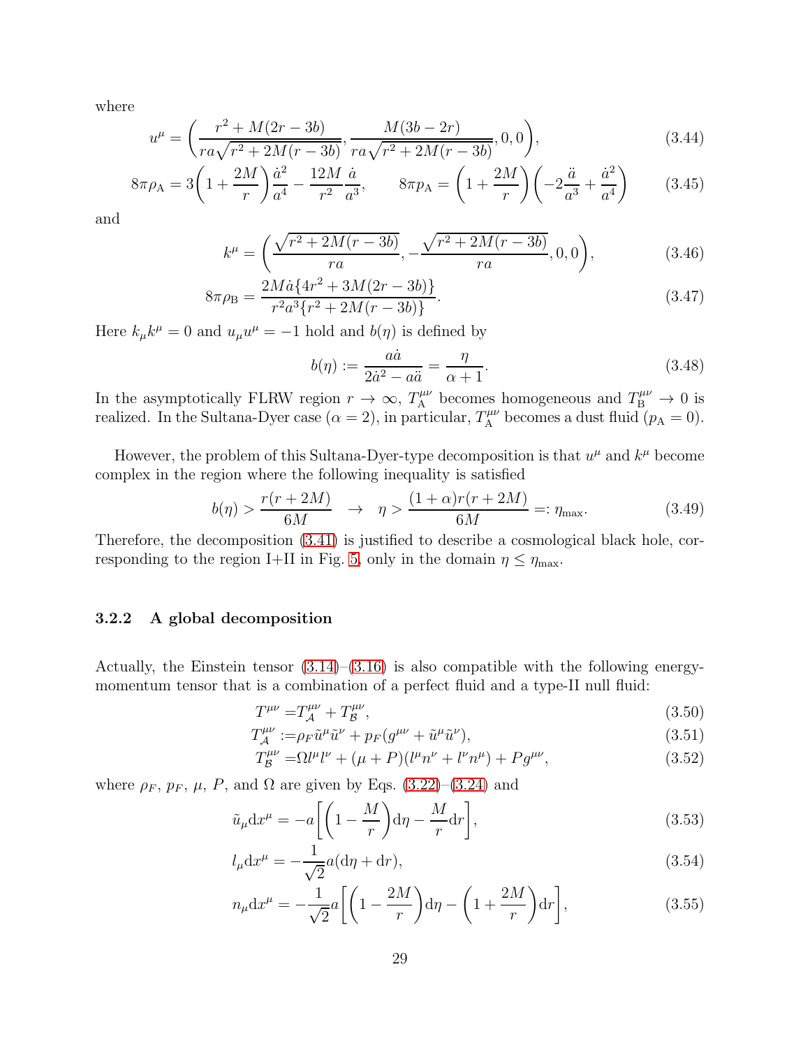where

$$u^\mu = \left( \frac{r^2 + M(2r - 3b)}{ra\sqrt{r^2 + 2M(r - 3b)}}, \frac{M(3b - 2r)}{ra\sqrt{r^2 + 2M(r - 3b)}}, 0, 0 \right), \tag{3.44}$$

$$8\pi\rho_{\rm A} = 3\left(1 + \frac{2M}{r}\right)\frac{\dot{a}^2}{a^4} - \frac{12M}{r^2}\frac{\dot{a}}{a^3}, \qquad 8\pi p_{\rm A} = \left(1 + \frac{2M}{r}\right)\left(-2\frac{\ddot{a}}{a^3} + \frac{\dot{a}^2}{a^4}\right) \tag{3.45}$$

and

$$k^\mu = \left( \frac{\sqrt{r^2 + 2M(r - 3b)}}{ra}, -\frac{\sqrt{r^2 + 2M(r - 3b)}}{ra}, 0, 0 \right), \tag{3.46}$$

$$8\pi\rho_{\rm B} = \frac{2M\dot{a}\{4r^2 + 3M(2r - 3b)\}}{r^2 a^3 \{r^2 + 2M(r - 3b)\}}. \tag{3.47}$$

Here $k_\mu k^\mu = 0$ and $u_\mu u^\mu = -1$ hold and $b(\eta)$ is defined by

$$b(\eta) := \frac{a\dot{a}}{2\dot{a}^2 - a\ddot{a}} = \frac{\eta}{\alpha + 1}. \tag{3.48}$$

In the asymptotically FLRW region $r \to \infty$, $T_{\rm A}^{\mu\nu}$ becomes homogeneous and $T_{\rm B}^{\mu\nu} \to 0$ is realized. In the Sultana-Dyer case ($\alpha = 2$), in particular, $T_{\rm A}^{\mu\nu}$ becomes a dust fluid ($p_{\rm A} = 0$).

However, the problem of this Sultana-Dyer-type decomposition is that $u^\mu$ and $k^\mu$ become complex in the region where the following inequality is satisfied

$$b(\eta) > \frac{r(r + 2M)}{6M} \quad \to \quad \eta > \frac{(1 + \alpha)r(r + 2M)}{6M} =: \eta_{\rm max}. \tag{3.49}$$

Therefore, the decomposition (3.41) is justified to describe a cosmological black hole, corresponding to the region I+II in Fig. 5, only in the domain $\eta \le \eta_{\rm max}$.

### 3.2.2 A global decomposition

Actually, the Einstein tensor (3.14)–(3.16) is also compatible with the following energy-momentum tensor that is a combination of a perfect fluid and a type-II null fluid:

$$T^{\mu\nu} = T_{\mathcal{A}}^{\mu\nu} + T_{\mathcal{B}}^{\mu\nu}, \tag{3.50}$$

$$T_{\mathcal{A}}^{\mu\nu} := \rho_F \tilde{u}^\mu \tilde{u}^\nu + p_F (g^{\mu\nu} + \tilde{u}^\mu \tilde{u}^\nu), \tag{3.51}$$

$$T_{\mathcal{B}}^{\mu\nu} = \Omega l^\mu l^\nu + (\mu + P)(l^\mu n^\nu + l^\nu n^\mu) + P g^{\mu\nu}, \tag{3.52}$$

where $\rho_F$, $p_F$, $\mu$, $P$, and $\Omega$ are given by Eqs. (3.22)–(3.24) and

$$\tilde{u}_\mu {\rm d}x^\mu = -a\left[\left(1 - \frac{M}{r}\right){\rm d}\eta - \frac{M}{r}{\rm d}r\right], \tag{3.53}$$

$$l_\mu {\rm d}x^\mu = -\frac{1}{\sqrt{2}}a({\rm d}\eta + {\rm d}r), \tag{3.54}$$

$$n_\mu {\rm d}x^\mu = -\frac{1}{\sqrt{2}}a\left[\left(1 - \frac{2M}{r}\right){\rm d}\eta - \left(1 + \frac{2M}{r}\right){\rm d}r\right], \tag{3.55}$$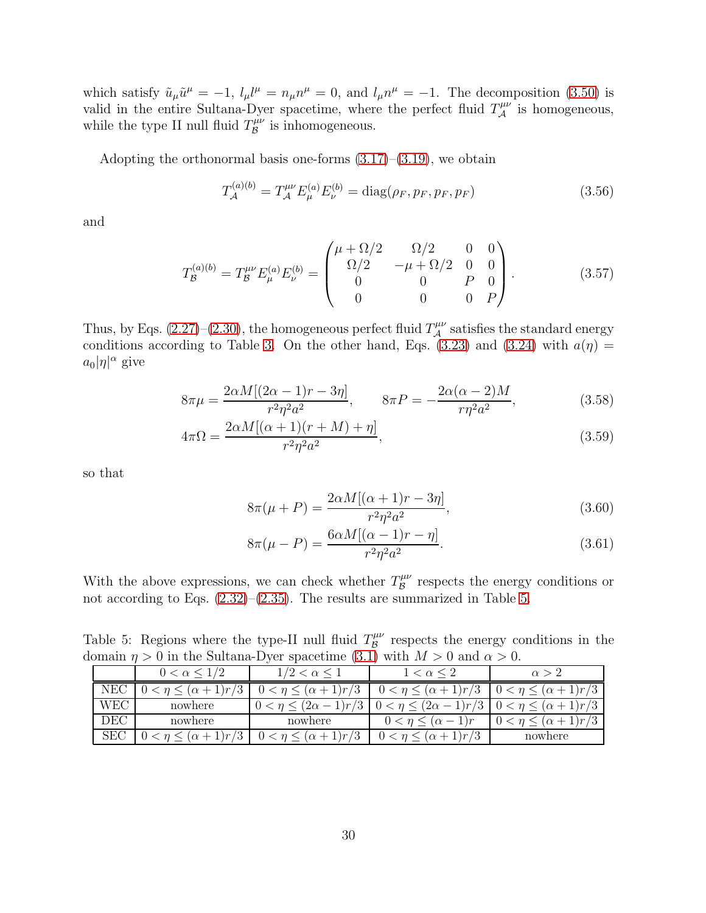which satisfy $\tilde{u}_\mu \tilde{u}^\mu = -1$, $l_\mu l^\mu = n_\mu n^\mu = 0$, and $l_\mu n^\mu = -1$. The decomposition (3.50) is valid in the entire Sultana-Dyer spacetime, where the perfect fluid $T^{\mu\nu}_{\mathcal{A}}$ is homogeneous, while the type II null fluid $T^{\mu\nu}_{\mathcal{B}}$ is inhomogeneous.

Adopting the orthonormal basis one-forms (3.17)–(3.19), we obtain

$$T^{(a)(b)}_{\mathcal{A}} = T^{\mu\nu}_{\mathcal{A}} E^{(a)}_\mu E^{(b)}_\nu = \mathrm{diag}(\rho_F, p_F, p_F, p_F) \tag{3.56}$$

and

$$T^{(a)(b)}_{\mathcal{B}} = T^{\mu\nu}_{\mathcal{B}} E^{(a)}_\mu E^{(b)}_\nu = \begin{pmatrix} \mu + \Omega/2 & \Omega/2 & 0 & 0 \\ \Omega/2 & -\mu + \Omega/2 & 0 & 0 \\ 0 & 0 & P & 0 \\ 0 & 0 & 0 & P \end{pmatrix}. \tag{3.57}$$

Thus, by Eqs. (2.27)–(2.30), the homogeneous perfect fluid $T^{\mu\nu}_{\mathcal{A}}$ satisfies the standard energy conditions according to Table 3. On the other hand, Eqs. (3.23) and (3.24) with $a(\eta) = a_0|\eta|^\alpha$ give

$$8\pi\mu = \frac{2\alpha M[(2\alpha - 1)r - 3\eta]}{r^2\eta^2 a^2}, \qquad 8\pi P = -\frac{2\alpha(\alpha - 2)M}{r\eta^2 a^2}, \tag{3.58}$$

$$4\pi\Omega = \frac{2\alpha M[(\alpha + 1)(r + M) + \eta]}{r^2\eta^2 a^2}, \tag{3.59}$$

so that

$$8\pi(\mu + P) = \frac{2\alpha M[(\alpha + 1)r - 3\eta]}{r^2\eta^2 a^2}, \tag{3.60}$$

$$8\pi(\mu - P) = \frac{6\alpha M[(\alpha - 1)r - \eta]}{r^2\eta^2 a^2}. \tag{3.61}$$

With the above expressions, we can check whether $T^{\mu\nu}_{\mathcal{B}}$ respects the energy conditions or not according to Eqs. (2.32)–(2.35). The results are summarized in Table 5.

Table 5: Regions where the type-II null fluid $T^{\mu\nu}_{\mathcal{B}}$ respects the energy conditions in the domain $\eta > 0$ in the Sultana-Dyer spacetime (3.1) with $M > 0$ and $\alpha > 0$.

| | $0 < \alpha \le 1/2$ | $1/2 < \alpha \le 1$ | $1 < \alpha \le 2$ | $\alpha > 2$ |
|---|---|---|---|---|
| NEC | $0 < \eta \le (\alpha+1)r/3$ | $0 < \eta \le (\alpha+1)r/3$ | $0 < \eta \le (\alpha+1)r/3$ | $0 < \eta \le (\alpha+1)r/3$ |
| WEC | nowhere | $0 < \eta \le (2\alpha-1)r/3$ | $0 < \eta \le (2\alpha-1)r/3$ | $0 < \eta \le (\alpha+1)r/3$ |
| DEC | nowhere | nowhere | $0 < \eta \le (\alpha-1)r$ | $0 < \eta \le (\alpha+1)r/3$ |
| SEC | $0 < \eta \le (\alpha+1)r/3$ | $0 < \eta \le (\alpha+1)r/3$ | $0 < \eta \le (\alpha+1)r/3$ | nowhere |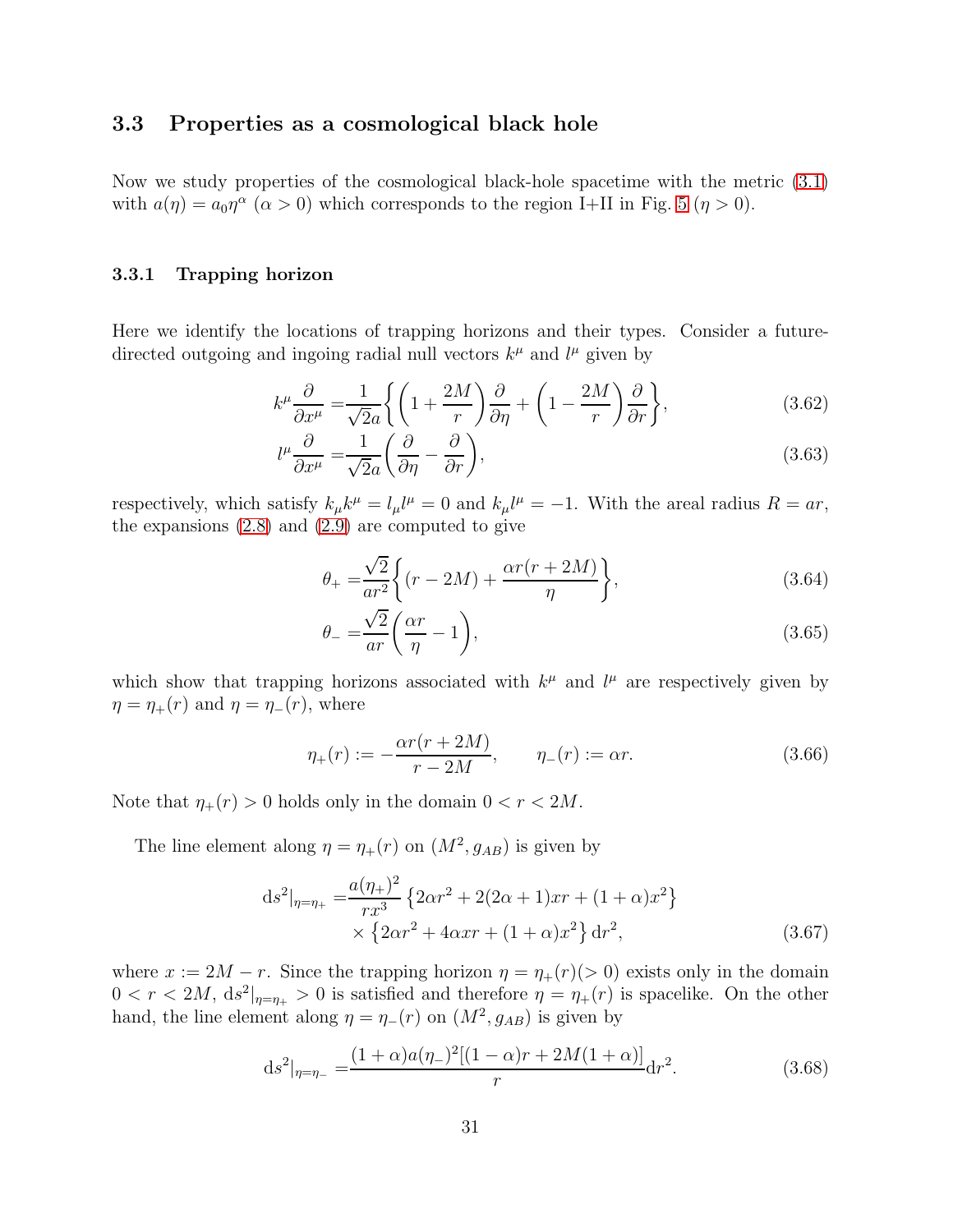### 3.3 Properties as a cosmological black hole

Now we study properties of the cosmological black-hole spacetime with the metric (3.1) with $a(\eta) = a_0\eta^\alpha$ ($\alpha > 0$) which corresponds to the region I+II in Fig. 5 ($\eta > 0$).

#### 3.3.1 Trapping horizon

Here we identify the locations of trapping horizons and their types. Consider a future-directed outgoing and ingoing radial null vectors $k^\mu$ and $l^\mu$ given by

$$
k^\mu \frac{\partial}{\partial x^\mu} = \frac{1}{\sqrt{2}a}\left\{\left(1+\frac{2M}{r}\right)\frac{\partial}{\partial \eta} + \left(1-\frac{2M}{r}\right)\frac{\partial}{\partial r}\right\}, \tag{3.62}
$$

$$
l^\mu \frac{\partial}{\partial x^\mu} = \frac{1}{\sqrt{2}a}\left(\frac{\partial}{\partial \eta} - \frac{\partial}{\partial r}\right), \tag{3.63}
$$

respectively, which satisfy $k_\mu k^\mu = l_\mu l^\mu = 0$ and $k_\mu l^\mu = -1$. With the areal radius $R = ar$, the expansions (2.8) and (2.9) are computed to give

$$
\theta_+ = \frac{\sqrt{2}}{ar^2}\left\{(r-2M) + \frac{\alpha r(r+2M)}{\eta}\right\}, \tag{3.64}
$$

$$
\theta_- = \frac{\sqrt{2}}{ar}\left(\frac{\alpha r}{\eta} - 1\right), \tag{3.65}
$$

which show that trapping horizons associated with $k^\mu$ and $l^\mu$ are respectively given by $\eta = \eta_+(r)$ and $\eta = \eta_-(r)$, where

$$
\eta_+(r) := -\frac{\alpha r(r+2M)}{r-2M}, \qquad \eta_-(r) := \alpha r. \tag{3.66}
$$

Note that $\eta_+(r) > 0$ holds only in the domain $0 < r < 2M$.

The line element along $\eta = \eta_+(r)$ on $(M^2, g_{AB})$ is given by

$$
\begin{aligned}
\mathrm{d}s^2|_{\eta=\eta_+} =& \frac{a(\eta_+)^2}{rx^3}\left\{2\alpha r^2 + 2(2\alpha+1)xr + (1+\alpha)x^2\right\} \\
&\times \left\{2\alpha r^2 + 4\alpha xr + (1+\alpha)x^2\right\}\mathrm{d}r^2,
\end{aligned} \tag{3.67}
$$

where $x := 2M - r$. Since the trapping horizon $\eta = \eta_+(r) (> 0)$ exists only in the domain $0 < r < 2M$, $\mathrm{d}s^2|_{\eta=\eta_+} > 0$ is satisfied and therefore $\eta = \eta_+(r)$ is spacelike. On the other hand, the line element along $\eta = \eta_-(r)$ on $(M^2, g_{AB})$ is given by

$$
\mathrm{d}s^2|_{\eta=\eta_-} = \frac{(1+\alpha)a(\eta_-)^2[(1-\alpha)r + 2M(1+\alpha)]}{r}\mathrm{d}r^2. \tag{3.68}
$$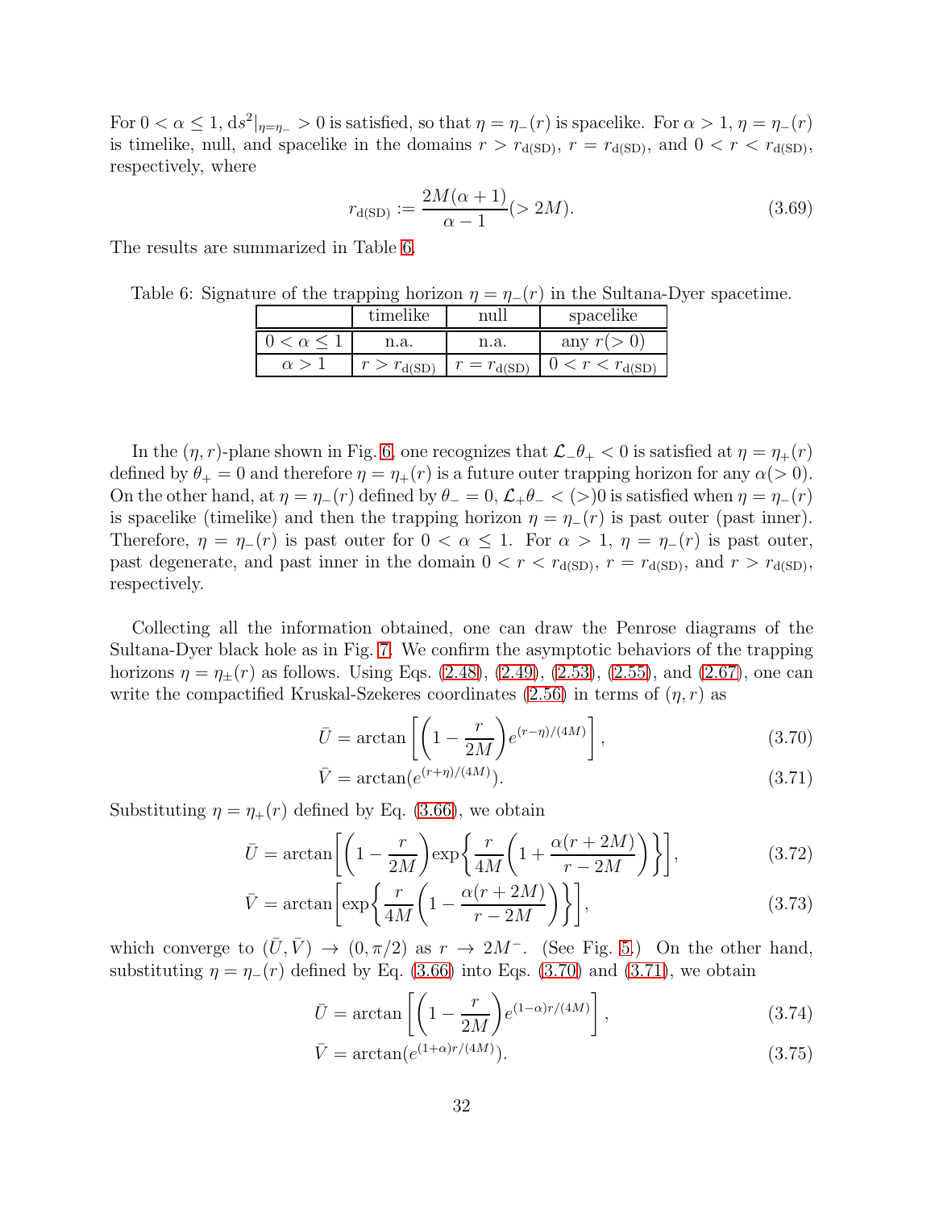For $0 < \alpha \le 1$, $\mathrm{d}s^2|_{\eta=\eta_-} > 0$ is satisfied, so that $\eta = \eta_-(r)$ is spacelike. For $\alpha > 1$, $\eta = \eta_-(r)$ is timelike, null, and spacelike in the domains $r > r_{\rm d(SD)}$, $r = r_{\rm d(SD)}$, and $0 < r < r_{\rm d(SD)}$, respectively, where

$$r_{\rm d(SD)} := \frac{2M(\alpha+1)}{\alpha-1} (> 2M). \tag{3.69}$$

The results are summarized in Table 6.

Table 6: Signature of the trapping horizon $\eta = \eta_-(r)$ in the Sultana-Dyer spacetime.

| | timelike | null | spacelike |
|---|---|---|---|
| $0 < \alpha \le 1$ | n.a. | n.a. | any $r(> 0)$ |
| $\alpha > 1$ | $r > r_{\rm d(SD)}$ | $r = r_{\rm d(SD)}$ | $0 < r < r_{\rm d(SD)}$ |

In the $(\eta, r)$-plane shown in Fig. 6, one recognizes that $\mathcal{L}_-\theta_+ < 0$ is satisfied at $\eta = \eta_+(r)$ defined by $\theta_+ = 0$ and therefore $\eta = \eta_+(r)$ is a future outer trapping horizon for any $\alpha (> 0)$. On the other hand, at $\eta = \eta_-(r)$ defined by $\theta_- = 0$, $\mathcal{L}_+\theta_- < (>) 0$ is satisfied when $\eta = \eta_-(r)$ is spacelike (timelike) and then the trapping horizon $\eta = \eta_-(r)$ is past outer (past inner). Therefore, $\eta = \eta_-(r)$ is past outer for $0 < \alpha \le 1$. For $\alpha > 1$, $\eta = \eta_-(r)$ is past outer, past degenerate, and past inner in the domain $0 < r < r_{\rm d(SD)}$, $r = r_{\rm d(SD)}$, and $r > r_{\rm d(SD)}$, respectively.

Collecting all the information obtained, one can draw the Penrose diagrams of the Sultana-Dyer black hole as in Fig. 7. We confirm the asymptotic behaviors of the trapping horizons $\eta = \eta_\pm(r)$ as follows. Using Eqs. (2.48), (2.49), (2.53), (2.55), and (2.67), one can write the compactified Kruskal-Szekeres coordinates (2.56) in terms of $(\eta, r)$ as

$$\bar{U} = \arctan\left[\left(1 - \frac{r}{2M}\right)e^{(r-\eta)/(4M)}\right], \tag{3.70}$$

$$\bar{V} = \arctan(e^{(r+\eta)/(4M)}). \tag{3.71}$$

Substituting $\eta = \eta_+(r)$ defined by Eq. (3.66), we obtain

$$\bar{U} = \arctan\left[\left(1 - \frac{r}{2M}\right)\exp\left\{\frac{r}{4M}\left(1 + \frac{\alpha(r+2M)}{r-2M}\right)\right\}\right], \tag{3.72}$$

$$\bar{V} = \arctan\left[\exp\left\{\frac{r}{4M}\left(1 - \frac{\alpha(r+2M)}{r-2M}\right)\right\}\right], \tag{3.73}$$

which converge to $(\bar{U}, \bar{V}) \to (0, \pi/2)$ as $r \to 2M^-$. (See Fig. 5.) On the other hand, substituting $\eta = \eta_-(r)$ defined by Eq. (3.66) into Eqs. (3.70) and (3.71), we obtain

$$\bar{U} = \arctan\left[\left(1 - \frac{r}{2M}\right)e^{(1-\alpha)r/(4M)}\right], \tag{3.74}$$

$$\bar{V} = \arctan(e^{(1+\alpha)r/(4M)}). \tag{3.75}$$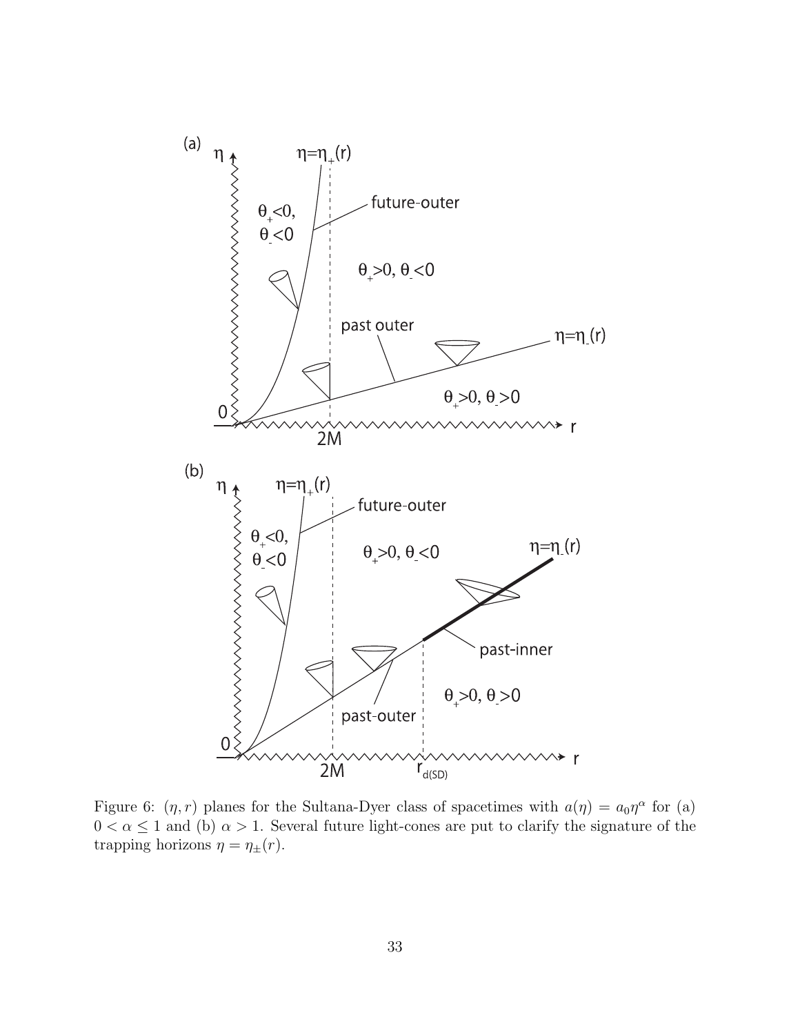Figure 6: $(\eta, r)$ planes for the Sultana-Dyer class of spacetimes with $a(\eta) = a_0\eta^\alpha$ for (a) $0 < \alpha \le 1$ and (b) $\alpha > 1$. Several future light-cones are put to clarify the signature of the trapping horizons $\eta = \eta_\pm(r)$.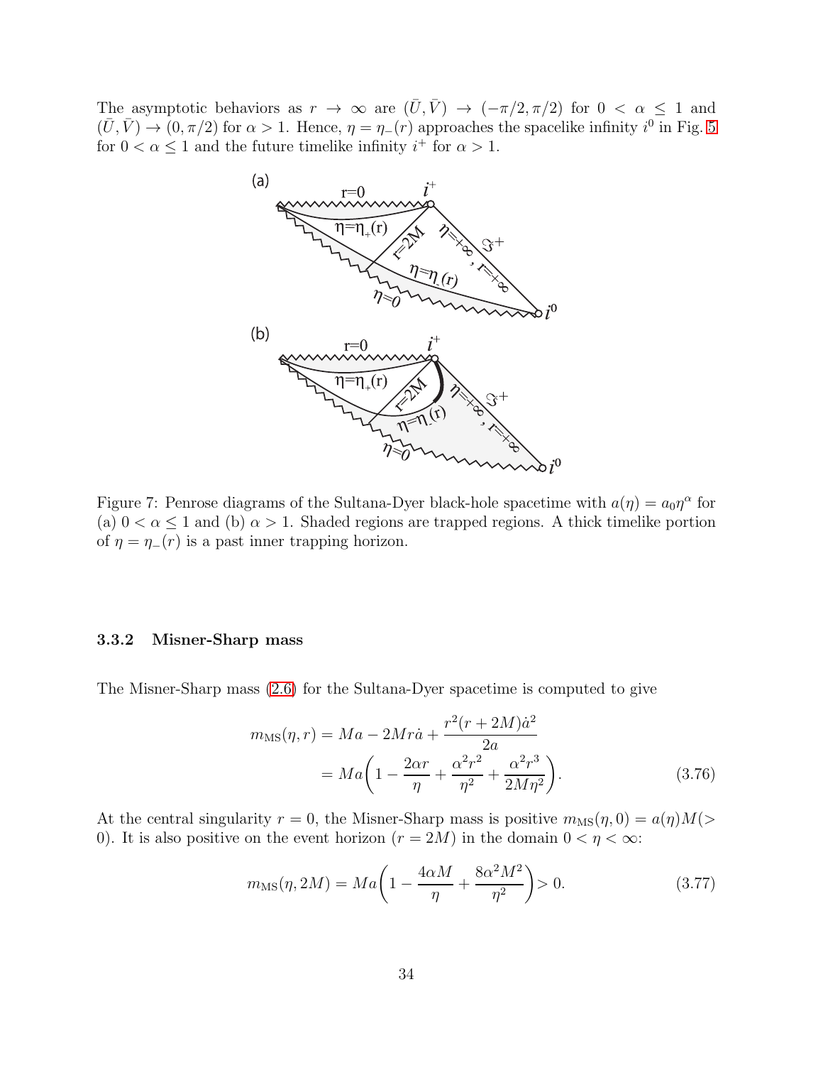The asymptotic behaviors as $r \to \infty$ are $(\bar{U}, \bar{V}) \to (-\pi/2, \pi/2)$ for $0 < \alpha \leq 1$ and $(\bar{U}, \bar{V}) \to (0, \pi/2)$ for $\alpha > 1$. Hence, $\eta = \eta_-(r)$ approaches the spacelike infinity $i^0$ in Fig. 5 for $0 < \alpha \leq 1$ and the future timelike infinity $i^+$ for $\alpha > 1$.

Figure 7: Penrose diagrams of the Sultana-Dyer black-hole spacetime with $a(\eta) = a_0 \eta^\alpha$ for (a) $0 < \alpha \leq 1$ and (b) $\alpha > 1$. Shaded regions are trapped regions. A thick timelike portion of $\eta = \eta_-(r)$ is a past inner trapping horizon.

### 3.3.2 Misner-Sharp mass

The Misner-Sharp mass (2.6) for the Sultana-Dyer spacetime is computed to give

$$
\begin{aligned}
m_{\rm MS}(\eta, r) &= Ma - 2Mr\dot{a} + \frac{r^2(r+2M)\dot{a}^2}{2a} \\
&= Ma\left(1 - \frac{2\alpha r}{\eta} + \frac{\alpha^2 r^2}{\eta^2} + \frac{\alpha^2 r^3}{2M\eta^2}\right).
\end{aligned} \tag{3.76}
$$

At the central singularity $r = 0$, the Misner-Sharp mass is positive $m_{\rm MS}(\eta, 0) = a(\eta)M (> 0)$. It is also positive on the event horizon ($r = 2M$) in the domain $0 < \eta < \infty$:

$$
m_{\rm MS}(\eta, 2M) = Ma\left(1 - \frac{4\alpha M}{\eta} + \frac{8\alpha^2 M^2}{\eta^2}\right) > 0. \tag{3.77}
$$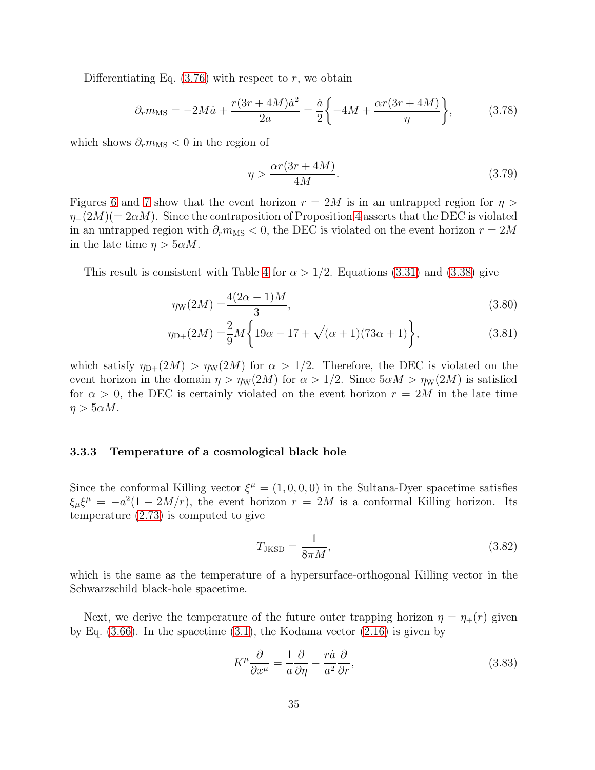Differentiating Eq. (3.76) with respect to $r$, we obtain

$$
\partial_r m_{\rm MS} = -2M\dot{a} + \frac{r(3r+4M)\dot{a}^2}{2a} = \frac{\dot{a}}{2}\left\{-4M + \frac{\alpha r(3r+4M)}{\eta}\right\}, \tag{3.78}
$$

which shows $\partial_r m_{\rm MS} < 0$ in the region of

$$
\eta > \frac{\alpha r(3r+4M)}{4M}. \tag{3.79}
$$

Figures 6 and 7 show that the event horizon $r = 2M$ is in an untrapped region for $\eta > \eta_-(2M)(= 2\alpha M)$. Since the contraposition of Proposition 4 asserts that the DEC is violated in an untrapped region with $\partial_r m_{\rm MS} < 0$, the DEC is violated on the event horizon $r = 2M$ in the late time $\eta > 5\alpha M$.

This result is consistent with Table 4 for $\alpha > 1/2$. Equations (3.31) and (3.38) give

$$
\eta_{\rm W}(2M) = \frac{4(2\alpha-1)M}{3}, \tag{3.80}
$$

$$
\eta_{\rm D+}(2M) = \frac{2}{9}M\left\{19\alpha - 17 + \sqrt{(\alpha+1)(73\alpha+1)}\right\}, \tag{3.81}
$$

which satisfy $\eta_{\rm D+}(2M) > \eta_{\rm W}(2M)$ for $\alpha > 1/2$. Therefore, the DEC is violated on the event horizon in the domain $\eta > \eta_{\rm W}(2M)$ for $\alpha > 1/2$. Since $5\alpha M > \eta_{\rm W}(2M)$ is satisfied for $\alpha > 0$, the DEC is certainly violated on the event horizon $r = 2M$ in the late time $\eta > 5\alpha M$.

### 3.3.3 Temperature of a cosmological black hole

Since the conformal Killing vector $\xi^\mu = (1, 0, 0, 0)$ in the Sultana-Dyer spacetime satisfies $\xi_\mu \xi^\mu = -a^2(1 - 2M/r)$, the event horizon $r = 2M$ is a conformal Killing horizon. Its temperature (2.73) is computed to give

$$
T_{\rm JKSD} = \frac{1}{8\pi M}, \tag{3.82}
$$

which is the same as the temperature of a hypersurface-orthogonal Killing vector in the Schwarzschild black-hole spacetime.

Next, we derive the temperature of the future outer trapping horizon $\eta = \eta_+(r)$ given by Eq. (3.66). In the spacetime (3.1), the Kodama vector (2.16) is given by

$$
K^\mu \frac{\partial}{\partial x^\mu} = \frac{1}{a}\frac{\partial}{\partial \eta} - \frac{r\dot{a}}{a^2}\frac{\partial}{\partial r}, \tag{3.83}
$$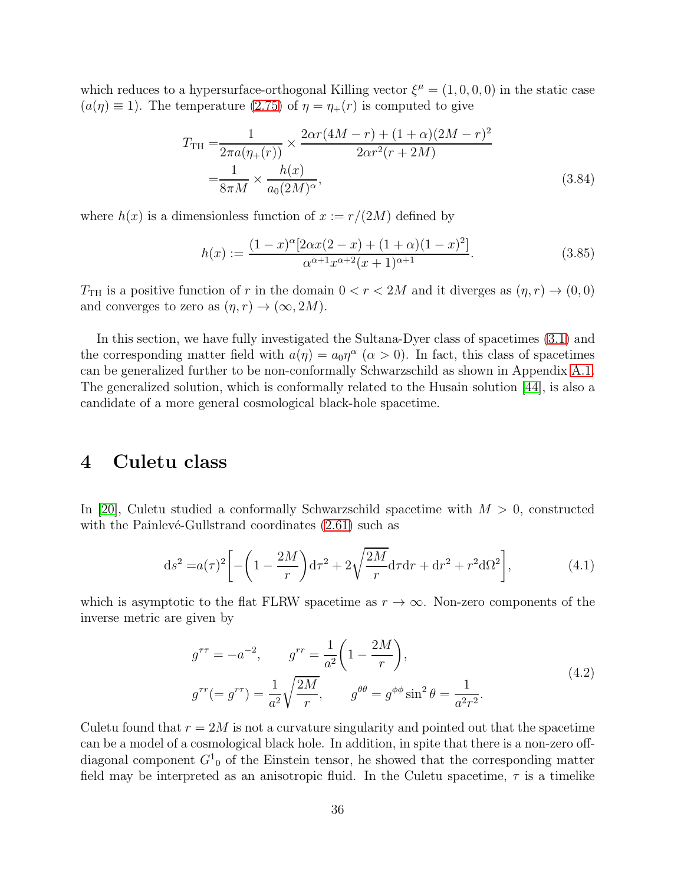which reduces to a hypersurface-orthogonal Killing vector $\xi^\mu = (1, 0, 0, 0)$ in the static case ($a(\eta) \equiv 1$). The temperature (2.75) of $\eta = \eta_+(r)$ is computed to give

$$
\begin{aligned}
T_{\rm TH} =& \frac{1}{2\pi a(\eta_+(r))} \times \frac{2\alpha r(4M - r) + (1 + \alpha)(2M - r)^2}{2\alpha r^2(r + 2M)} \\
=& \frac{1}{8\pi M} \times \frac{h(x)}{a_0(2M)^\alpha},
\end{aligned}
\tag{3.84}
$$

where $h(x)$ is a dimensionless function of $x := r/(2M)$ defined by

$$
h(x) := \frac{(1 - x)^\alpha [2\alpha x(2 - x) + (1 + \alpha)(1 - x)^2]}{\alpha^{\alpha+1} x^{\alpha+2}(x + 1)^{\alpha+1}}.
\tag{3.85}
$$

$T_{\rm TH}$ is a positive function of $r$ in the domain $0 < r < 2M$ and it diverges as $(\eta, r) \to (0, 0)$ and converges to zero as $(\eta, r) \to (\infty, 2M)$.

In this section, we have fully investigated the Sultana-Dyer class of spacetimes (3.1) and the corresponding matter field with $a(\eta) = a_0 \eta^\alpha$ ($\alpha > 0$). In fact, this class of spacetimes can be generalized further to be non-conformally Schwarzschild as shown in Appendix A.1. The generalized solution, which is conformally related to the Husain solution [44], is also a candidate of a more general cosmological black-hole spacetime.

# 4 Culetu class

In [20], Culetu studied a conformally Schwarzschild spacetime with $M > 0$, constructed with the Painlevé-Gullstrand coordinates (2.61) such as

$$
{\rm d}s^2 = a(\tau)^2 \biggl[ -\biggl(1 - \frac{2M}{r}\biggr){\rm d}\tau^2 + 2\sqrt{\frac{2M}{r}}{\rm d}\tau{\rm d}r + {\rm d}r^2 + r^2{\rm d}\Omega^2 \biggr],
\tag{4.1}
$$

which is asymptotic to the flat FLRW spacetime as $r \to \infty$. Non-zero components of the inverse metric are given by

$$
\begin{aligned}
& g^{\tau\tau} = -a^{-2}, \qquad g^{rr} = \frac{1}{a^2}\biggl(1 - \frac{2M}{r}\biggr), \\
& g^{\tau r} (= g^{r\tau}) = \frac{1}{a^2}\sqrt{\frac{2M}{r}}, \qquad g^{\theta\theta} = g^{\phi\phi}\sin^2\theta = \frac{1}{a^2 r^2}.
\end{aligned}
\tag{4.2}
$$

Culetu found that $r = 2M$ is not a curvature singularity and pointed out that the spacetime can be a model of a cosmological black hole. In addition, in spite that there is a non-zero off-diagonal component $G^1{}_0$ of the Einstein tensor, he showed that the corresponding matter field may be interpreted as an anisotropic fluid. In the Culetu spacetime, $\tau$ is a timelike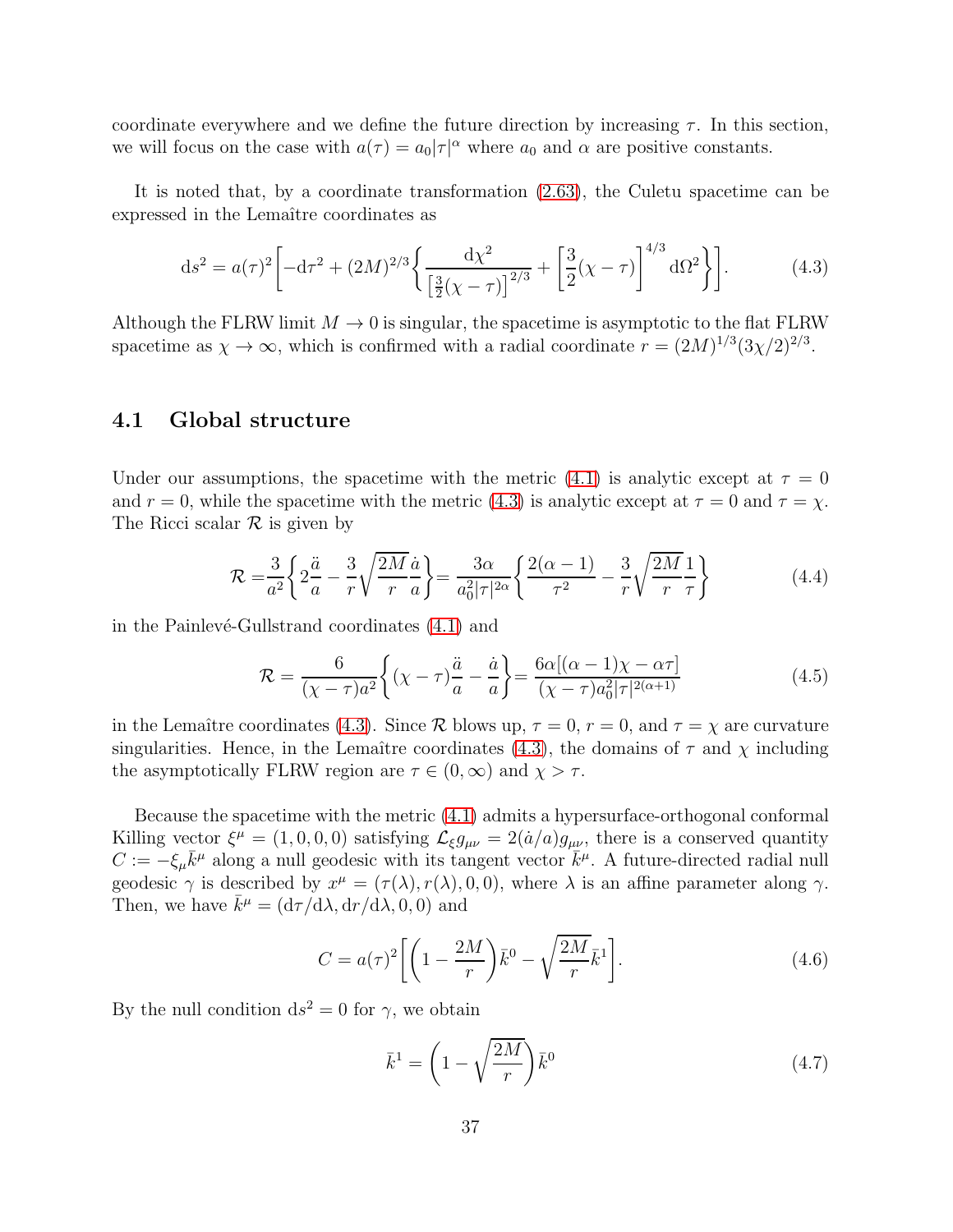coordinate everywhere and we define the future direction by increasing $\tau$. In this section, we will focus on the case with $a(\tau) = a_0|\tau|^\alpha$ where $a_0$ and $\alpha$ are positive constants.

It is noted that, by a coordinate transformation (2.63), the Culetu spacetime can be expressed in the Lemaître coordinates as

$$\mathrm{d}s^2 = a(\tau)^2\left[-\mathrm{d}\tau^2 + (2M)^{2/3}\left\{\frac{\mathrm{d}\chi^2}{\left[\frac{3}{2}(\chi-\tau)\right]^{2/3}} + \left[\frac{3}{2}(\chi-\tau)\right]^{4/3}\mathrm{d}\Omega^2\right\}\right]. \tag{4.3}$$

Although the FLRW limit $M \to 0$ is singular, the spacetime is asymptotic to the flat FLRW spacetime as $\chi \to \infty$, which is confirmed with a radial coordinate $r = (2M)^{1/3}(3\chi/2)^{2/3}$.

## 4.1 Global structure

Under our assumptions, the spacetime with the metric (4.1) is analytic except at $\tau = 0$ and $r = 0$, while the spacetime with the metric (4.3) is analytic except at $\tau = 0$ and $\tau = \chi$. The Ricci scalar $\mathcal{R}$ is given by

$$\mathcal{R} = \frac{3}{a^2}\left\{2\frac{\ddot{a}}{a} - \frac{3}{r}\sqrt{\frac{2M}{r}}\frac{\dot{a}}{a}\right\} = \frac{3\alpha}{a_0^2|\tau|^{2\alpha}}\left\{\frac{2(\alpha-1)}{\tau^2} - \frac{3}{r}\sqrt{\frac{2M}{r}}\frac{1}{\tau}\right\} \tag{4.4}$$

in the Painlevé-Gullstrand coordinates (4.1) and

$$\mathcal{R} = \frac{6}{(\chi-\tau)a^2}\left\{(\chi-\tau)\frac{\ddot{a}}{a} - \frac{\dot{a}}{a}\right\} = \frac{6\alpha[(\alpha-1)\chi - \alpha\tau]}{(\chi-\tau)a_0^2|\tau|^{2(\alpha+1)}} \tag{4.5}$$

in the Lemaître coordinates (4.3). Since $\mathcal{R}$ blows up, $\tau = 0$, $r = 0$, and $\tau = \chi$ are curvature singularities. Hence, in the Lemaître coordinates (4.3), the domains of $\tau$ and $\chi$ including the asymptotically FLRW region are $\tau \in (0, \infty)$ and $\chi > \tau$.

Because the spacetime with the metric (4.1) admits a hypersurface-orthogonal conformal Killing vector $\xi^\mu = (1, 0, 0, 0)$ satisfying $\mathcal{L}_\xi g_{\mu\nu} = 2(\dot{a}/a)g_{\mu\nu}$, there is a conserved quantity $C := -\xi_\mu \bar{k}^\mu$ along a null geodesic with its tangent vector $\bar{k}^\mu$. A future-directed radial null geodesic $\gamma$ is described by $x^\mu = (\tau(\lambda), r(\lambda), 0, 0)$, where $\lambda$ is an affine parameter along $\gamma$. Then, we have $\bar{k}^\mu = (\mathrm{d}\tau/\mathrm{d}\lambda, \mathrm{d}r/\mathrm{d}\lambda, 0, 0)$ and

$$C = a(\tau)^2\left[\left(1 - \frac{2M}{r}\right)\bar{k}^0 - \sqrt{\frac{2M}{r}}\bar{k}^1\right]. \tag{4.6}$$

By the null condition $\mathrm{d}s^2 = 0$ for $\gamma$, we obtain

$$\bar{k}^1 = \left(1 - \sqrt{\frac{2M}{r}}\right)\bar{k}^0 \tag{4.7}$$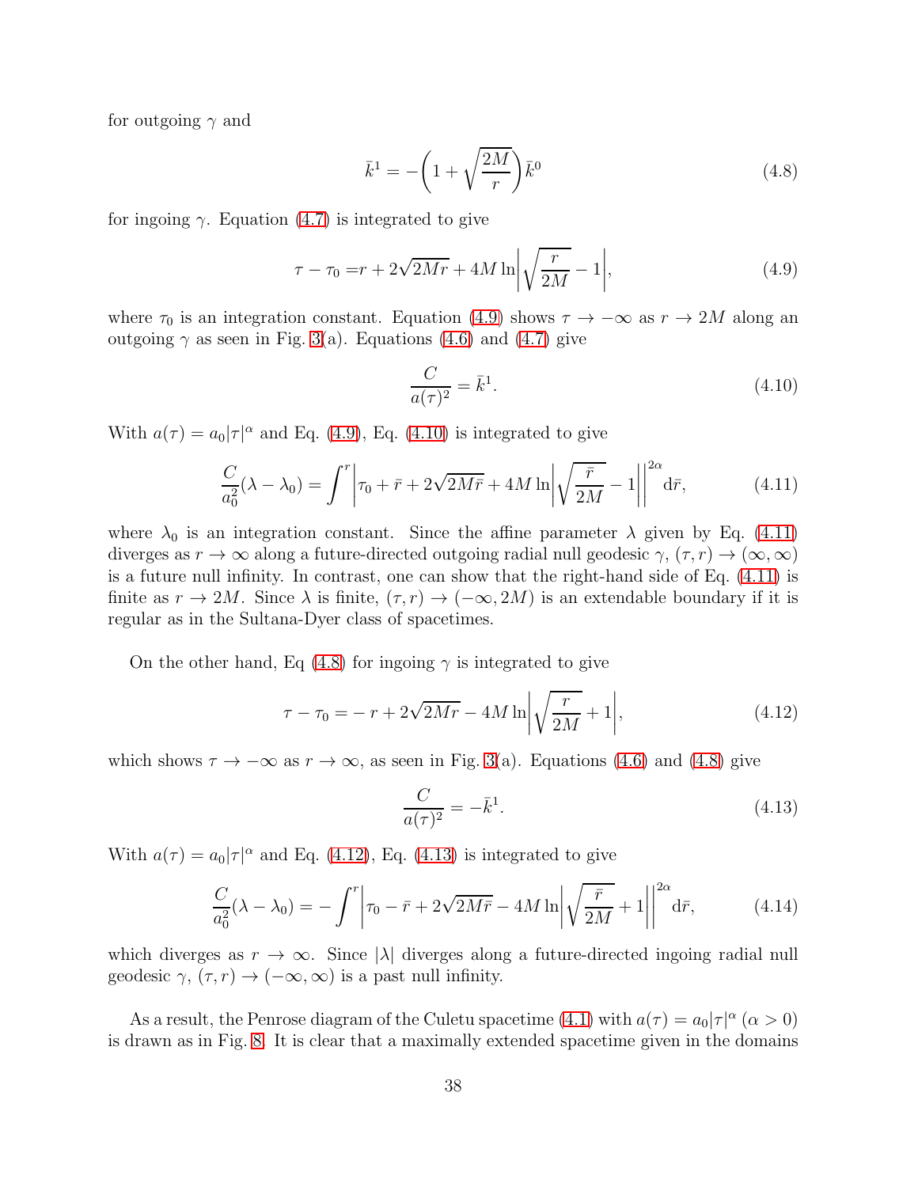for outgoing $\gamma$ and

$$\bar{k}^1 = -\left(1 + \sqrt{\frac{2M}{r}}\right)\bar{k}^0 \tag{4.8}$$

for ingoing $\gamma$. Equation (4.7) is integrated to give

$$\tau - \tau_0 = r + 2\sqrt{2Mr} + 4M\ln\left|\sqrt{\frac{r}{2M}} - 1\right|, \tag{4.9}$$

where $\tau_0$ is an integration constant. Equation (4.9) shows $\tau \to -\infty$ as $r \to 2M$ along an outgoing $\gamma$ as seen in Fig. 3(a). Equations (4.6) and (4.7) give

$$\frac{C}{a(\tau)^2} = \bar{k}^1. \tag{4.10}$$

With $a(\tau) = a_0|\tau|^\alpha$ and Eq. (4.9), Eq. (4.10) is integrated to give

$$\frac{C}{a_0^2}(\lambda - \lambda_0) = \int^r \left|\tau_0 + \bar{r} + 2\sqrt{2M\bar{r}} + 4M\ln\left|\sqrt{\frac{\bar{r}}{2M}} - 1\right|\right|^{2\alpha} \mathrm{d}\bar{r}, \tag{4.11}$$

where $\lambda_0$ is an integration constant. Since the affine parameter $\lambda$ given by Eq. (4.11) diverges as $r \to \infty$ along a future-directed outgoing radial null geodesic $\gamma$, $(\tau, r) \to (\infty, \infty)$ is a future null infinity. In contrast, one can show that the right-hand side of Eq. (4.11) is finite as $r \to 2M$. Since $\lambda$ is finite, $(\tau, r) \to (-\infty, 2M)$ is an extendable boundary if it is regular as in the Sultana-Dyer class of spacetimes.

On the other hand, Eq (4.8) for ingoing $\gamma$ is integrated to give

$$\tau - \tau_0 = -r + 2\sqrt{2Mr} - 4M\ln\left|\sqrt{\frac{r}{2M}} + 1\right|, \tag{4.12}$$

which shows $\tau \to -\infty$ as $r \to \infty$, as seen in Fig. 3(a). Equations (4.6) and (4.8) give

$$\frac{C}{a(\tau)^2} = -\bar{k}^1. \tag{4.13}$$

With $a(\tau) = a_0|\tau|^\alpha$ and Eq. (4.12), Eq. (4.13) is integrated to give

$$\frac{C}{a_0^2}(\lambda - \lambda_0) = -\int^r \left|\tau_0 - \bar{r} + 2\sqrt{2M\bar{r}} - 4M\ln\left|\sqrt{\frac{\bar{r}}{2M}} + 1\right|\right|^{2\alpha} \mathrm{d}\bar{r}, \tag{4.14}$$

which diverges as $r \to \infty$. Since $|\lambda|$ diverges along a future-directed ingoing radial null geodesic $\gamma$, $(\tau, r) \to (-\infty, \infty)$ is a past null infinity.

As a result, the Penrose diagram of the Culetu spacetime (4.1) with $a(\tau) = a_0|\tau|^\alpha$ ($\alpha > 0$) is drawn as in Fig. 8. It is clear that a maximally extended spacetime given in the domains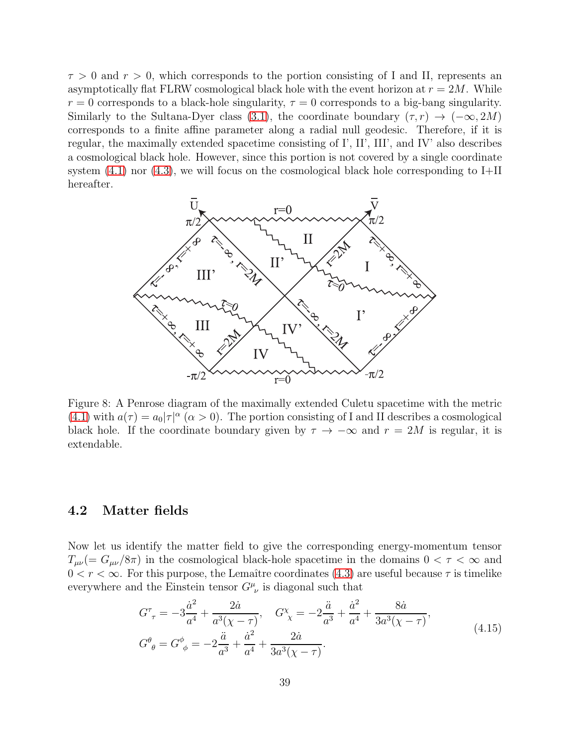$\tau > 0$ and $r > 0$, which corresponds to the portion consisting of I and II, represents an asymptotically flat FLRW cosmological black hole with the event horizon at $r = 2M$. While $r = 0$ corresponds to a black-hole singularity, $\tau = 0$ corresponds to a big-bang singularity. Similarly to the Sultana-Dyer class (3.1), the coordinate boundary $(\tau, r) \to (-\infty, 2M)$ corresponds to a finite affine parameter along a radial null geodesic. Therefore, if it is regular, the maximally extended spacetime consisting of I', II', III', and IV' also describes a cosmological black hole. However, since this portion is not covered by a single coordinate system (4.1) nor (4.3), we will focus on the cosmological black hole corresponding to I+II hereafter.

Figure 8: A Penrose diagram of the maximally extended Culetu spacetime with the metric (4.1) with $a(\tau) = a_0|\tau|^\alpha$ $(\alpha > 0)$. The portion consisting of I and II describes a cosmological black hole. If the coordinate boundary given by $\tau \to -\infty$ and $r = 2M$ is regular, it is extendable.

## 4.2 Matter fields

Now let us identify the matter field to give the corresponding energy-momentum tensor $T_{\mu\nu}(= G_{\mu\nu}/8\pi)$ in the cosmological black-hole spacetime in the domains $0 < \tau < \infty$ and $0 < r < \infty$. For this purpose, the Lemaître coordinates (4.3) are useful because $\tau$ is timelike everywhere and the Einstein tensor $G^\mu{}_\nu$ is diagonal such that

$$
\begin{aligned}
G^\tau{}_\tau &= -3\frac{\dot{a}^2}{a^4} + \frac{2\dot{a}}{a^3(\chi - \tau)}, \quad G^\chi{}_\chi = -2\frac{\ddot{a}}{a^3} + \frac{\dot{a}^2}{a^4} + \frac{8\dot{a}}{3a^3(\chi - \tau)}, \\
G^\theta{}_\theta &= G^\phi{}_\phi = -2\frac{\ddot{a}}{a^3} + \frac{\dot{a}^2}{a^4} + \frac{2\dot{a}}{3a^3(\chi - \tau)}.
\end{aligned}
\tag{4.15}
$$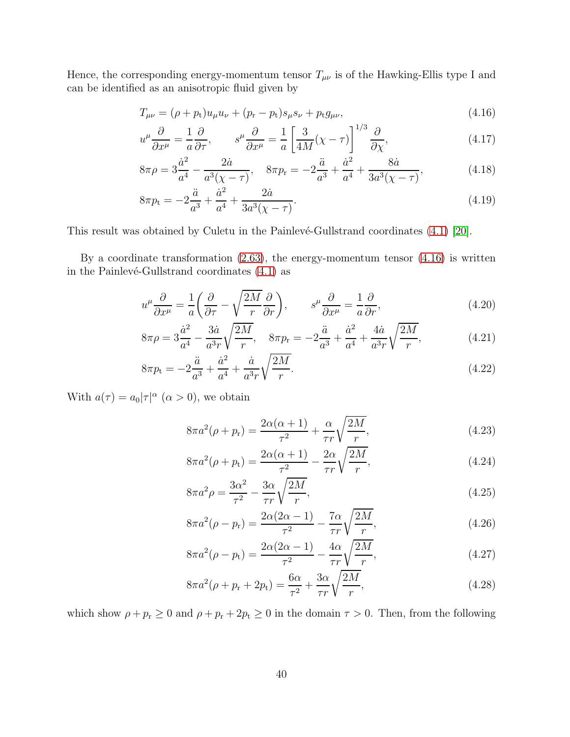Hence, the corresponding energy-momentum tensor $T_{\mu\nu}$ is of the Hawking-Ellis type I and can be identified as an anisotropic fluid given by

$$T_{\mu\nu} = (\rho + p_{\rm t})u_\mu u_\nu + (p_{\rm r} - p_{\rm t})s_\mu s_\nu + p_{\rm t} g_{\mu\nu}, \tag{4.16}$$

$$u^\mu \frac{\partial}{\partial x^\mu} = \frac{1}{a}\frac{\partial}{\partial \tau}, \qquad s^\mu \frac{\partial}{\partial x^\mu} = \frac{1}{a}\left[\frac{3}{4M}(\chi - \tau)\right]^{1/3}\frac{\partial}{\partial \chi}, \tag{4.17}$$

$$8\pi\rho = 3\frac{\dot{a}^2}{a^4} - \frac{2\dot{a}}{a^3(\chi - \tau)}, \quad 8\pi p_{\rm r} = -2\frac{\ddot{a}}{a^3} + \frac{\dot{a}^2}{a^4} + \frac{8\dot{a}}{3a^3(\chi - \tau)}, \tag{4.18}$$

$$8\pi p_{\rm t} = -2\frac{\ddot{a}}{a^3} + \frac{\dot{a}^2}{a^4} + \frac{2\dot{a}}{3a^3(\chi - \tau)}. \tag{4.19}$$

This result was obtained by Culetu in the Painlevé-Gullstrand coordinates (4.1) [20].

By a coordinate transformation (2.63), the energy-momentum tensor (4.16) is written in the Painlevé-Gullstrand coordinates (4.1) as

$$u^\mu \frac{\partial}{\partial x^\mu} = \frac{1}{a}\left(\frac{\partial}{\partial \tau} - \sqrt{\frac{2M}{r}}\frac{\partial}{\partial r}\right), \qquad s^\mu \frac{\partial}{\partial x^\mu} = \frac{1}{a}\frac{\partial}{\partial r}, \tag{4.20}$$

$$8\pi\rho = 3\frac{\dot{a}^2}{a^4} - \frac{3\dot{a}}{a^3 r}\sqrt{\frac{2M}{r}}, \quad 8\pi p_{\rm r} = -2\frac{\ddot{a}}{a^3} + \frac{\dot{a}^2}{a^4} + \frac{4\dot{a}}{a^3 r}\sqrt{\frac{2M}{r}}, \tag{4.21}$$

$$8\pi p_{\rm t} = -2\frac{\ddot{a}}{a^3} + \frac{\dot{a}^2}{a^4} + \frac{\dot{a}}{a^3 r}\sqrt{\frac{2M}{r}}. \tag{4.22}$$

With $a(\tau) = a_0|\tau|^\alpha$ $(\alpha > 0)$, we obtain

$$8\pi a^2(\rho + p_{\rm r}) = \frac{2\alpha(\alpha+1)}{\tau^2} + \frac{\alpha}{\tau r}\sqrt{\frac{2M}{r}}, \tag{4.23}$$

$$8\pi a^2(\rho + p_{\rm t}) = \frac{2\alpha(\alpha+1)}{\tau^2} - \frac{2\alpha}{\tau r}\sqrt{\frac{2M}{r}}, \tag{4.24}$$

$$8\pi a^2\rho = \frac{3\alpha^2}{\tau^2} - \frac{3\alpha}{\tau r}\sqrt{\frac{2M}{r}}, \tag{4.25}$$

$$8\pi a^2(\rho - p_{\rm r}) = \frac{2\alpha(2\alpha-1)}{\tau^2} - \frac{7\alpha}{\tau r}\sqrt{\frac{2M}{r}}, \tag{4.26}$$

$$8\pi a^2(\rho - p_{\rm t}) = \frac{2\alpha(2\alpha-1)}{\tau^2} - \frac{4\alpha}{\tau r}\sqrt{\frac{2M}{r}}, \tag{4.27}$$

$$8\pi a^2(\rho + p_{\rm r} + 2p_{\rm t}) = \frac{6\alpha}{\tau^2} + \frac{3\alpha}{\tau r}\sqrt{\frac{2M}{r}}, \tag{4.28}$$

which show $\rho + p_{\rm r} \geq 0$ and $\rho + p_{\rm r} + 2p_{\rm t} \geq 0$ in the domain $\tau > 0$. Then, from the following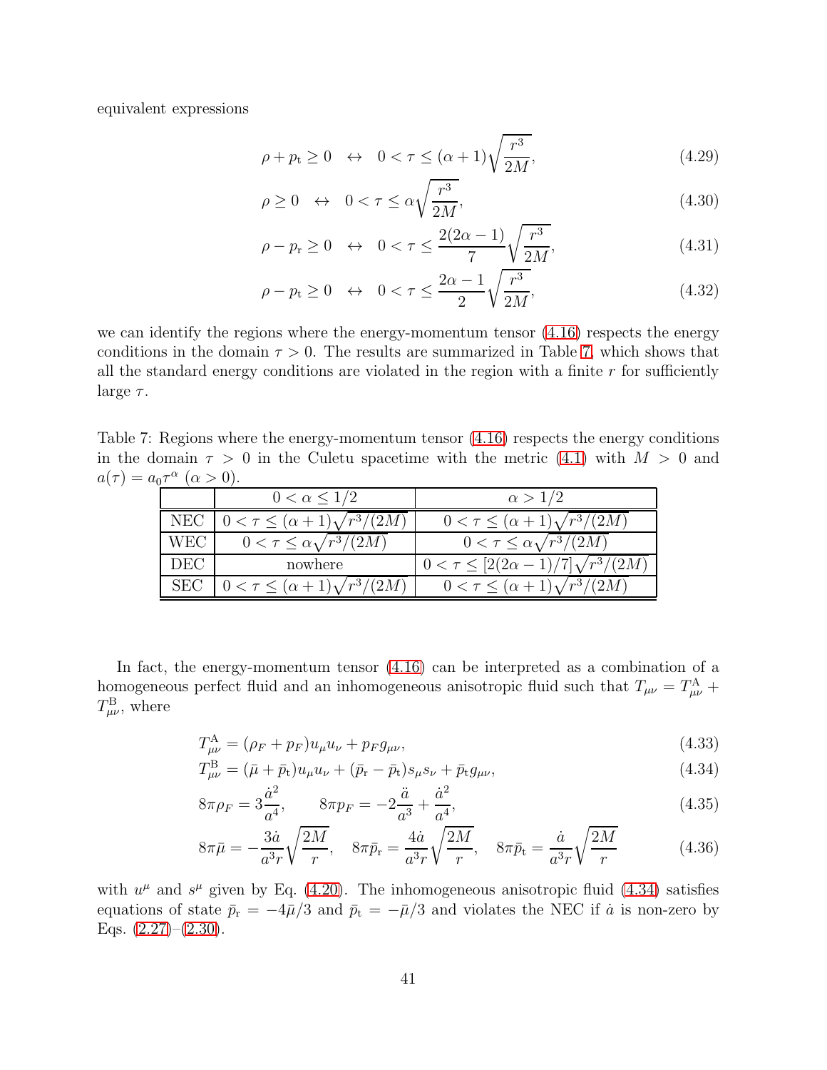equivalent expressions

$$\rho + p_{\rm t} \geq 0 \quad \leftrightarrow \quad 0 < \tau \leq (\alpha + 1)\sqrt{\frac{r^3}{2M}}, \tag{4.29}$$

$$\rho \geq 0 \quad \leftrightarrow \quad 0 < \tau \leq \alpha\sqrt{\frac{r^3}{2M}}, \tag{4.30}$$

$$\rho - p_{\rm r} \geq 0 \quad \leftrightarrow \quad 0 < \tau \leq \frac{2(2\alpha - 1)}{7}\sqrt{\frac{r^3}{2M}}, \tag{4.31}$$

$$\rho - p_{\rm t} \geq 0 \quad \leftrightarrow \quad 0 < \tau \leq \frac{2\alpha - 1}{2}\sqrt{\frac{r^3}{2M}}, \tag{4.32}$$

we can identify the regions where the energy-momentum tensor (4.16) respects the energy conditions in the domain $\tau > 0$. The results are summarized in Table 7, which shows that all the standard energy conditions are violated in the region with a finite $r$ for sufficiently large $\tau$.

Table 7: Regions where the energy-momentum tensor (4.16) respects the energy conditions in the domain $\tau > 0$ in the Culetu spacetime with the metric (4.1) with $M > 0$ and $a(\tau) = a_0\tau^\alpha$ ($\alpha > 0$).

| | $0 < \alpha \leq 1/2$ | $\alpha > 1/2$ |
|---|---|---|
| NEC | $0 < \tau \leq (\alpha+1)\sqrt{r^3/(2M)}$ | $0 < \tau \leq (\alpha+1)\sqrt{r^3/(2M)}$ |
| WEC | $0 < \tau \leq \alpha\sqrt{r^3/(2M)}$ | $0 < \tau \leq \alpha\sqrt{r^3/(2M)}$ |
| DEC | nowhere | $0 < \tau \leq [2(2\alpha-1)/7]\sqrt{r^3/(2M)}$ |
| SEC | $0 < \tau \leq (\alpha+1)\sqrt{r^3/(2M)}$ | $0 < \tau \leq (\alpha+1)\sqrt{r^3/(2M)}$ |

In fact, the energy-momentum tensor (4.16) can be interpreted as a combination of a homogeneous perfect fluid and an inhomogeneous anisotropic fluid such that $T_{\mu\nu} = T^{\rm A}_{\mu\nu} + T^{\rm B}_{\mu\nu}$, where

$$T^{\rm A}_{\mu\nu} = (\rho_F + p_F)u_\mu u_\nu + p_F g_{\mu\nu}, \tag{4.33}$$

$$T^{\rm B}_{\mu\nu} = (\bar{\mu} + \bar{p}_{\rm t})u_\mu u_\nu + (\bar{p}_{\rm r} - \bar{p}_{\rm t})s_\mu s_\nu + \bar{p}_{\rm t} g_{\mu\nu}, \tag{4.34}$$

$$8\pi\rho_F = 3\frac{\dot{a}^2}{a^4}, \qquad 8\pi p_F = -2\frac{\ddot{a}}{a^3} + \frac{\dot{a}^2}{a^4}, \tag{4.35}$$

$$8\pi\bar{\mu} = -\frac{3\dot{a}}{a^3 r}\sqrt{\frac{2M}{r}}, \quad 8\pi\bar{p}_{\rm r} = \frac{4\dot{a}}{a^3 r}\sqrt{\frac{2M}{r}}, \quad 8\pi\bar{p}_{\rm t} = \frac{\dot{a}}{a^3 r}\sqrt{\frac{2M}{r}} \tag{4.36}$$

with $u^\mu$ and $s^\mu$ given by Eq. (4.20). The inhomogeneous anisotropic fluid (4.34) satisfies equations of state $\bar{p}_{\rm r} = -4\bar{\mu}/3$ and $\bar{p}_{\rm t} = -\bar{\mu}/3$ and violates the NEC if $\dot{a}$ is non-zero by Eqs. (2.27)–(2.30).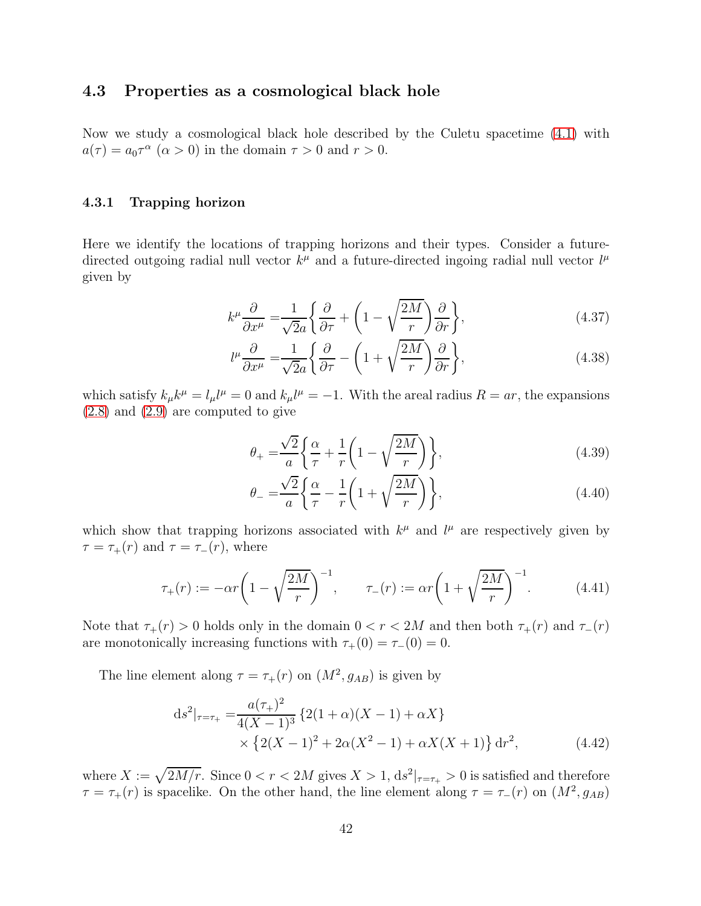### 4.3 Properties as a cosmological black hole

Now we study a cosmological black hole described by the Culetu spacetime (4.1) with $a(\tau) = a_0\tau^\alpha$ ($\alpha > 0$) in the domain $\tau > 0$ and $r > 0$.

#### 4.3.1 Trapping horizon

Here we identify the locations of trapping horizons and their types. Consider a future-directed outgoing radial null vector $k^\mu$ and a future-directed ingoing radial null vector $l^\mu$ given by

$$k^\mu \frac{\partial}{\partial x^\mu} = \frac{1}{\sqrt{2}a}\left\{\frac{\partial}{\partial \tau} + \left(1 - \sqrt{\frac{2M}{r}}\right)\frac{\partial}{\partial r}\right\}, \tag{4.37}$$

$$l^\mu \frac{\partial}{\partial x^\mu} = \frac{1}{\sqrt{2}a}\left\{\frac{\partial}{\partial \tau} - \left(1 + \sqrt{\frac{2M}{r}}\right)\frac{\partial}{\partial r}\right\}, \tag{4.38}$$

which satisfy $k_\mu k^\mu = l_\mu l^\mu = 0$ and $k_\mu l^\mu = -1$. With the areal radius $R = ar$, the expansions (2.8) and (2.9) are computed to give

$$\theta_+ = \frac{\sqrt{2}}{a}\left\{\frac{\alpha}{\tau} + \frac{1}{r}\left(1 - \sqrt{\frac{2M}{r}}\right)\right\}, \tag{4.39}$$

$$\theta_- = \frac{\sqrt{2}}{a}\left\{\frac{\alpha}{\tau} - \frac{1}{r}\left(1 + \sqrt{\frac{2M}{r}}\right)\right\}, \tag{4.40}$$

which show that trapping horizons associated with $k^\mu$ and $l^\mu$ are respectively given by $\tau = \tau_+(r)$ and $\tau = \tau_-(r)$, where

$$\tau_+(r) := -\alpha r\left(1 - \sqrt{\frac{2M}{r}}\right)^{-1}, \qquad \tau_-(r) := \alpha r\left(1 + \sqrt{\frac{2M}{r}}\right)^{-1}. \tag{4.41}$$

Note that $\tau_+(r) > 0$ holds only in the domain $0 < r < 2M$ and then both $\tau_+(r)$ and $\tau_-(r)$ are monotonically increasing functions with $\tau_+(0) = \tau_-(0) = 0$.

The line element along $\tau = \tau_+(r)$ on $(M^2, g_{AB})$ is given by

$$\begin{aligned}
\mathrm{d}s^2|_{\tau=\tau_+} =& \frac{a(\tau_+)^2}{4(X-1)^3}\left\{2(1+\alpha)(X-1) + \alpha X\right\} \\
&\times \left\{2(X-1)^2 + 2\alpha(X^2-1) + \alpha X(X+1)\right\}\mathrm{d}r^2,
\end{aligned} \tag{4.42}$$

where $X := \sqrt{2M/r}$. Since $0 < r < 2M$ gives $X > 1$, $\mathrm{d}s^2|_{\tau=\tau_+} > 0$ is satisfied and therefore $\tau = \tau_+(r)$ is spacelike. On the other hand, the line element along $\tau = \tau_-(r)$ on $(M^2, g_{AB})$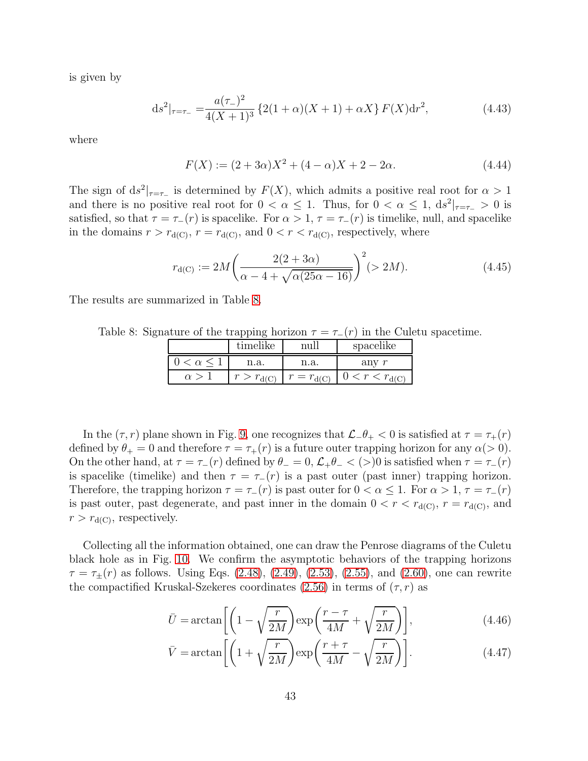is given by

$$
\mathrm{d}s^2|_{\tau=\tau_-} = \frac{a(\tau_-)^2}{4(X+1)^3}\left\{2(1+\alpha)(X+1)+\alpha X\right\}F(X)\mathrm{d}r^2, \tag{4.43}
$$

where

$$
F(X) := (2+3\alpha)X^2 + (4-\alpha)X + 2 - 2\alpha. \tag{4.44}
$$

The sign of $\mathrm{d}s^2|_{\tau=\tau_-}$ is determined by $F(X)$, which admits a positive real root for $\alpha > 1$ and there is no positive real root for $0 < \alpha \le 1$. Thus, for $0 < \alpha \le 1$, $\mathrm{d}s^2|_{\tau=\tau_-} > 0$ is satisfied, so that $\tau = \tau_-(r)$ is spacelike. For $\alpha > 1$, $\tau = \tau_-(r)$ is timelike, null, and spacelike in the domains $r > r_{\mathrm{d(C)}}$, $r = r_{\mathrm{d(C)}}$, and $0 < r < r_{\mathrm{d(C)}}$, respectively, where

$$
r_{\mathrm{d(C)}} := 2M\left(\frac{2(2+3\alpha)}{\alpha - 4 + \sqrt{\alpha(25\alpha - 16)}}\right)^2 (> 2M). \tag{4.45}
$$

The results are summarized in Table 8.

Table 8: Signature of the trapping horizon $\tau = \tau_-(r)$ in the Culetu spacetime.

| | timelike | null | spacelike |
|---|---|---|---|
| $0 < \alpha \le 1$ | n.a. | n.a. | any $r$ |
| $\alpha > 1$ | $r > r_{\mathrm{d(C)}}$ | $r = r_{\mathrm{d(C)}}$ | $0 < r < r_{\mathrm{d(C)}}$ |

In the $(\tau, r)$ plane shown in Fig. 9, one recognizes that $\mathcal{L}_-\theta_+ < 0$ is satisfied at $\tau = \tau_+(r)$ defined by $\theta_+ = 0$ and therefore $\tau = \tau_+(r)$ is a future outer trapping horizon for any $\alpha(> 0)$. On the other hand, at $\tau = \tau_-(r)$ defined by $\theta_- = 0$, $\mathcal{L}_+\theta_- < (>)0$ is satisfied when $\tau = \tau_-(r)$ is spacelike (timelike) and then $\tau = \tau_-(r)$ is a past outer (past inner) trapping horizon. Therefore, the trapping horizon $\tau = \tau_-(r)$ is past outer for $0 < \alpha \le 1$. For $\alpha > 1$, $\tau = \tau_-(r)$ is past outer, past degenerate, and past inner in the domain $0 < r < r_{\mathrm{d(C)}}$, $r = r_{\mathrm{d(C)}}$, and $r > r_{\mathrm{d(C)}}$, respectively.

Collecting all the information obtained, one can draw the Penrose diagrams of the Culetu black hole as in Fig. 10. We confirm the asymptotic behaviors of the trapping horizons $\tau = \tau_\pm(r)$ as follows. Using Eqs. (2.48), (2.49), (2.53), (2.55), and (2.60), one can rewrite the compactified Kruskal-Szekeres coordinates (2.56) in terms of $(\tau, r)$ as

$$
\bar{U} = \arctan\left[\left(1 - \sqrt{\frac{r}{2M}}\right)\exp\left(\frac{r-\tau}{4M} + \sqrt{\frac{r}{2M}}\right)\right], \tag{4.46}
$$

$$
\bar{V} = \arctan\left[\left(1 + \sqrt{\frac{r}{2M}}\right)\exp\left(\frac{r+\tau}{4M} - \sqrt{\frac{r}{2M}}\right)\right]. \tag{4.47}
$$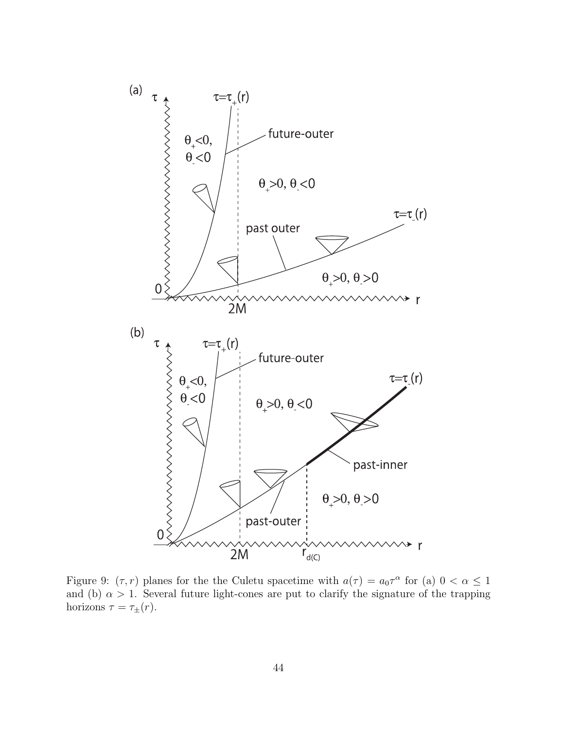Figure 9: $(\tau, r)$ planes for the the Culetu spacetime with $a(\tau) = a_0\tau^\alpha$ for (a) $0 < \alpha \le 1$ and (b) $\alpha > 1$. Several future light-cones are put to clarify the signature of the trapping horizons $\tau = \tau_\pm(r)$.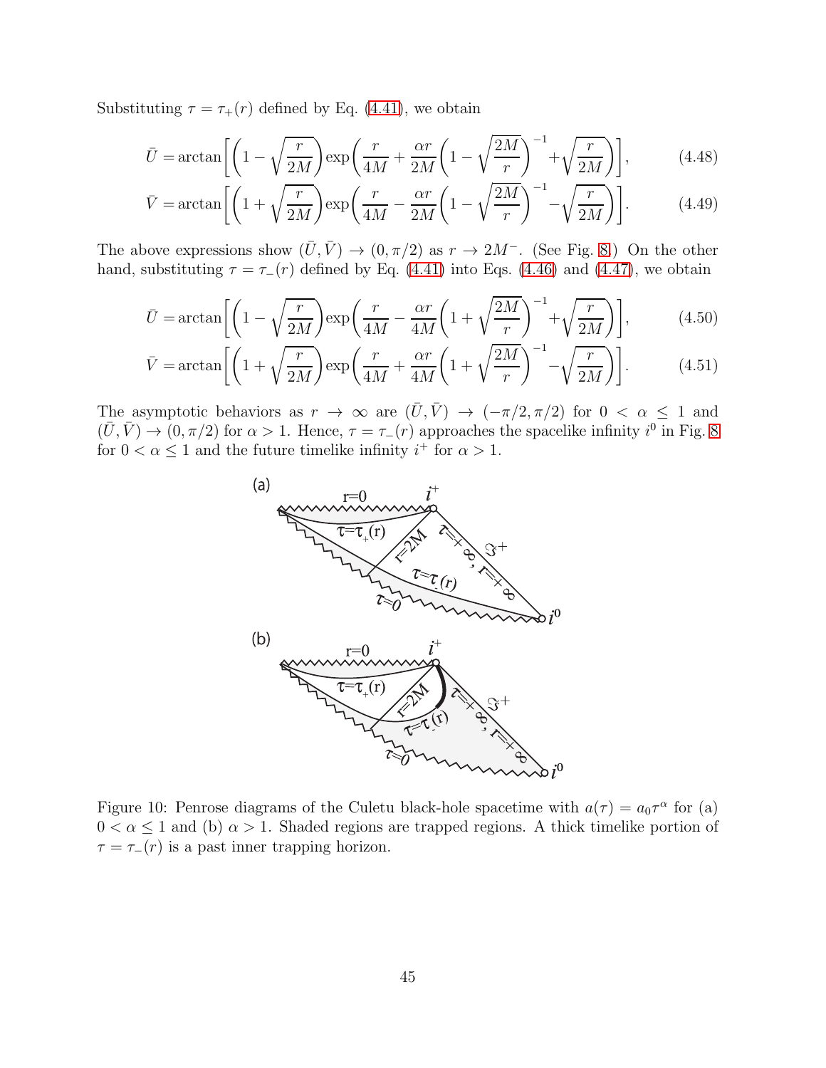Substituting $\tau = \tau_+(r)$ defined by Eq. (4.41), we obtain

$$\bar{U} = \arctan\left[\left(1-\sqrt{\frac{r}{2M}}\right)\exp\left(\frac{r}{4M}+\frac{\alpha r}{2M}\left(1-\sqrt{\frac{2M}{r}}\right)^{-1}+\sqrt{\frac{r}{2M}}\right)\right], \tag{4.48}$$

$$\bar{V} = \arctan\left[\left(1+\sqrt{\frac{r}{2M}}\right)\exp\left(\frac{r}{4M}-\frac{\alpha r}{2M}\left(1-\sqrt{\frac{2M}{r}}\right)^{-1}-\sqrt{\frac{r}{2M}}\right)\right]. \tag{4.49}$$

The above expressions show $(\bar{U}, \bar{V}) \to (0, \pi/2)$ as $r \to 2M^-$. (See Fig. 8.) On the other hand, substituting $\tau = \tau_-(r)$ defined by Eq. (4.41) into Eqs. (4.46) and (4.47), we obtain

$$\bar{U} = \arctan\left[\left(1-\sqrt{\frac{r}{2M}}\right)\exp\left(\frac{r}{4M}-\frac{\alpha r}{4M}\left(1+\sqrt{\frac{2M}{r}}\right)^{-1}+\sqrt{\frac{r}{2M}}\right)\right], \tag{4.50}$$

$$\bar{V} = \arctan\left[\left(1+\sqrt{\frac{r}{2M}}\right)\exp\left(\frac{r}{4M}+\frac{\alpha r}{4M}\left(1+\sqrt{\frac{2M}{r}}\right)^{-1}-\sqrt{\frac{r}{2M}}\right)\right]. \tag{4.51}$$

The asymptotic behaviors as $r \to \infty$ are $(\bar{U}, \bar{V}) \to (-\pi/2, \pi/2)$ for $0 < \alpha \leq 1$ and $(\bar{U}, \bar{V}) \to (0, \pi/2)$ for $\alpha > 1$. Hence, $\tau = \tau_-(r)$ approaches the spacelike infinity $i^0$ in Fig. 8 for $0 < \alpha \leq 1$ and the future timelike infinity $i^+$ for $\alpha > 1$.

Figure 10: Penrose diagrams of the Culetu black-hole spacetime with $a(\tau) = a_0\tau^\alpha$ for (a) $0 < \alpha \leq 1$ and (b) $\alpha > 1$. Shaded regions are trapped regions. A thick timelike portion of $\tau = \tau_-(r)$ is a past inner trapping horizon.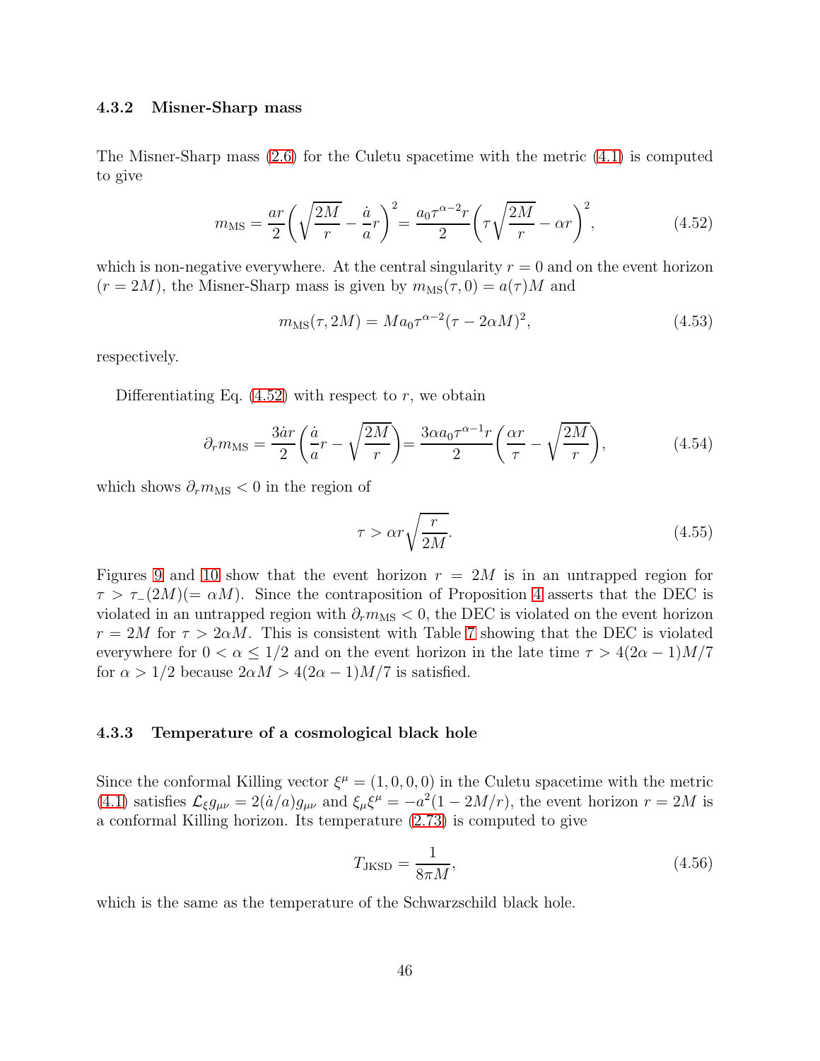### 4.3.2 Misner-Sharp mass

The Misner-Sharp mass (2.6) for the Culetu spacetime with the metric (4.1) is computed to give

$$m_{\rm MS} = \frac{ar}{2}\biggl(\sqrt{\frac{2M}{r}} - \frac{\dot{a}}{a}r\biggr)^2 = \frac{a_0\tau^{\alpha-2}r}{2}\biggl(\tau\sqrt{\frac{2M}{r}} - \alpha r\biggr)^2, \tag{4.52}$$

which is non-negative everywhere. At the central singularity $r = 0$ and on the event horizon ($r = 2M$), the Misner-Sharp mass is given by $m_{\rm MS}(\tau, 0) = a(\tau)M$ and

$$m_{\rm MS}(\tau, 2M) = Ma_0\tau^{\alpha-2}(\tau - 2\alpha M)^2, \tag{4.53}$$

respectively.

Differentiating Eq. (4.52) with respect to $r$, we obtain

$$\partial_r m_{\rm MS} = \frac{3\dot{a}r}{2}\biggl(\frac{\dot{a}}{a}r - \sqrt{\frac{2M}{r}}\biggr) = \frac{3\alpha a_0\tau^{\alpha-1}r}{2}\biggl(\frac{\alpha r}{\tau} - \sqrt{\frac{2M}{r}}\biggr), \tag{4.54}$$

which shows $\partial_r m_{\rm MS} < 0$ in the region of

$$\tau > \alpha r\sqrt{\frac{r}{2M}}. \tag{4.55}$$

Figures 9 and 10 show that the event horizon $r = 2M$ is in an untrapped region for $\tau > \tau_-(2M)(= \alpha M)$. Since the contraposition of Proposition 4 asserts that the DEC is violated in an untrapped region with $\partial_r m_{\rm MS} < 0$, the DEC is violated on the event horizon $r = 2M$ for $\tau > 2\alpha M$. This is consistent with Table 7 showing that the DEC is violated everywhere for $0 < \alpha \le 1/2$ and on the event horizon in the late time $\tau > 4(2\alpha - 1)M/7$ for $\alpha > 1/2$ because $2\alpha M > 4(2\alpha - 1)M/7$ is satisfied.

### 4.3.3 Temperature of a cosmological black hole

Since the conformal Killing vector $\xi^\mu = (1, 0, 0, 0)$ in the Culetu spacetime with the metric (4.1) satisfies $\mathcal{L}_\xi g_{\mu\nu} = 2(\dot{a}/a)g_{\mu\nu}$ and $\xi_\mu\xi^\mu = -a^2(1 - 2M/r)$, the event horizon $r = 2M$ is a conformal Killing horizon. Its temperature (2.73) is computed to give

$$T_{\rm JKSD} = \frac{1}{8\pi M}, \tag{4.56}$$

which is the same as the temperature of the Schwarzschild black hole.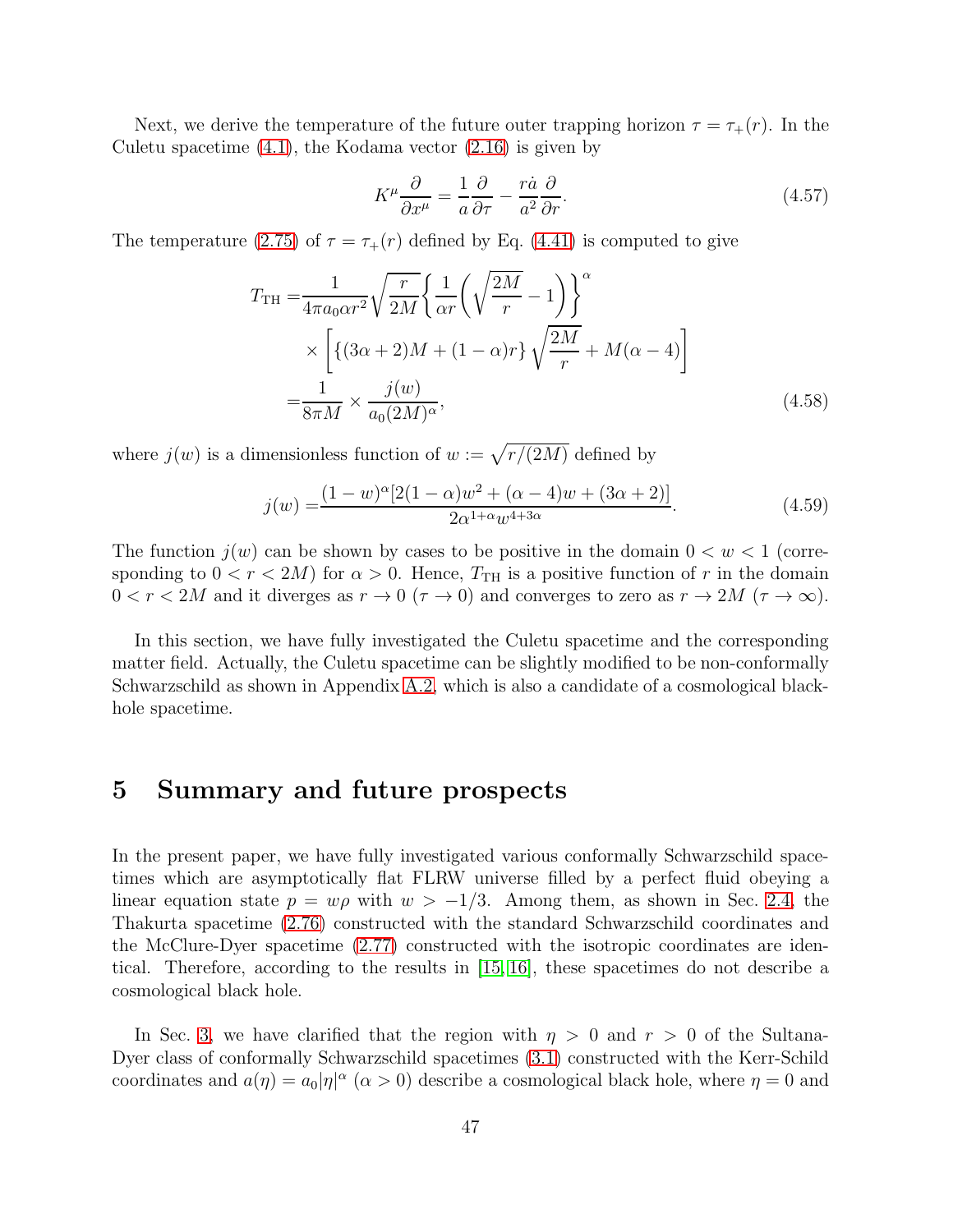Next, we derive the temperature of the future outer trapping horizon $\tau = \tau_+(r)$. In the Culetu spacetime (4.1), the Kodama vector (2.16) is given by

$$K^\mu \frac{\partial}{\partial x^\mu} = \frac{1}{a}\frac{\partial}{\partial \tau} - \frac{r\dot{a}}{a^2}\frac{\partial}{\partial r}. \tag{4.57}$$

The temperature (2.75) of $\tau = \tau_+(r)$ defined by Eq. (4.41) is computed to give

$$\begin{aligned}
T_{\rm TH} =& \frac{1}{4\pi a_0 \alpha r^2}\sqrt{\frac{r}{2M}}\left\{\frac{1}{\alpha r}\left(\sqrt{\frac{2M}{r}}-1\right)\right\}^\alpha \\
&\times\left[\{(3\alpha+2)M+(1-\alpha)r\}\sqrt{\frac{2M}{r}}+M(\alpha-4)\right] \\
=& \frac{1}{8\pi M}\times\frac{j(w)}{a_0(2M)^\alpha},
\end{aligned} \tag{4.58}$$

where $j(w)$ is a dimensionless function of $w := \sqrt{r/(2M)}$ defined by

$$j(w) = \frac{(1-w)^\alpha[2(1-\alpha)w^2+(\alpha-4)w+(3\alpha+2)]}{2\alpha^{1+\alpha}w^{4+3\alpha}}. \tag{4.59}$$

The function $j(w)$ can be shown by cases to be positive in the domain $0 < w < 1$ (corresponding to $0 < r < 2M$) for $\alpha > 0$. Hence, $T_{\rm TH}$ is a positive function of $r$ in the domain $0 < r < 2M$ and it diverges as $r \to 0$ ($\tau \to 0$) and converges to zero as $r \to 2M$ ($\tau \to \infty$).

In this section, we have fully investigated the Culetu spacetime and the corresponding matter field. Actually, the Culetu spacetime can be slightly modified to be non-conformally Schwarzschild as shown in Appendix A.2, which is also a candidate of a cosmological black-hole spacetime.

# 5 Summary and future prospects

In the present paper, we have fully investigated various conformally Schwarzschild spacetimes which are asymptotically flat FLRW universe filled by a perfect fluid obeying a linear equation state $p = w\rho$ with $w > -1/3$. Among them, as shown in Sec. 2.4, the Thakurta spacetime (2.76) constructed with the standard Schwarzschild coordinates and the McClure-Dyer spacetime (2.77) constructed with the isotropic coordinates are identical. Therefore, according to the results in [15, 16], these spacetimes do not describe a cosmological black hole.

In Sec. 3, we have clarified that the region with $\eta > 0$ and $r > 0$ of the Sultana-Dyer class of conformally Schwarzschild spacetimes (3.1) constructed with the Kerr-Schild coordinates and $a(\eta) = a_0|\eta|^\alpha$ ($\alpha > 0$) describe a cosmological black hole, where $\eta = 0$ and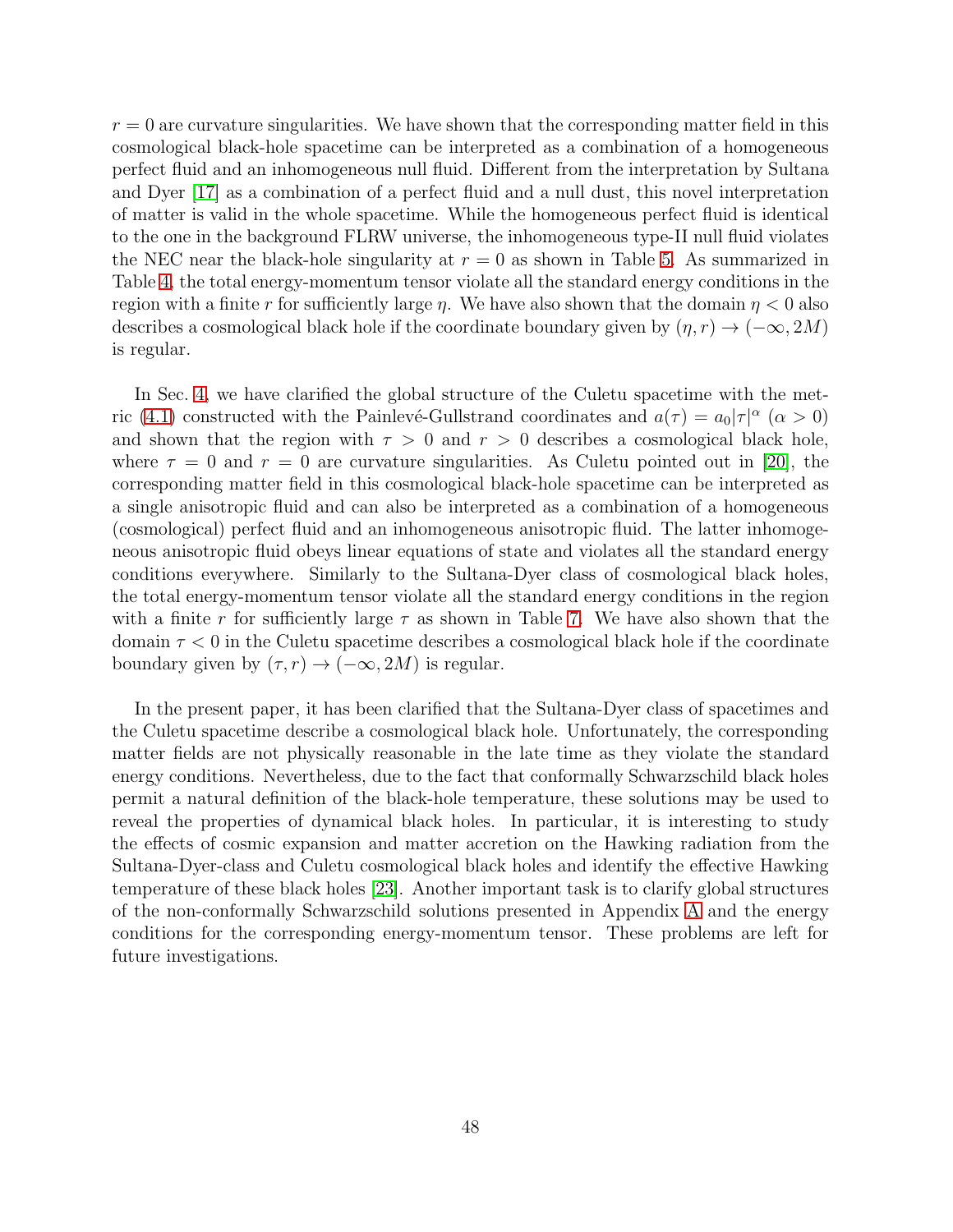$r = 0$ are curvature singularities. We have shown that the corresponding matter field in this cosmological black-hole spacetime can be interpreted as a combination of a homogeneous perfect fluid and an inhomogeneous null fluid. Different from the interpretation by Sultana and Dyer [17] as a combination of a perfect fluid and a null dust, this novel interpretation of matter is valid in the whole spacetime. While the homogeneous perfect fluid is identical to the one in the background FLRW universe, the inhomogeneous type-II null fluid violates the NEC near the black-hole singularity at $r = 0$ as shown in Table 5. As summarized in Table 4, the total energy-momentum tensor violate all the standard energy conditions in the region with a finite $r$ for sufficiently large $\eta$. We have also shown that the domain $\eta < 0$ also describes a cosmological black hole if the coordinate boundary given by $(\eta, r) \to (-\infty, 2M)$ is regular.

In Sec. 4, we have clarified the global structure of the Culetu spacetime with the metric (4.1) constructed with the Painlevé-Gullstrand coordinates and $a(\tau) = a_0|\tau|^\alpha$ ($\alpha > 0$) and shown that the region with $\tau > 0$ and $r > 0$ describes a cosmological black hole, where $\tau = 0$ and $r = 0$ are curvature singularities. As Culetu pointed out in [20], the corresponding matter field in this cosmological black-hole spacetime can be interpreted as a single anisotropic fluid and can also be interpreted as a combination of a homogeneous (cosmological) perfect fluid and an inhomogeneous anisotropic fluid. The latter inhomogeneous anisotropic fluid obeys linear equations of state and violates all the standard energy conditions everywhere. Similarly to the Sultana-Dyer class of cosmological black holes, the total energy-momentum tensor violate all the standard energy conditions in the region with a finite $r$ for sufficiently large $\tau$ as shown in Table 7. We have also shown that the domain $\tau < 0$ in the Culetu spacetime describes a cosmological black hole if the coordinate boundary given by $(\tau, r) \to (-\infty, 2M)$ is regular.

In the present paper, it has been clarified that the Sultana-Dyer class of spacetimes and the Culetu spacetime describe a cosmological black hole. Unfortunately, the corresponding matter fields are not physically reasonable in the late time as they violate the standard energy conditions. Nevertheless, due to the fact that conformally Schwarzschild black holes permit a natural definition of the black-hole temperature, these solutions may be used to reveal the properties of dynamical black holes. In particular, it is interesting to study the effects of cosmic expansion and matter accretion on the Hawking radiation from the Sultana-Dyer-class and Culetu cosmological black holes and identify the effective Hawking temperature of these black holes [23]. Another important task is to clarify global structures of the non-conformally Schwarzschild solutions presented in Appendix A and the energy conditions for the corresponding energy-momentum tensor. These problems are left for future investigations.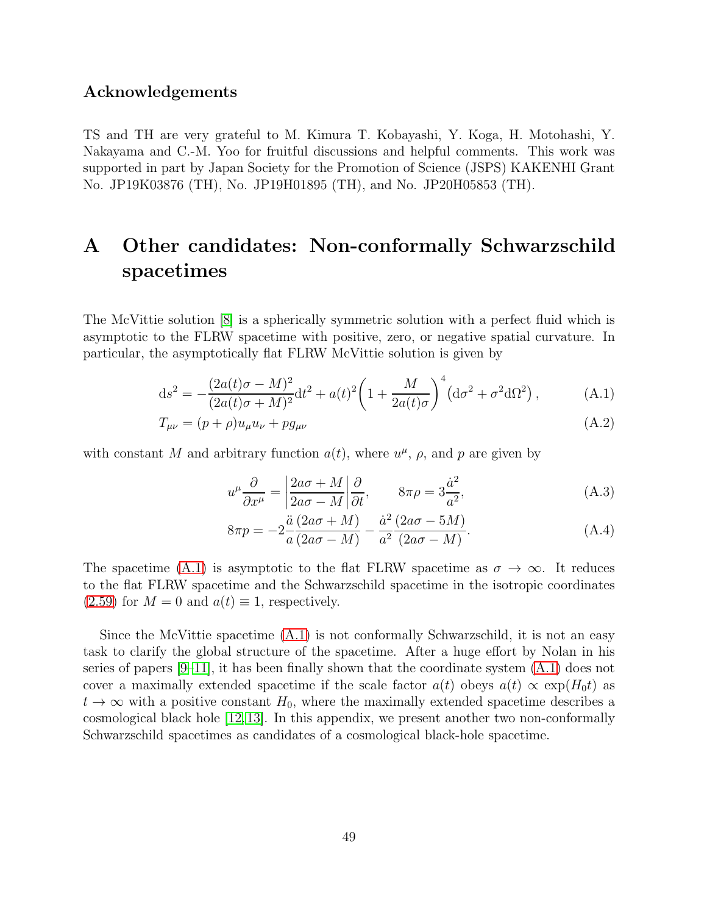## Acknowledgements

TS and TH are very grateful to M. Kimura T. Kobayashi, Y. Koga, H. Motohashi, Y. Nakayama and C.-M. Yoo for fruitful discussions and helpful comments. This work was supported in part by Japan Society for the Promotion of Science (JSPS) KAKENHI Grant No. JP19K03876 (TH), No. JP19H01895 (TH), and No. JP20H05853 (TH).

# A Other candidates: Non-conformally Schwarzschild spacetimes

The McVittie solution [8] is a spherically symmetric solution with a perfect fluid which is asymptotic to the FLRW spacetime with positive, zero, or negative spatial curvature. In particular, the asymptotically flat FLRW McVittie solution is given by

$$\mathrm{d}s^2 = -\frac{(2a(t)\sigma - M)^2}{(2a(t)\sigma + M)^2}\mathrm{d}t^2 + a(t)^2\left(1 + \frac{M}{2a(t)\sigma}\right)^4 \left(\mathrm{d}\sigma^2 + \sigma^2 \mathrm{d}\Omega^2\right), \tag{A.1}$$

$$T_{\mu\nu} = (p + \rho)u_\mu u_\nu + p g_{\mu\nu} \tag{A.2}$$

with constant $M$ and arbitrary function $a(t)$, where $u^\mu$, $\rho$, and $p$ are given by

$$u^\mu \frac{\partial}{\partial x^\mu} = \left|\frac{2a\sigma + M}{2a\sigma - M}\right| \frac{\partial}{\partial t}, \qquad 8\pi\rho = 3\frac{\dot{a}^2}{a^2}, \tag{A.3}$$

$$8\pi p = -2\frac{\ddot{a}}{a}\frac{(2a\sigma + M)}{(2a\sigma - M)} - \frac{\dot{a}^2}{a^2}\frac{(2a\sigma - 5M)}{(2a\sigma - M)}. \tag{A.4}$$

The spacetime (A.1) is asymptotic to the flat FLRW spacetime as $\sigma \to \infty$. It reduces to the flat FLRW spacetime and the Schwarzschild spacetime in the isotropic coordinates (2.59) for $M = 0$ and $a(t) \equiv 1$, respectively.

Since the McVittie spacetime (A.1) is not conformally Schwarzschild, it is not an easy task to clarify the global structure of the spacetime. After a huge effort by Nolan in his series of papers [9–11], it has been finally shown that the coordinate system (A.1) does not cover a maximally extended spacetime if the scale factor $a(t)$ obeys $a(t) \propto \exp(H_0 t)$ as $t \to \infty$ with a positive constant $H_0$, where the maximally extended spacetime describes a cosmological black hole [12,13]. In this appendix, we present another two non-conformally Schwarzschild spacetimes as candidates of a cosmological black-hole spacetime.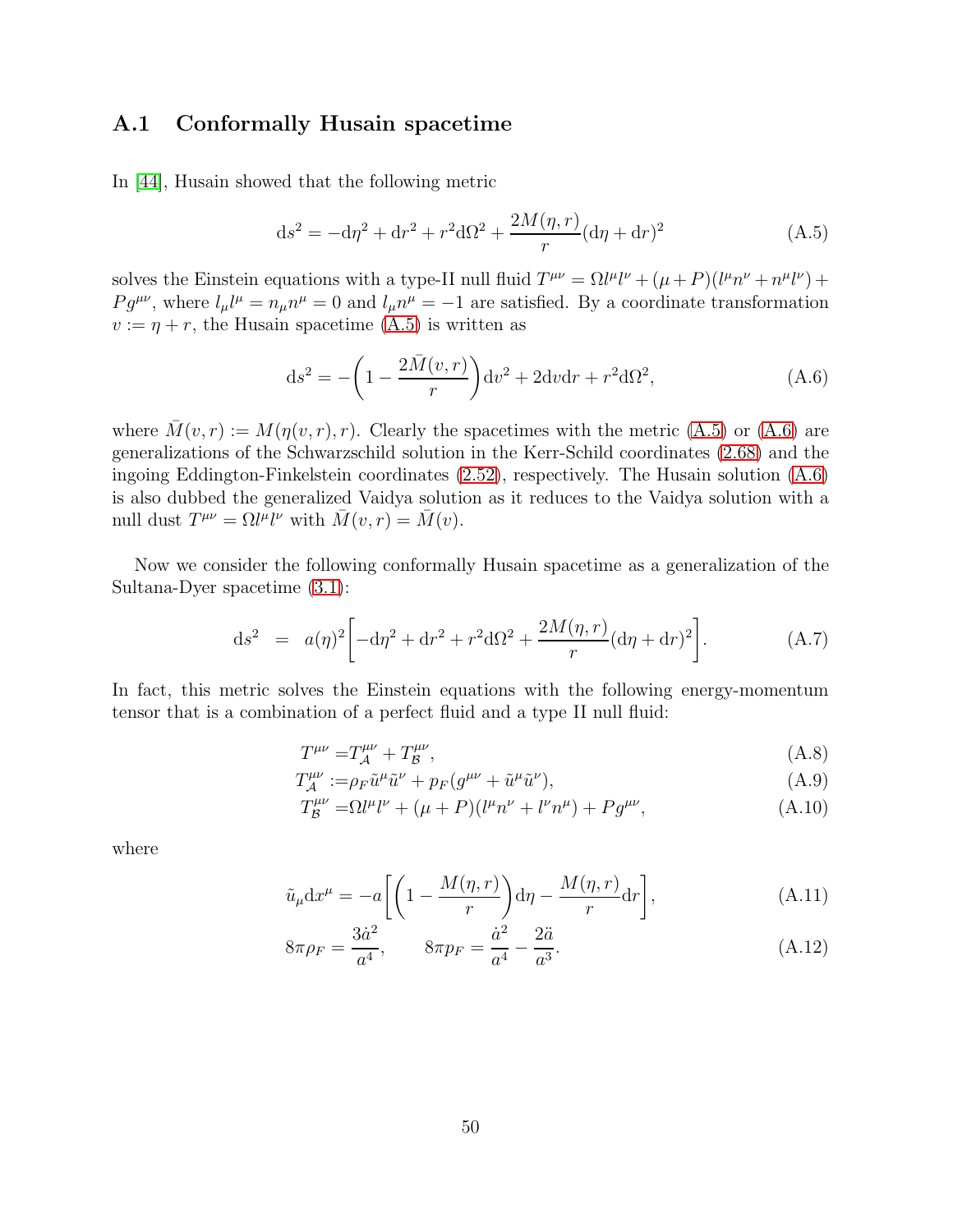### A.1 Conformally Husain spacetime

In [44], Husain showed that the following metric

$$
\mathrm{d}s^2 = -\mathrm{d}\eta^2 + \mathrm{d}r^2 + r^2\mathrm{d}\Omega^2 + \frac{2M(\eta,r)}{r}(\mathrm{d}\eta + \mathrm{d}r)^2 \tag{A.5}
$$

solves the Einstein equations with a type-II null fluid $T^{\mu\nu} = \Omega l^\mu l^\nu + (\mu + P)(l^\mu n^\nu + n^\mu l^\nu) + P g^{\mu\nu}$, where $l_\mu l^\mu = n_\mu n^\mu = 0$ and $l_\mu n^\mu = -1$ are satisfied. By a coordinate transformation $v := \eta + r$, the Husain spacetime (A.5) is written as

$$
\mathrm{d}s^2 = -\left(1 - \frac{2\bar{M}(v,r)}{r}\right)\mathrm{d}v^2 + 2\mathrm{d}v\mathrm{d}r + r^2\mathrm{d}\Omega^2, \tag{A.6}
$$

where $\bar{M}(v,r) := M(\eta(v,r),r)$. Clearly the spacetimes with the metric (A.5) or (A.6) are generalizations of the Schwarzschild solution in the Kerr-Schild coordinates (2.68) and the ingoing Eddington-Finkelstein coordinates (2.52), respectively. The Husain solution (A.6) is also dubbed the generalized Vaidya solution as it reduces to the Vaidya solution with a null dust $T^{\mu\nu} = \Omega l^\mu l^\nu$ with $\bar{M}(v,r) = \bar{M}(v)$.

Now we consider the following conformally Husain spacetime as a generalization of the Sultana-Dyer spacetime (3.1):

$$
\mathrm{d}s^2 = a(\eta)^2\left[-\mathrm{d}\eta^2 + \mathrm{d}r^2 + r^2\mathrm{d}\Omega^2 + \frac{2M(\eta,r)}{r}(\mathrm{d}\eta + \mathrm{d}r)^2\right]. \tag{A.7}
$$

In fact, this metric solves the Einstein equations with the following energy-momentum tensor that is a combination of a perfect fluid and a type II null fluid:

$$
T^{\mu\nu} = T^{\mu\nu}_{\mathcal{A}} + T^{\mu\nu}_{\mathcal{B}}, \tag{A.8}
$$

$$
T^{\mu\nu}_{\mathcal{A}} := \rho_F \tilde{u}^\mu \tilde{u}^\nu + p_F(g^{\mu\nu} + \tilde{u}^\mu \tilde{u}^\nu), \tag{A.9}
$$

$$
T^{\mu\nu}_{\mathcal{B}} = \Omega l^\mu l^\nu + (\mu + P)(l^\mu n^\nu + l^\nu n^\mu) + P g^{\mu\nu}, \tag{A.10}
$$

where

$$
\tilde{u}_\mu \mathrm{d}x^\mu = -a\left[\left(1 - \frac{M(\eta,r)}{r}\right)\mathrm{d}\eta - \frac{M(\eta,r)}{r}\mathrm{d}r\right], \tag{A.11}
$$

$$
8\pi\rho_F = \frac{3\dot{a}^2}{a^4}, \qquad 8\pi p_F = \frac{\dot{a}^2}{a^4} - \frac{2\ddot{a}}{a^3}. \tag{A.12}
$$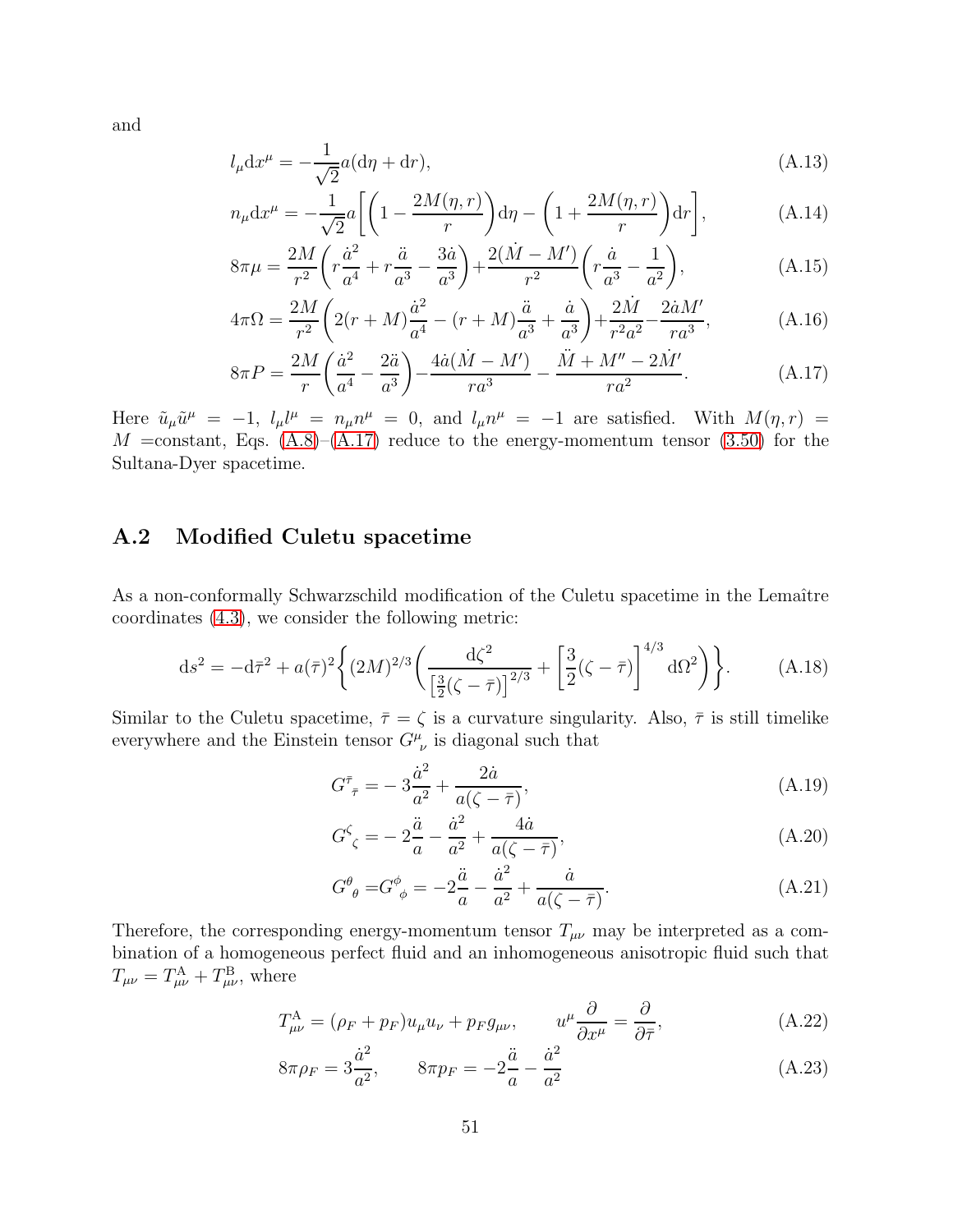and

$$l_\mu \mathrm{d}x^\mu = -\frac{1}{\sqrt{2}} a(\mathrm{d}\eta + \mathrm{d}r), \tag{A.13}$$

$$n_\mu \mathrm{d}x^\mu = -\frac{1}{\sqrt{2}} a\left[\left(1 - \frac{2M(\eta, r)}{r}\right)\mathrm{d}\eta - \left(1 + \frac{2M(\eta, r)}{r}\right)\mathrm{d}r\right], \tag{A.14}$$

$$8\pi\mu = \frac{2M}{r^2}\left(r\frac{\dot{a}^2}{a^4} + r\frac{\ddot{a}}{a^3} - \frac{3\dot{a}}{a^3}\right) + \frac{2(\dot{M} - M')}{r^2}\left(r\frac{\dot{a}}{a^3} - \frac{1}{a^2}\right), \tag{A.15}$$

$$4\pi\Omega = \frac{2M}{r^2}\left(2(r+M)\frac{\dot{a}^2}{a^4} - (r+M)\frac{\ddot{a}}{a^3} + \frac{\dot{a}}{a^3}\right) + \frac{2\dot{M}}{r^2 a^2} - \frac{2\dot{a}M'}{ra^3}, \tag{A.16}$$

$$8\pi P = \frac{2M}{r}\left(\frac{\dot{a}^2}{a^4} - \frac{2\ddot{a}}{a^3}\right) - \frac{4\dot{a}(\dot{M} - M')}{ra^3} - \frac{\ddot{M} + M'' - 2\dot{M}'}{ra^2}. \tag{A.17}$$

Here $\tilde{u}_\mu \tilde{u}^\mu = -1$, $l_\mu l^\mu = n_\mu n^\mu = 0$, and $l_\mu n^\mu = -1$ are satisfied. With $M(\eta, r) = M$ =constant, Eqs. (A.8)–(A.17) reduce to the energy-momentum tensor (3.50) for the Sultana-Dyer spacetime.

## A.2 Modified Culetu spacetime

As a non-conformally Schwarzschild modification of the Culetu spacetime in the Lemaître coordinates (4.3), we consider the following metric:

$$\mathrm{d}s^2 = -\mathrm{d}\bar{\tau}^2 + a(\bar{\tau})^2\left\{(2M)^{2/3}\left(\frac{\mathrm{d}\zeta^2}{\left[\frac{3}{2}(\zeta - \bar{\tau})\right]^{2/3}} + \left[\frac{3}{2}(\zeta - \bar{\tau})\right]^{4/3}\mathrm{d}\Omega^2\right)\right\}. \tag{A.18}$$

Similar to the Culetu spacetime, $\bar{\tau} = \zeta$ is a curvature singularity. Also, $\bar{\tau}$ is still timelike everywhere and the Einstein tensor $G^\mu{}_\nu$ is diagonal such that

$$G^{\bar{\tau}}{}_{\bar{\tau}} = -3\frac{\dot{a}^2}{a^2} + \frac{2\dot{a}}{a(\zeta - \bar{\tau})}, \tag{A.19}$$

$$G^{\zeta}{}_{\zeta} = -2\frac{\ddot{a}}{a} - \frac{\dot{a}^2}{a^2} + \frac{4\dot{a}}{a(\zeta - \bar{\tau})}, \tag{A.20}$$

$$G^{\theta}{}_{\theta} = G^{\phi}{}_{\phi} = -2\frac{\ddot{a}}{a} - \frac{\dot{a}^2}{a^2} + \frac{\dot{a}}{a(\zeta - \bar{\tau})}. \tag{A.21}$$

Therefore, the corresponding energy-momentum tensor $T_{\mu\nu}$ may be interpreted as a combination of a homogeneous perfect fluid and an inhomogeneous anisotropic fluid such that $T_{\mu\nu} = T^{\mathrm{A}}_{\mu\nu} + T^{\mathrm{B}}_{\mu\nu}$, where

$$T^{\mathrm{A}}_{\mu\nu} = (\rho_F + p_F)u_\mu u_\nu + p_F g_{\mu\nu}, \qquad u^\mu \frac{\partial}{\partial x^\mu} = \frac{\partial}{\partial \bar{\tau}}, \tag{A.22}$$

$$8\pi\rho_F = 3\frac{\dot{a}^2}{a^2}, \qquad 8\pi p_F = -2\frac{\ddot{a}}{a} - \frac{\dot{a}^2}{a^2} \tag{A.23}$$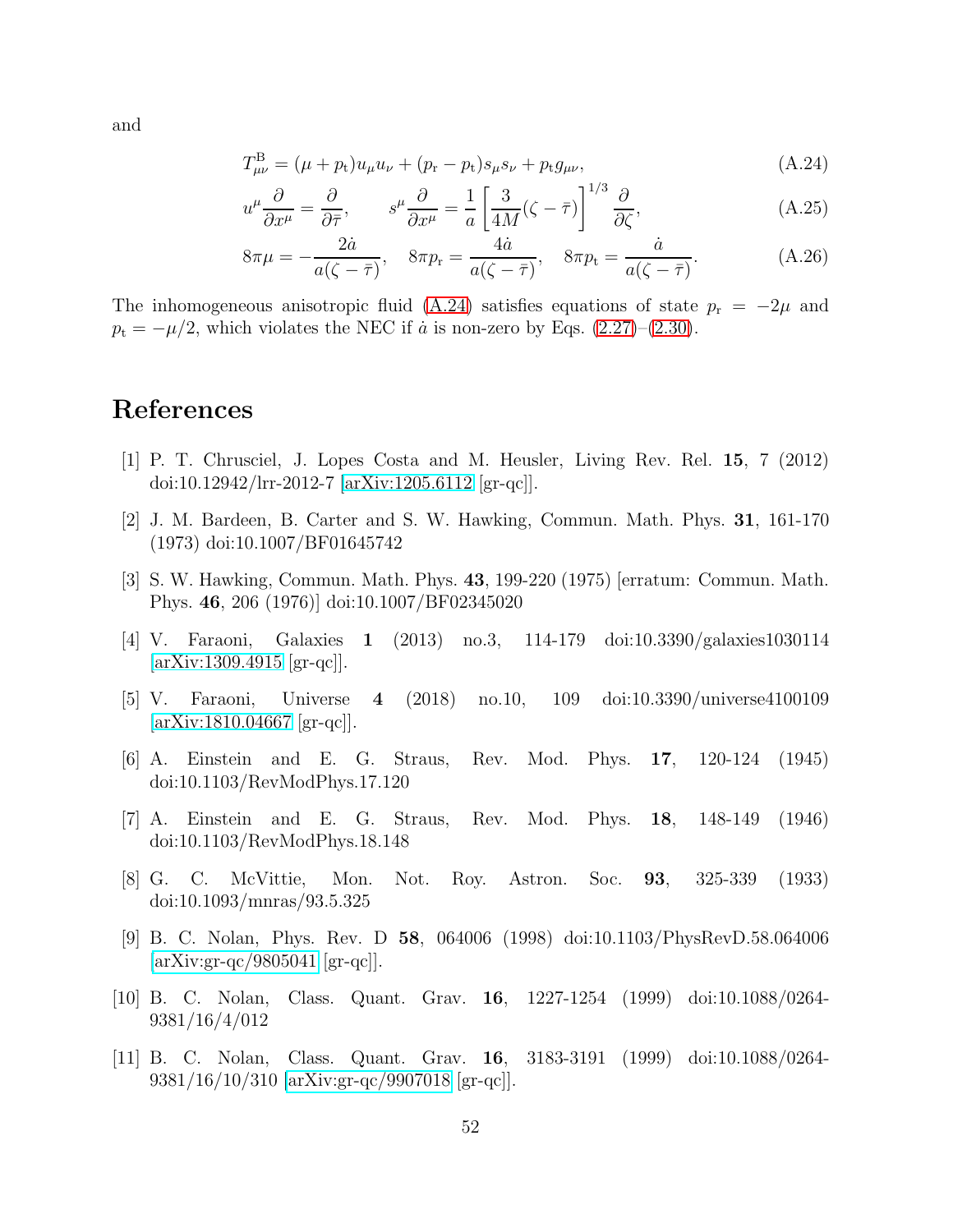and

$$T^{\rm B}_{\mu\nu} = (\mu + p_{\rm t})u_\mu u_\nu + (p_{\rm r} - p_{\rm t})s_\mu s_\nu + p_{\rm t} g_{\mu\nu}, \tag{A.24}$$

$$u^\mu \frac{\partial}{\partial x^\mu} = \frac{\partial}{\partial \bar{\tau}}, \qquad s^\mu \frac{\partial}{\partial x^\mu} = \frac{1}{a}\left[\frac{3}{4M}(\zeta - \bar{\tau})\right]^{1/3} \frac{\partial}{\partial \zeta}, \tag{A.25}$$

$$8\pi\mu = -\frac{2\dot{a}}{a(\zeta - \bar{\tau})}, \quad 8\pi p_{\rm r} = \frac{4\dot{a}}{a(\zeta - \bar{\tau})}, \quad 8\pi p_{\rm t} = \frac{\dot{a}}{a(\zeta - \bar{\tau})}. \tag{A.26}$$

The inhomogeneous anisotropic fluid (A.24) satisfies equations of state $p_{\rm r} = -2\mu$ and $p_{\rm t} = -\mu/2$, which violates the NEC if $\dot{a}$ is non-zero by Eqs. (2.27)–(2.30).

# References

[1] P. T. Chrusciel, J. Lopes Costa and M. Heusler, Living Rev. Rel. **15**, 7 (2012) doi:10.12942/lrr-2012-7 [arXiv:1205.6112 [gr-qc]].

[2] J. M. Bardeen, B. Carter and S. W. Hawking, Commun. Math. Phys. **31**, 161-170 (1973) doi:10.1007/BF01645742

[3] S. W. Hawking, Commun. Math. Phys. **43**, 199-220 (1975) [erratum: Commun. Math. Phys. **46**, 206 (1976)] doi:10.1007/BF02345020

[4] V. Faraoni, Galaxies **1** (2013) no.3, 114-179 doi:10.3390/galaxies1030114 [arXiv:1309.4915 [gr-qc]].

[5] V. Faraoni, Universe **4** (2018) no.10, 109 doi:10.3390/universe4100109 [arXiv:1810.04667 [gr-qc]].

[6] A. Einstein and E. G. Straus, Rev. Mod. Phys. **17**, 120-124 (1945) doi:10.1103/RevModPhys.17.120

[7] A. Einstein and E. G. Straus, Rev. Mod. Phys. **18**, 148-149 (1946) doi:10.1103/RevModPhys.18.148

[8] G. C. McVittie, Mon. Not. Roy. Astron. Soc. **93**, 325-339 (1933) doi:10.1093/mnras/93.5.325

[9] B. C. Nolan, Phys. Rev. D **58**, 064006 (1998) doi:10.1103/PhysRevD.58.064006 [arXiv:gr-qc/9805041 [gr-qc]].

[10] B. C. Nolan, Class. Quant. Grav. **16**, 1227-1254 (1999) doi:10.1088/0264-9381/16/4/012

[11] B. C. Nolan, Class. Quant. Grav. **16**, 3183-3191 (1999) doi:10.1088/0264-9381/16/10/310 [arXiv:gr-qc/9907018 [gr-qc]].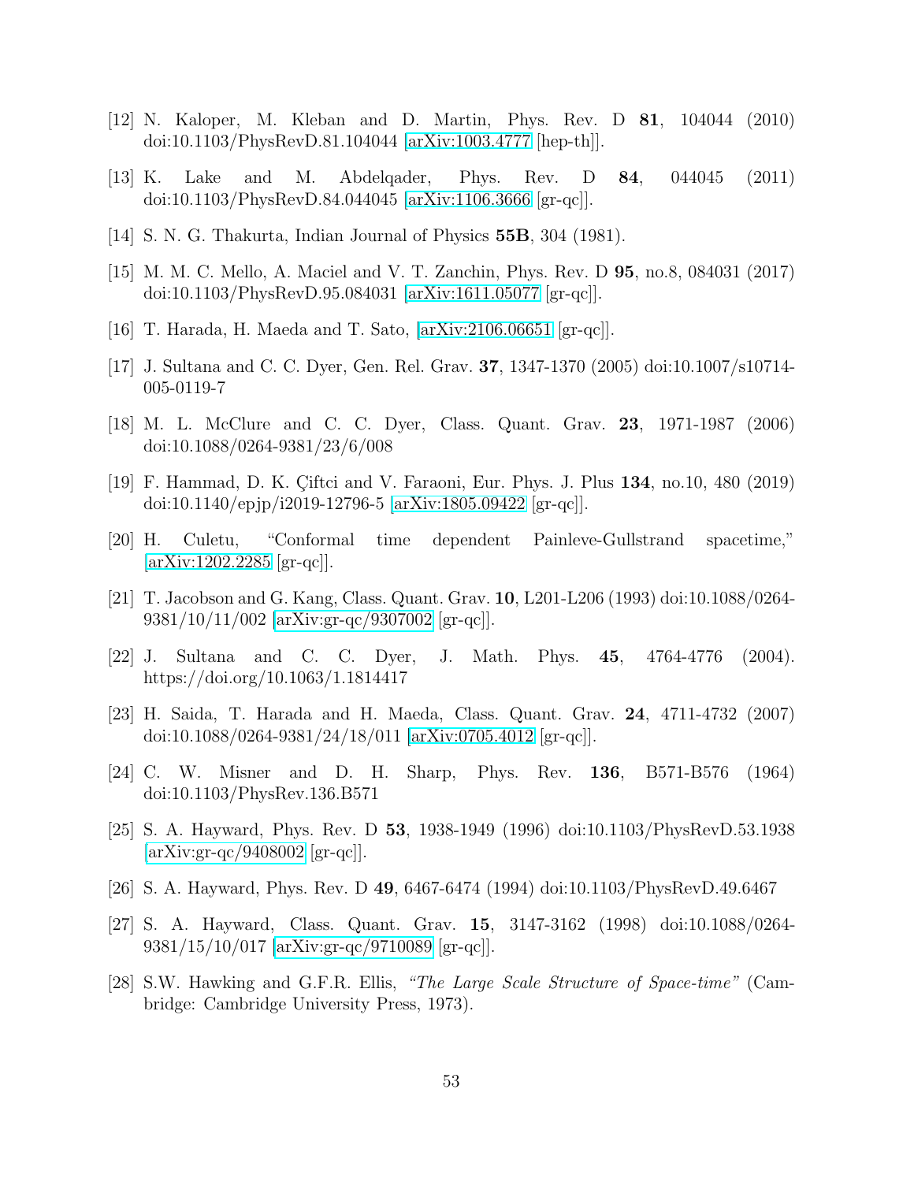[12] N. Kaloper, M. Kleban and D. Martin, Phys. Rev. D **81**, 104044 (2010) doi:10.1103/PhysRevD.81.104044 [arXiv:1003.4777 [hep-th]].

[13] K. Lake and M. Abdelqader, Phys. Rev. D **84**, 044045 (2011) doi:10.1103/PhysRevD.84.044045 [arXiv:1106.3666 [gr-qc]].

[14] S. N. G. Thakurta, Indian Journal of Physics **55B**, 304 (1981).

[15] M. M. C. Mello, A. Maciel and V. T. Zanchin, Phys. Rev. D **95**, no.8, 084031 (2017) doi:10.1103/PhysRevD.95.084031 [arXiv:1611.05077 [gr-qc]].

[16] T. Harada, H. Maeda and T. Sato, [arXiv:2106.06651 [gr-qc]].

[17] J. Sultana and C. C. Dyer, Gen. Rel. Grav. **37**, 1347-1370 (2005) doi:10.1007/s10714-005-0119-7

[18] M. L. McClure and C. C. Dyer, Class. Quant. Grav. **23**, 1971-1987 (2006) doi:10.1088/0264-9381/23/6/008

[19] F. Hammad, D. K. Çiftci and V. Faraoni, Eur. Phys. J. Plus **134**, no.10, 480 (2019) doi:10.1140/epjp/i2019-12796-5 [arXiv:1805.09422 [gr-qc]].

[20] H. Culetu, "Conformal time dependent Painleve-Gullstrand spacetime," [arXiv:1202.2285 [gr-qc]].

[21] T. Jacobson and G. Kang, Class. Quant. Grav. **10**, L201-L206 (1993) doi:10.1088/0264-9381/10/11/002 [arXiv:gr-qc/9307002 [gr-qc]].

[22] J. Sultana and C. C. Dyer, J. Math. Phys. **45**, 4764-4776 (2004). https://doi.org/10.1063/1.1814417

[23] H. Saida, T. Harada and H. Maeda, Class. Quant. Grav. **24**, 4711-4732 (2007) doi:10.1088/0264-9381/24/18/011 [arXiv:0705.4012 [gr-qc]].

[24] C. W. Misner and D. H. Sharp, Phys. Rev. **136**, B571-B576 (1964) doi:10.1103/PhysRev.136.B571

[25] S. A. Hayward, Phys. Rev. D **53**, 1938-1949 (1996) doi:10.1103/PhysRevD.53.1938 [arXiv:gr-qc/9408002 [gr-qc]].

[26] S. A. Hayward, Phys. Rev. D **49**, 6467-6474 (1994) doi:10.1103/PhysRevD.49.6467

[27] S. A. Hayward, Class. Quant. Grav. **15**, 3147-3162 (1998) doi:10.1088/0264-9381/15/10/017 [arXiv:gr-qc/9710089 [gr-qc]].

[28] S.W. Hawking and G.F.R. Ellis, *"The Large Scale Structure of Space-time"* (Cambridge: Cambridge University Press, 1973).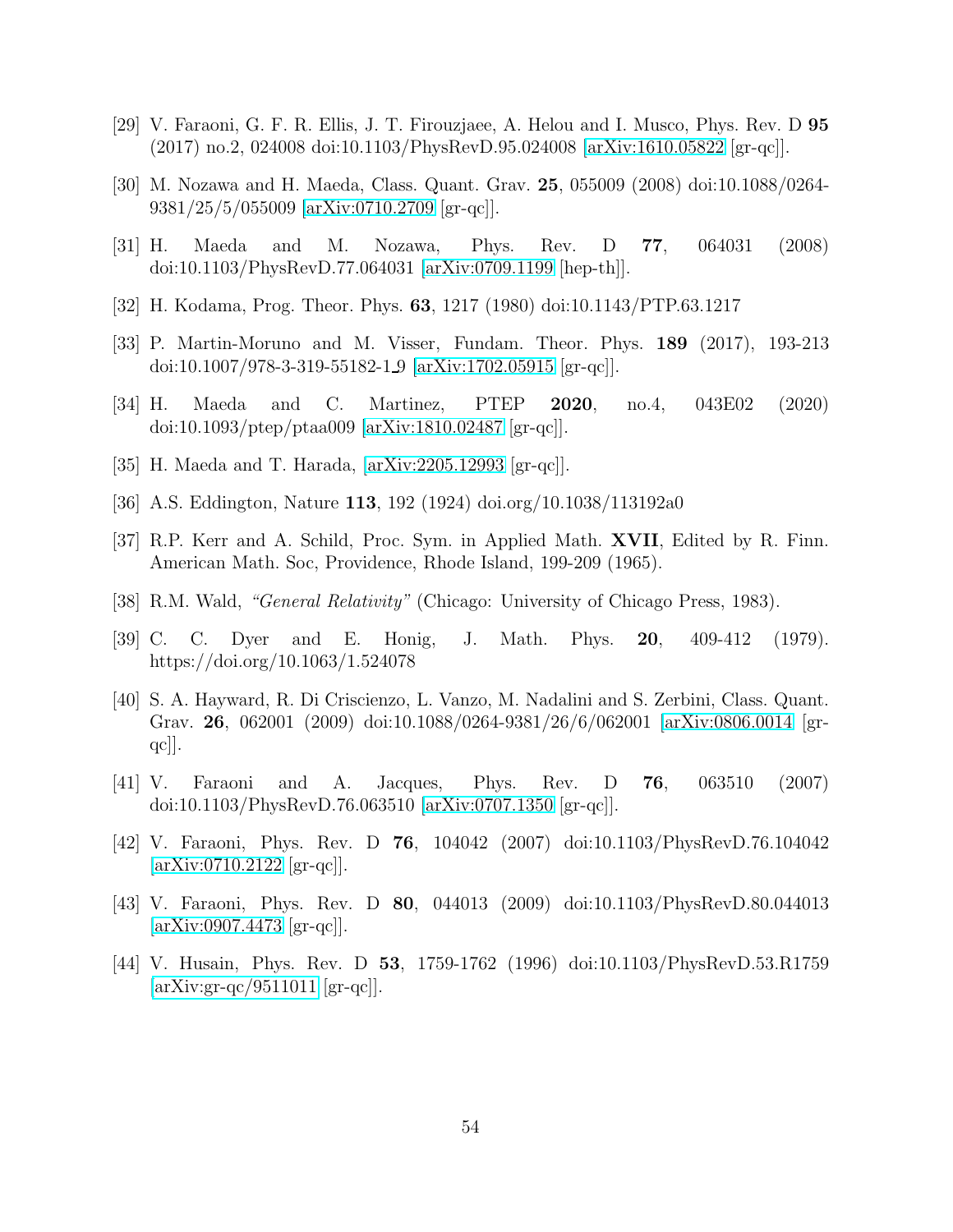[29] V. Faraoni, G. F. R. Ellis, J. T. Firouzjaee, A. Helou and I. Musco, Phys. Rev. D **95** (2017) no.2, 024008 doi:10.1103/PhysRevD.95.024008 [arXiv:1610.05822 [gr-qc]].

[30] M. Nozawa and H. Maeda, Class. Quant. Grav. **25**, 055009 (2008) doi:10.1088/0264-9381/25/5/055009 [arXiv:0710.2709 [gr-qc]].

[31] H. Maeda and M. Nozawa, Phys. Rev. D **77**, 064031 (2008) doi:10.1103/PhysRevD.77.064031 [arXiv:0709.1199 [hep-th]].

[32] H. Kodama, Prog. Theor. Phys. **63**, 1217 (1980) doi:10.1143/PTP.63.1217

[33] P. Martin-Moruno and M. Visser, Fundam. Theor. Phys. **189** (2017), 193-213 doi:10.1007/978-3-319-55182-1_9 [arXiv:1702.05915 [gr-qc]].

[34] H. Maeda and C. Martinez, PTEP **2020**, no.4, 043E02 (2020) doi:10.1093/ptep/ptaa009 [arXiv:1810.02487 [gr-qc]].

[35] H. Maeda and T. Harada, [arXiv:2205.12993 [gr-qc]].

[36] A.S. Eddington, Nature **113**, 192 (1924) doi.org/10.1038/113192a0

[37] R.P. Kerr and A. Schild, Proc. Sym. in Applied Math. **XVII**, Edited by R. Finn. American Math. Soc, Providence, Rhode Island, 199-209 (1965).

[38] R.M. Wald, *"General Relativity"* (Chicago: University of Chicago Press, 1983).

[39] C. C. Dyer and E. Honig, J. Math. Phys. **20**, 409-412 (1979). https://doi.org/10.1063/1.524078

[40] S. A. Hayward, R. Di Criscienzo, L. Vanzo, M. Nadalini and S. Zerbini, Class. Quant. Grav. **26**, 062001 (2009) doi:10.1088/0264-9381/26/6/062001 [arXiv:0806.0014 [gr-qc]].

[41] V. Faraoni and A. Jacques, Phys. Rev. D **76**, 063510 (2007) doi:10.1103/PhysRevD.76.063510 [arXiv:0707.1350 [gr-qc]].

[42] V. Faraoni, Phys. Rev. D **76**, 104042 (2007) doi:10.1103/PhysRevD.76.104042 [arXiv:0710.2122 [gr-qc]].

[43] V. Faraoni, Phys. Rev. D **80**, 044013 (2009) doi:10.1103/PhysRevD.80.044013 [arXiv:0907.4473 [gr-qc]].

[44] V. Husain, Phys. Rev. D **53**, 1759-1762 (1996) doi:10.1103/PhysRevD.53.R1759 [arXiv:gr-qc/9511011 [gr-qc]].